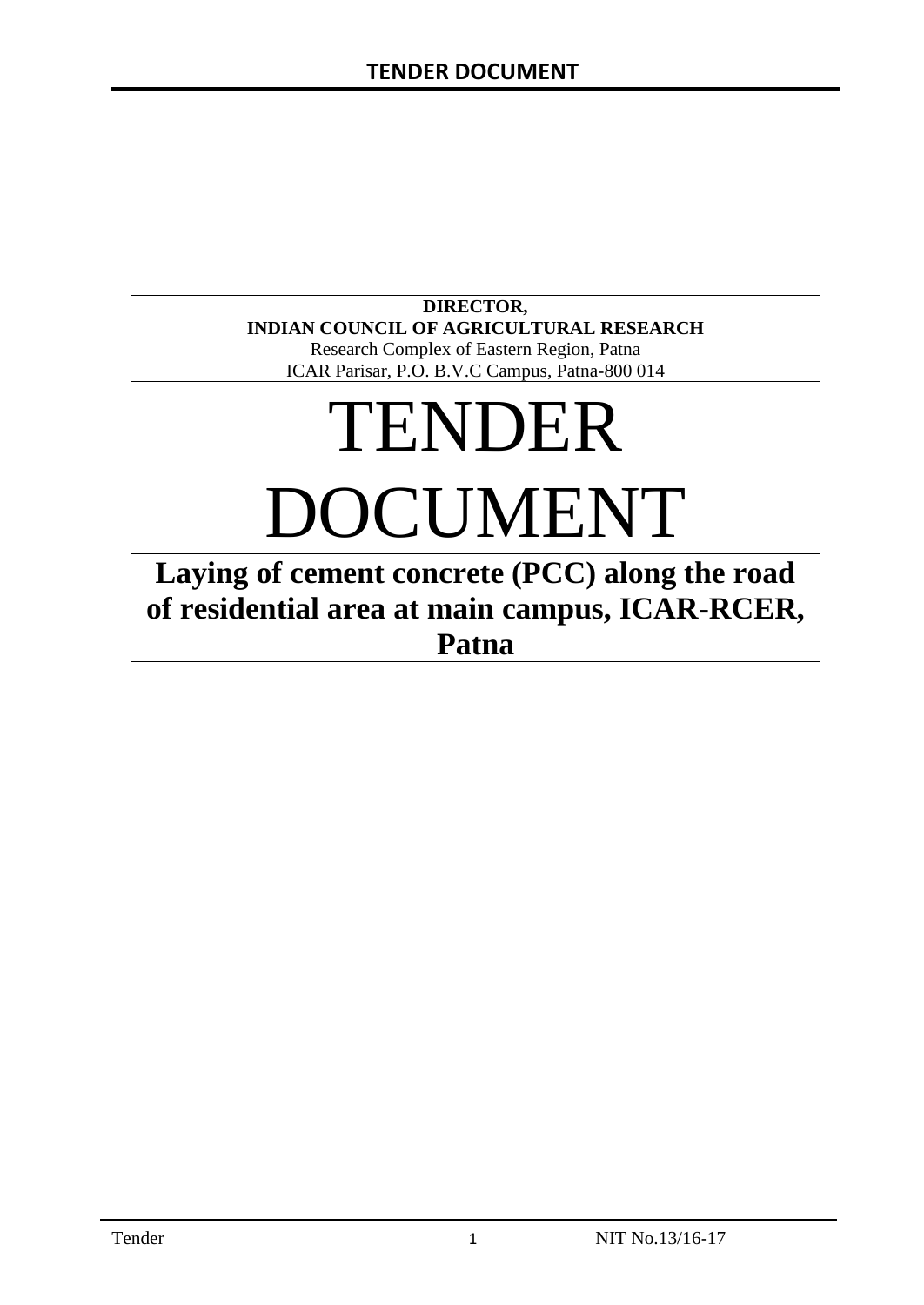**DIRECTOR,**
**INDIAN COUNCIL OF AGRICULTURAL RESEARCH**
Research Complex of Eastern Region, Patna
ICAR Parisar, P.O. B.V.C Campus, Patna-800 014

# TENDER DOCUMENT

## Laying of cement concrete (PCC) along the road of residential area at main campus, ICAR-RCER, Patna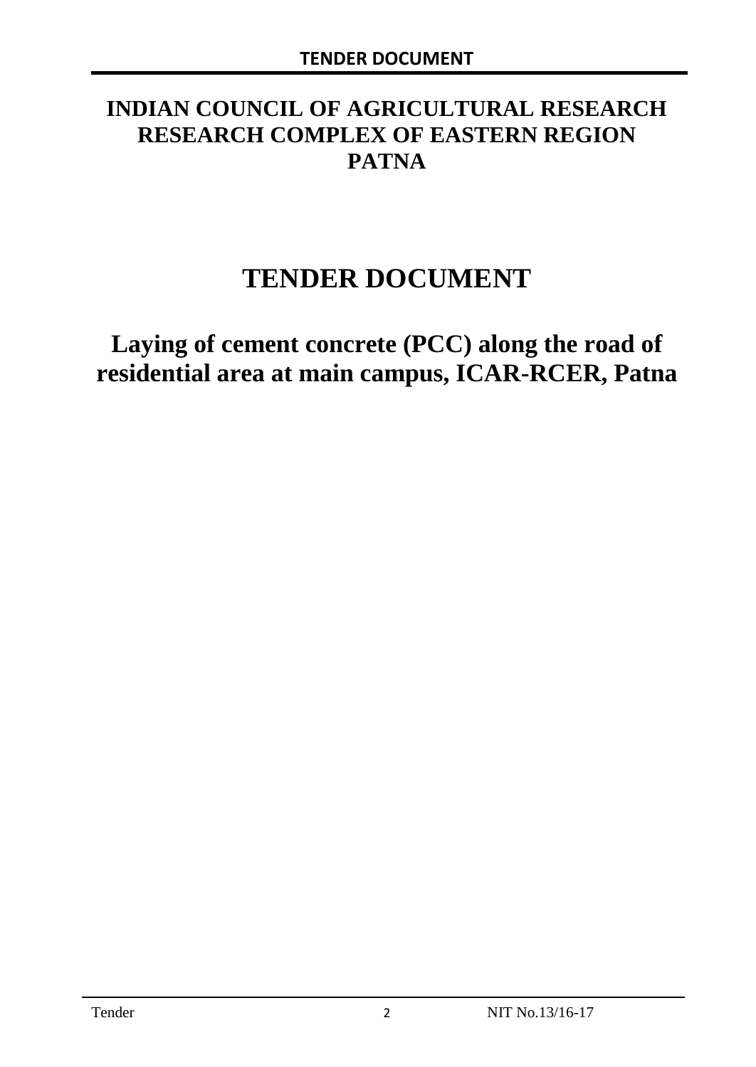# INDIAN COUNCIL OF AGRICULTURAL RESEARCH RESEARCH COMPLEX OF EASTERN REGION PATNA

# TENDER DOCUMENT

## Laying of cement concrete (PCC) along the road of residential area at main campus, ICAR-RCER, Patna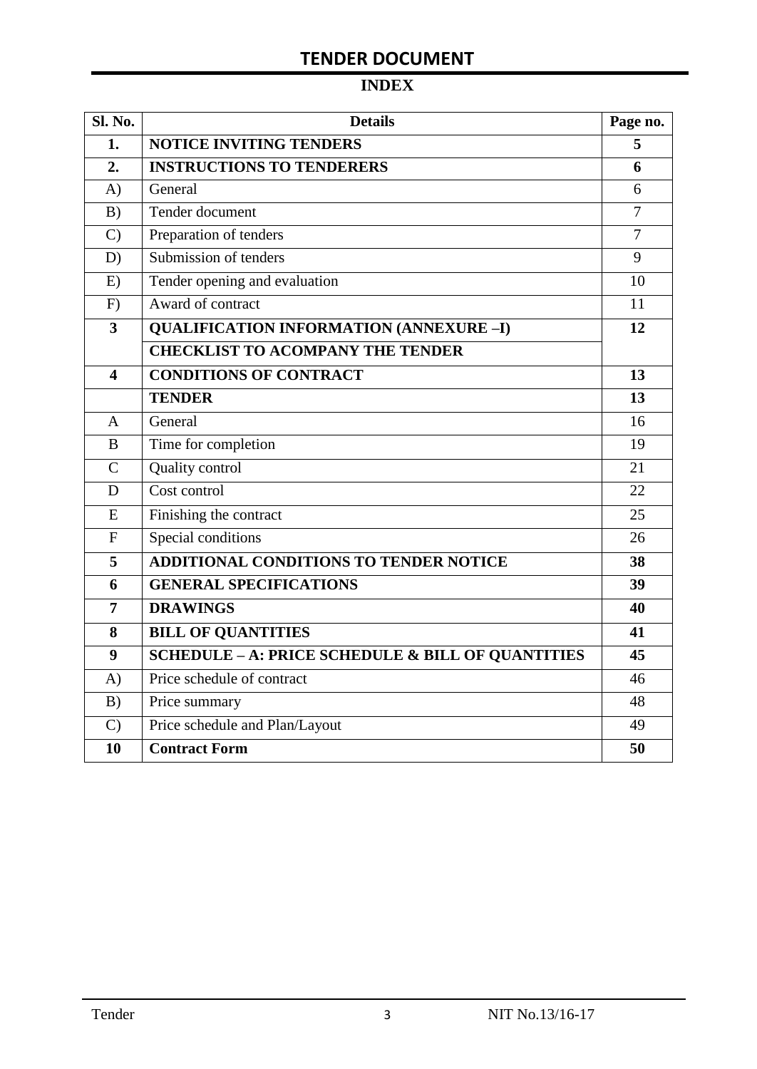# TENDER DOCUMENT

## INDEX

| Sl. No. | Details | Page no. |
|---|---|---|
| **1.** | **NOTICE INVITING TENDERS** | **5** |
| **2.** | **INSTRUCTIONS TO TENDERERS** | **6** |
| A) | General | 6 |
| B) | Tender document | 7 |
| C) | Preparation of tenders | 7 |
| D) | Submission of tenders | 9 |
| E) | Tender opening and evaluation | 10 |
| F) | Award of contract | 11 |
| **3** | **QUALIFICATION INFORMATION (ANNEXURE –I)** | **12** |
| | **CHECKLIST TO ACOMPANY THE TENDER** | |
| **4** | **CONDITIONS OF CONTRACT** | **13** |
| | **TENDER** | **13** |
| A | General | 16 |
| B | Time for completion | 19 |
| C | Quality control | 21 |
| D | Cost control | 22 |
| E | Finishing the contract | 25 |
| F | Special conditions | 26 |
| **5** | **ADDITIONAL CONDITIONS TO TENDER NOTICE** | **38** |
| **6** | **GENERAL SPECIFICATIONS** | **39** |
| **7** | **DRAWINGS** | **40** |
| **8** | **BILL OF QUANTITIES** | **41** |
| **9** | **SCHEDULE – A: PRICE SCHEDULE & BILL OF QUANTITIES** | **45** |
| A) | Price schedule of contract | 46 |
| B) | Price summary | 48 |
| C) | Price schedule and Plan/Layout | 49 |
| **10** | **Contract Form** | **50** |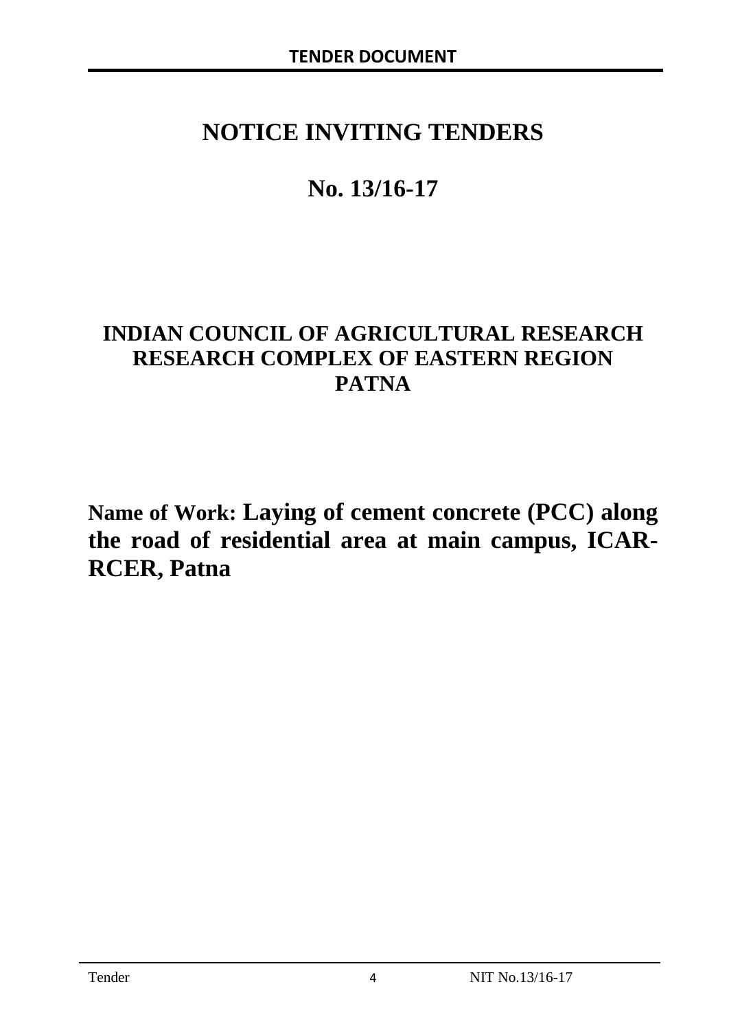# NOTICE INVITING TENDERS

## No. 13/16-17

## INDIAN COUNCIL OF AGRICULTURAL RESEARCH RESEARCH COMPLEX OF EASTERN REGION PATNA

**Name of Work: Laying of cement concrete (PCC) along the road of residential area at main campus, ICAR-RCER, Patna**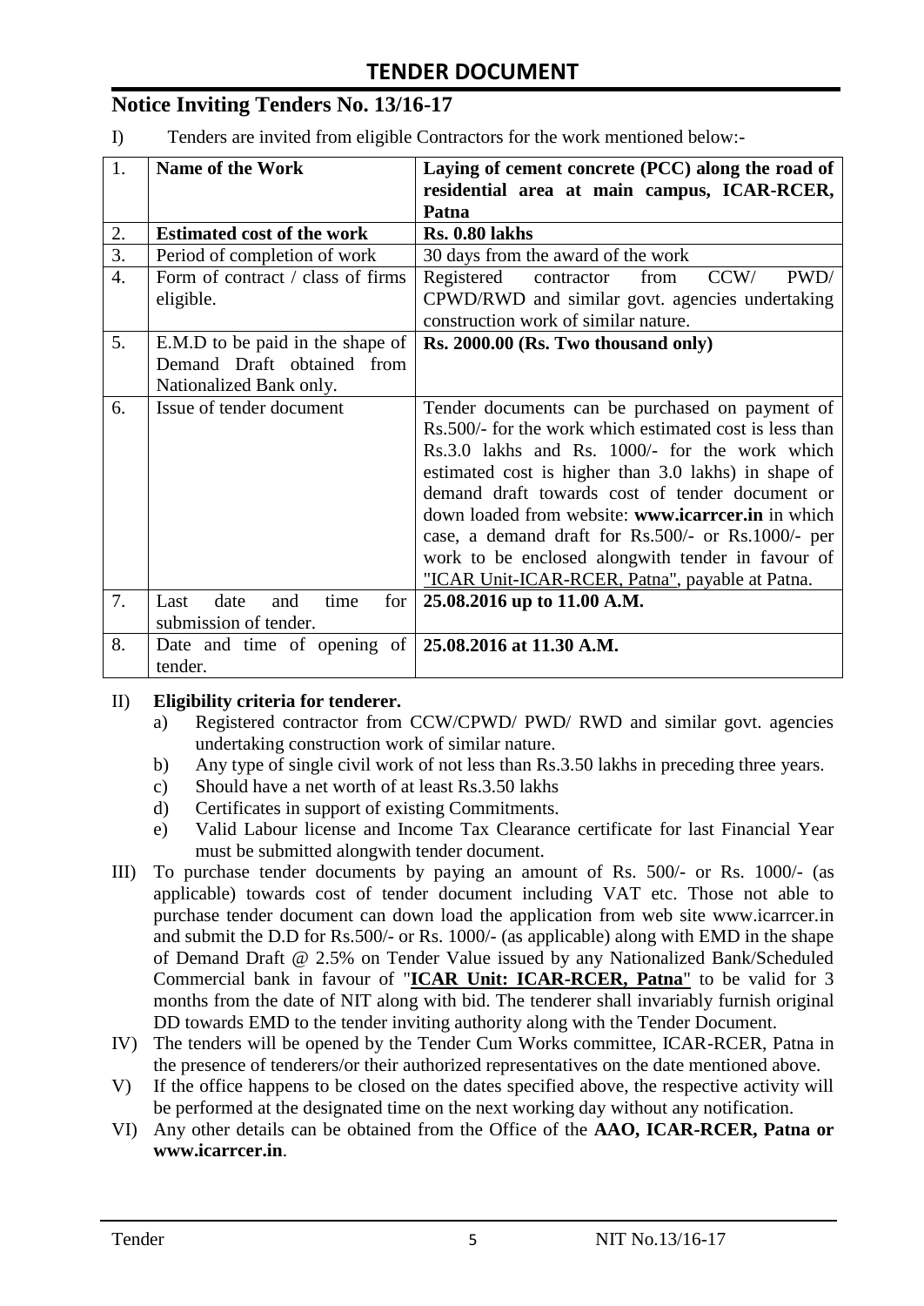# TENDER DOCUMENT

## Notice Inviting Tenders No. 13/16-17

I) Tenders are invited from eligible Contractors for the work mentioned below:-

| | | |
|---|---|---|
| 1. | **Name of the Work** | **Laying of cement concrete (PCC) along the road of residential area at main campus, ICAR-RCER, Patna** |
| 2. | **Estimated cost of the work** | **Rs. 0.80 lakhs** |
| 3. | Period of completion of work | 30 days from the award of the work |
| 4. | Form of contract / class of firms eligible. | Registered contractor from CCW/ PWD/ CPWD/RWD and similar govt. agencies undertaking construction work of similar nature. |
| 5. | E.M.D to be paid in the shape of Demand Draft obtained from Nationalized Bank only. | **Rs. 2000.00 (Rs. Two thousand only)** |
| 6. | Issue of tender document | Tender documents can be purchased on payment of Rs.500/- for the work which estimated cost is less than Rs.3.0 lakhs and Rs. 1000/- for the work which estimated cost is higher than 3.0 lakhs) in shape of demand draft towards cost of tender document or down loaded from website: **www.icarrcer.in** in which case, a demand draft for Rs.500/- or Rs.1000/- per work to be enclosed alongwith tender in favour of "ICAR Unit-ICAR-RCER, Patna", payable at Patna. |
| 7. | Last date and time for submission of tender. | **25.08.2016 up to 11.00 A.M.** |
| 8. | Date and time of opening of tender. | **25.08.2016 at 11.30 A.M.** |

II) **Eligibility criteria for tenderer.**

a) Registered contractor from CCW/CPWD/ PWD/ RWD and similar govt. agencies undertaking construction work of similar nature.

b) Any type of single civil work of not less than Rs.3.50 lakhs in preceding three years.

c) Should have a net worth of at least Rs.3.50 lakhs

d) Certificates in support of existing Commitments.

e) Valid Labour license and Income Tax Clearance certificate for last Financial Year must be submitted alongwith tender document.

III) To purchase tender documents by paying an amount of Rs. 500/- or Rs. 1000/- (as applicable) towards cost of tender document including VAT etc. Those not able to purchase tender document can down load the application from web site www.icarrcer.in and submit the D.D for Rs.500/- or Rs. 1000/- (as applicable) along with EMD in the shape of Demand Draft @ 2.5% on Tender Value issued by any Nationalized Bank/Scheduled Commercial bank in favour of "**ICAR Unit: ICAR-RCER, Patna**" to be valid for 3 months from the date of NIT along with bid. The tenderer shall invariably furnish original DD towards EMD to the tender inviting authority along with the Tender Document.

IV) The tenders will be opened by the Tender Cum Works committee, ICAR-RCER, Patna in the presence of tenderers/or their authorized representatives on the date mentioned above.

V) If the office happens to be closed on the dates specified above, the respective activity will be performed at the designated time on the next working day without any notification.

VI) Any other details can be obtained from the Office of the **AAO, ICAR-RCER, Patna or www.icarrcer.in**.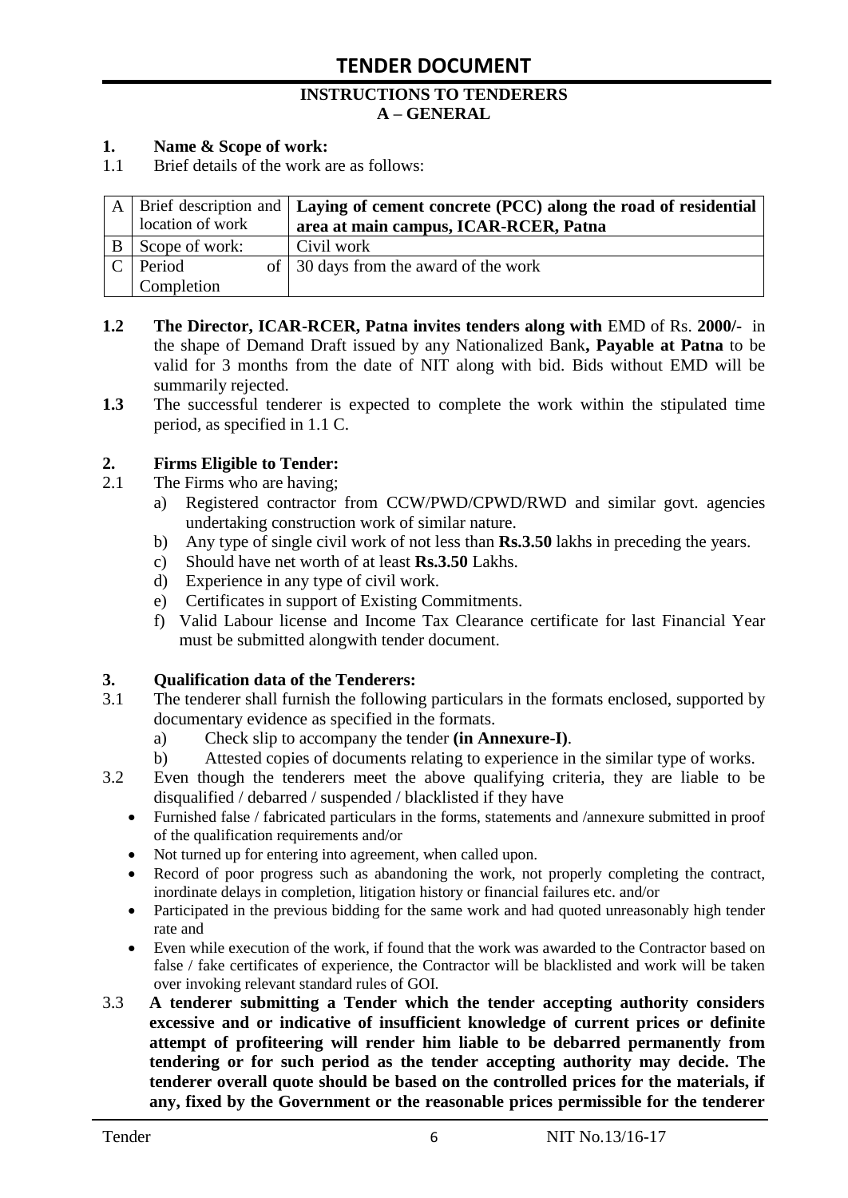# TENDER DOCUMENT

## INSTRUCTIONS TO TENDERERS
## A – GENERAL

**1. Name & Scope of work:**

1.1 Brief details of the work are as follows:

| | | |
|---|---|---|
| A | Brief description and location of work | **Laying of cement concrete (PCC) along the road of residential area at main campus, ICAR-RCER, Patna** |
| B | Scope of work: | Civil work |
| C | Period of Completion | 30 days from the award of the work |

**1.2** **The Director, ICAR-RCER, Patna invites tenders along with** EMD of Rs. **2000/-** in the shape of Demand Draft issued by any Nationalized Bank**, Payable at Patna** to be valid for 3 months from the date of NIT along with bid. Bids without EMD will be summarily rejected.

**1.3** The successful tenderer is expected to complete the work within the stipulated time period, as specified in 1.1 C.

**2. Firms Eligible to Tender:**

2.1 The Firms who are having;

a) Registered contractor from CCW/PWD/CPWD/RWD and similar govt. agencies undertaking construction work of similar nature.

b) Any type of single civil work of not less than **Rs.3.50** lakhs in preceding the years.

c) Should have net worth of at least **Rs.3.50** Lakhs.

d) Experience in any type of civil work.

e) Certificates in support of Existing Commitments.

f) Valid Labour license and Income Tax Clearance certificate for last Financial Year must be submitted alongwith tender document.

**3. Qualification data of the Tenderers:**

3.1 The tenderer shall furnish the following particulars in the formats enclosed, supported by documentary evidence as specified in the formats.

a) Check slip to accompany the tender **(in Annexure-I)**.

b) Attested copies of documents relating to experience in the similar type of works.

3.2 Even though the tenderers meet the above qualifying criteria, they are liable to be disqualified / debarred / suspended / blacklisted if they have

- Furnished false / fabricated particulars in the forms, statements and /annexure submitted in proof of the qualification requirements and/or
- Not turned up for entering into agreement, when called upon.
- Record of poor progress such as abandoning the work, not properly completing the contract, inordinate delays in completion, litigation history or financial failures etc. and/or
- Participated in the previous bidding for the same work and had quoted unreasonably high tender rate and
- Even while execution of the work, if found that the work was awarded to the Contractor based on false / fake certificates of experience, the Contractor will be blacklisted and work will be taken over invoking relevant standard rules of GOI.

3.3 **A tenderer submitting a Tender which the tender accepting authority considers excessive and or indicative of insufficient knowledge of current prices or definite attempt of profiteering will render him liable to be debarred permanently from tendering or for such period as the tender accepting authority may decide. The tenderer overall quote should be based on the controlled prices for the materials, if any, fixed by the Government or the reasonable prices permissible for the tenderer**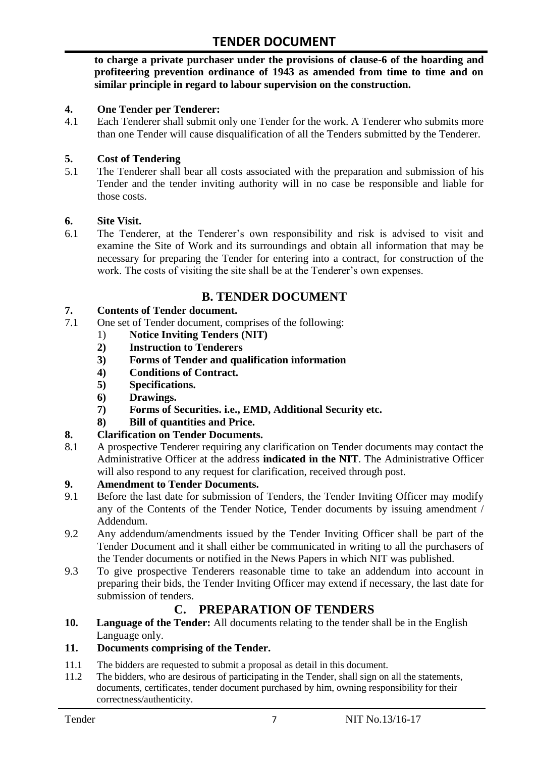**to charge a private purchaser under the provisions of clause-6 of the hoarding and profiteering prevention ordinance of 1943 as amended from time to time and on similar principle in regard to labour supervision on the construction.**

**4. One Tender per Tenderer:**

4.1 Each Tenderer shall submit only one Tender for the work. A Tenderer who submits more than one Tender will cause disqualification of all the Tenders submitted by the Tenderer.

**5. Cost of Tendering**

5.1 The Tenderer shall bear all costs associated with the preparation and submission of his Tender and the tender inviting authority will in no case be responsible and liable for those costs.

**6. Site Visit.**

6.1 The Tenderer, at the Tenderer's own responsibility and risk is advised to visit and examine the Site of Work and its surroundings and obtain all information that may be necessary for preparing the Tender for entering into a contract, for construction of the work. The costs of visiting the site shall be at the Tenderer's own expenses.

## B. TENDER DOCUMENT

**7. Contents of Tender document.**

7.1 One set of Tender document, comprises of the following:

1) **Notice Inviting Tenders (NIT)**
2) **Instruction to Tenderers**
3) **Forms of Tender and qualification information**
4) **Conditions of Contract.**
5) **Specifications.**
6) **Drawings.**
7) **Forms of Securities. i.e., EMD, Additional Security etc.**
8) **Bill of quantities and Price.**

**8. Clarification on Tender Documents.**

8.1 A prospective Tenderer requiring any clarification on Tender documents may contact the Administrative Officer at the address **indicated in the NIT**. The Administrative Officer will also respond to any request for clarification, received through post.

**9. Amendment to Tender Documents.**

9.1 Before the last date for submission of Tenders, the Tender Inviting Officer may modify any of the Contents of the Tender Notice, Tender documents by issuing amendment / Addendum.

9.2 Any addendum/amendments issued by the Tender Inviting Officer shall be part of the Tender Document and it shall either be communicated in writing to all the purchasers of the Tender documents or notified in the News Papers in which NIT was published.

9.3 To give prospective Tenderers reasonable time to take an addendum into account in preparing their bids, the Tender Inviting Officer may extend if necessary, the last date for submission of tenders.

## C. PREPARATION OF TENDERS

**10. Language of the Tender:** All documents relating to the tender shall be in the English Language only.

**11. Documents comprising of the Tender.**

11.1 The bidders are requested to submit a proposal as detail in this document.

11.2 The bidders, who are desirous of participating in the Tender, shall sign on all the statements, documents, certificates, tender document purchased by him, owning responsibility for their correctness/authenticity.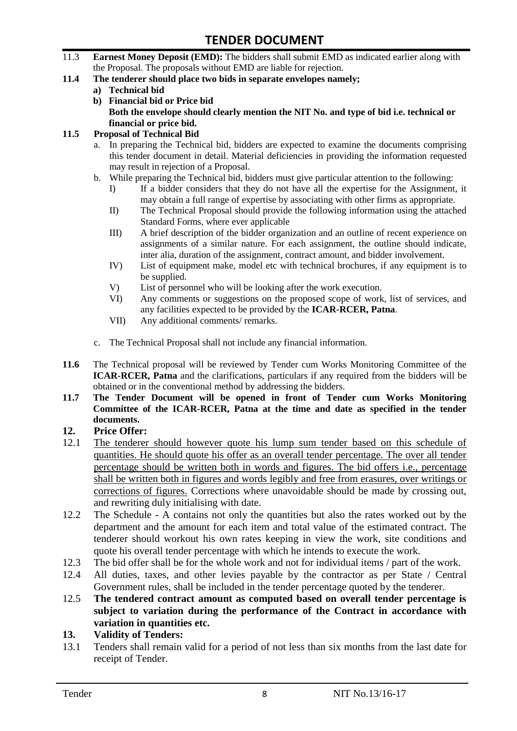11.3 **Earnest Money Deposit (EMD):** The bidders shall submit EMD as indicated earlier along with the Proposal. The proposals without EMD are liable for rejection.

**11.4 The tenderer should place two bids in separate envelopes namely;**

- **a) Technical bid**
- **b) Financial bid or Price bid**

  **Both the envelope should clearly mention the NIT No. and type of bid i.e. technical or financial or price bid.**

**11.5 Proposal of Technical Bid**

a. In preparing the Technical bid, bidders are expected to examine the documents comprising this tender document in detail. Material deficiencies in providing the information requested may result in rejection of a Proposal.

b. While preparing the Technical bid, bidders must give particular attention to the following:

- I) If a bidder considers that they do not have all the expertise for the Assignment, it may obtain a full range of expertise by associating with other firms as appropriate.
- II) The Technical Proposal should provide the following information using the attached Standard Forms, where ever applicable
- III) A brief description of the bidder organization and an outline of recent experience on assignments of a similar nature. For each assignment, the outline should indicate, inter alia, duration of the assignment, contract amount, and bidder involvement.
- IV) List of equipment make, model etc with technical brochures, if any equipment is to be supplied.
- V) List of personnel who will be looking after the work execution.
- VI) Any comments or suggestions on the proposed scope of work, list of services, and any facilities expected to be provided by the **ICAR-RCER, Patna**.
- VII) Any additional comments/ remarks.

c. The Technical Proposal shall not include any financial information.

**11.6** The Technical proposal will be reviewed by Tender cum Works Monitoring Committee of the **ICAR-RCER, Patna** and the clarifications, particulars if any required from the bidders will be obtained or in the conventional method by addressing the bidders.

**11.7 The Tender Document will be opened in front of Tender cum Works Monitoring Committee of the ICAR-RCER, Patna at the time and date as specified in the tender documents.**

**12. Price Offer:**

12.1 The tenderer should however quote his lump sum tender based on this schedule of quantities. He should quote his offer as an overall tender percentage. The over all tender percentage should be written both in words and figures. The bid offers i.e., percentage shall be written both in figures and words legibly and free from erasures, over writings or corrections of figures. Corrections where unavoidable should be made by crossing out, and rewriting duly initialising with date.

12.2 The Schedule - A contains not only the quantities but also the rates worked out by the department and the amount for each item and total value of the estimated contract. The tenderer should workout his own rates keeping in view the work, site conditions and quote his overall tender percentage with which he intends to execute the work.

12.3 The bid offer shall be for the whole work and not for individual items / part of the work.

12.4 All duties, taxes, and other levies payable by the contractor as per State / Central Government rules, shall be included in the tender percentage quoted by the tenderer.

12.5 **The tendered contract amount as computed based on overall tender percentage is subject to variation during the performance of the Contract in accordance with variation in quantities etc.**

**13. Validity of Tenders:**

13.1 Tenders shall remain valid for a period of not less than six months from the last date for receipt of Tender.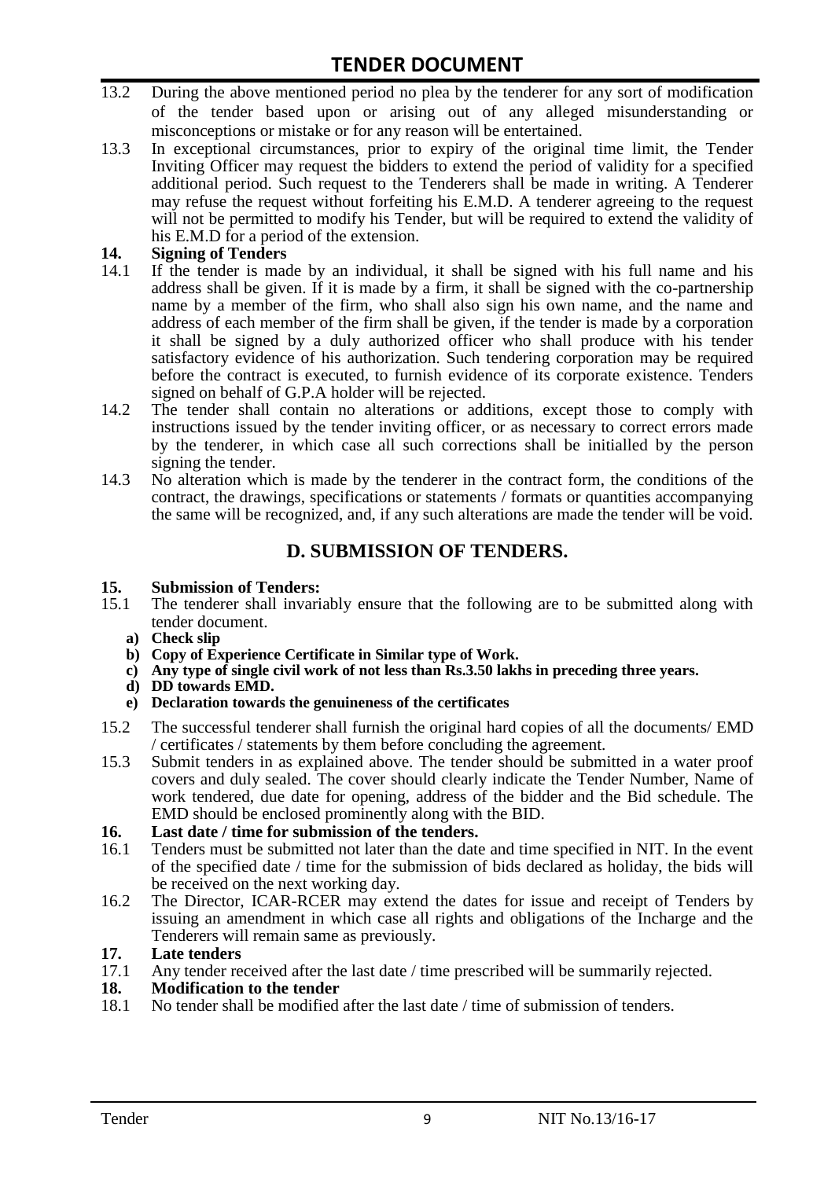13.2 During the above mentioned period no plea by the tenderer for any sort of modification of the tender based upon or arising out of any alleged misunderstanding or misconceptions or mistake or for any reason will be entertained.

13.3 In exceptional circumstances, prior to expiry of the original time limit, the Tender Inviting Officer may request the bidders to extend the period of validity for a specified additional period. Such request to the Tenderers shall be made in writing. A Tenderer may refuse the request without forfeiting his E.M.D. A tenderer agreeing to the request will not be permitted to modify his Tender, but will be required to extend the validity of his E.M.D for a period of the extension.

**14. Signing of Tenders**

14.1 If the tender is made by an individual, it shall be signed with his full name and his address shall be given. If it is made by a firm, it shall be signed with the co-partnership name by a member of the firm, who shall also sign his own name, and the name and address of each member of the firm shall be given, if the tender is made by a corporation it shall be signed by a duly authorized officer who shall produce with his tender satisfactory evidence of his authorization. Such tendering corporation may be required before the contract is executed, to furnish evidence of its corporate existence. Tenders signed on behalf of G.P.A holder will be rejected.

14.2 The tender shall contain no alterations or additions, except those to comply with instructions issued by the tender inviting officer, or as necessary to correct errors made by the tenderer, in which case all such corrections shall be initialled by the person signing the tender.

14.3 No alteration which is made by the tenderer in the contract form, the conditions of the contract, the drawings, specifications or statements / formats or quantities accompanying the same will be recognized, and, if any such alterations are made the tender will be void.

## D. SUBMISSION OF TENDERS.

**15. Submission of Tenders:**

15.1 The tenderer shall invariably ensure that the following are to be submitted along with tender document.

- **a) Check slip**
- **b) Copy of Experience Certificate in Similar type of Work.**
- **c) Any type of single civil work of not less than Rs.3.50 lakhs in preceding three years.**
- **d) DD towards EMD.**
- **e) Declaration towards the genuineness of the certificates**

15.2 The successful tenderer shall furnish the original hard copies of all the documents/ EMD / certificates / statements by them before concluding the agreement.

15.3 Submit tenders in as explained above. The tender should be submitted in a water proof covers and duly sealed. The cover should clearly indicate the Tender Number, Name of work tendered, due date for opening, address of the bidder and the Bid schedule. The EMD should be enclosed prominently along with the BID.

**16. Last date / time for submission of the tenders.**

16.1 Tenders must be submitted not later than the date and time specified in NIT. In the event of the specified date / time for the submission of bids declared as holiday, the bids will be received on the next working day.

16.2 The Director, ICAR-RCER may extend the dates for issue and receipt of Tenders by issuing an amendment in which case all rights and obligations of the Incharge and the Tenderers will remain same as previously.

**17. Late tenders**

17.1 Any tender received after the last date / time prescribed will be summarily rejected.

**18. Modification to the tender**

18.1 No tender shall be modified after the last date / time of submission of tenders.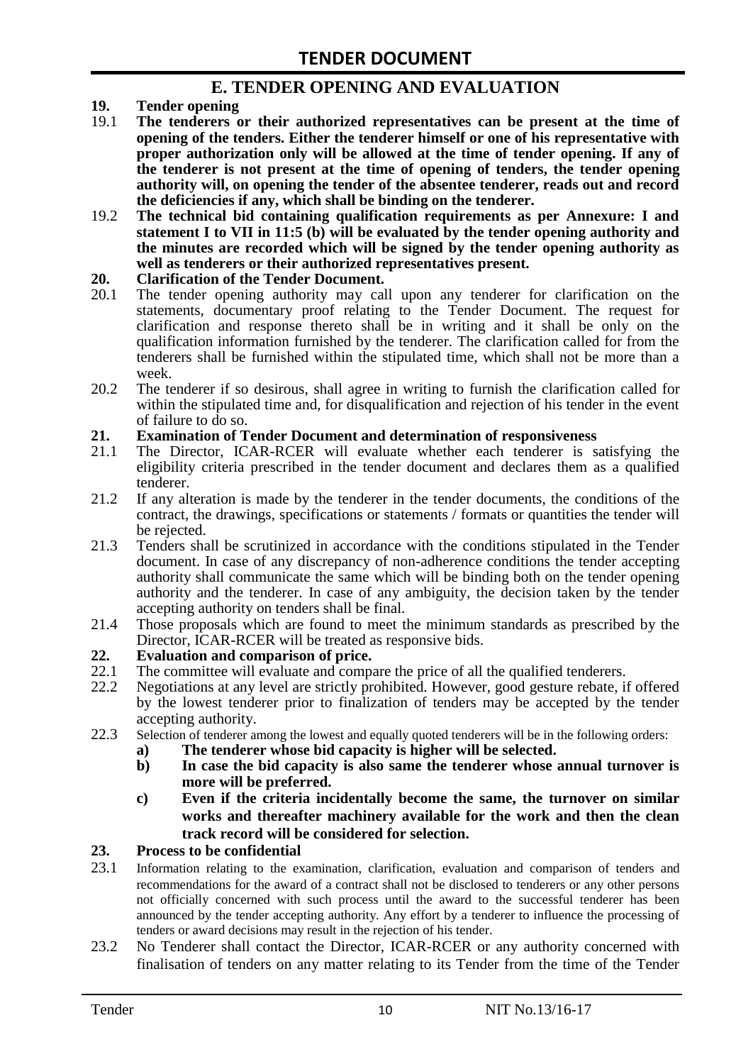## E. TENDER OPENING AND EVALUATION

**19. Tender opening**

19.1 **The tenderers or their authorized representatives can be present at the time of opening of the tenders. Either the tenderer himself or one of his representative with proper authorization only will be allowed at the time of tender opening. If any of the tenderer is not present at the time of opening of tenders, the tender opening authority will, on opening the tender of the absentee tenderer, reads out and record the deficiencies if any, which shall be binding on the tenderer.**

19.2 **The technical bid containing qualification requirements as per Annexure: I and statement I to VII in 11:5 (b) will be evaluated by the tender opening authority and the minutes are recorded which will be signed by the tender opening authority as well as tenderers or their authorized representatives present.**

**20. Clarification of the Tender Document.**

20.1 The tender opening authority may call upon any tenderer for clarification on the statements, documentary proof relating to the Tender Document. The request for clarification and response thereto shall be in writing and it shall be only on the qualification information furnished by the tenderer. The clarification called for from the tenderers shall be furnished within the stipulated time, which shall not be more than a week.

20.2 The tenderer if so desirous, shall agree in writing to furnish the clarification called for within the stipulated time and, for disqualification and rejection of his tender in the event of failure to do so.

**21. Examination of Tender Document and determination of responsiveness**

21.1 The Director, ICAR-RCER will evaluate whether each tenderer is satisfying the eligibility criteria prescribed in the tender document and declares them as a qualified tenderer.

21.2 If any alteration is made by the tenderer in the tender documents, the conditions of the contract, the drawings, specifications or statements / formats or quantities the tender will be rejected.

21.3 Tenders shall be scrutinized in accordance with the conditions stipulated in the Tender document. In case of any discrepancy of non-adherence conditions the tender accepting authority shall communicate the same which will be binding both on the tender opening authority and the tenderer. In case of any ambiguity, the decision taken by the tender accepting authority on tenders shall be final.

21.4 Those proposals which are found to meet the minimum standards as prescribed by the Director, ICAR-RCER will be treated as responsive bids.

**22. Evaluation and comparison of price.**

22.1 The committee will evaluate and compare the price of all the qualified tenderers.

22.2 Negotiations at any level are strictly prohibited. However, good gesture rebate, if offered by the lowest tenderer prior to finalization of tenders may be accepted by the tender accepting authority.

22.3 Selection of tenderer among the lowest and equally quoted tenderers will be in the following orders:

**a) The tenderer whose bid capacity is higher will be selected.**

**b) In case the bid capacity is also same the tenderer whose annual turnover is more will be preferred.**

**c) Even if the criteria incidentally become the same, the turnover on similar works and thereafter machinery available for the work and then the clean track record will be considered for selection.**

**23. Process to be confidential**

23.1 Information relating to the examination, clarification, evaluation and comparison of tenders and recommendations for the award of a contract shall not be disclosed to tenderers or any other persons not officially concerned with such process until the award to the successful tenderer has been announced by the tender accepting authority. Any effort by a tenderer to influence the processing of tenders or award decisions may result in the rejection of his tender.

23.2 No Tenderer shall contact the Director, ICAR-RCER or any authority concerned with finalisation of tenders on any matter relating to its Tender from the time of the Tender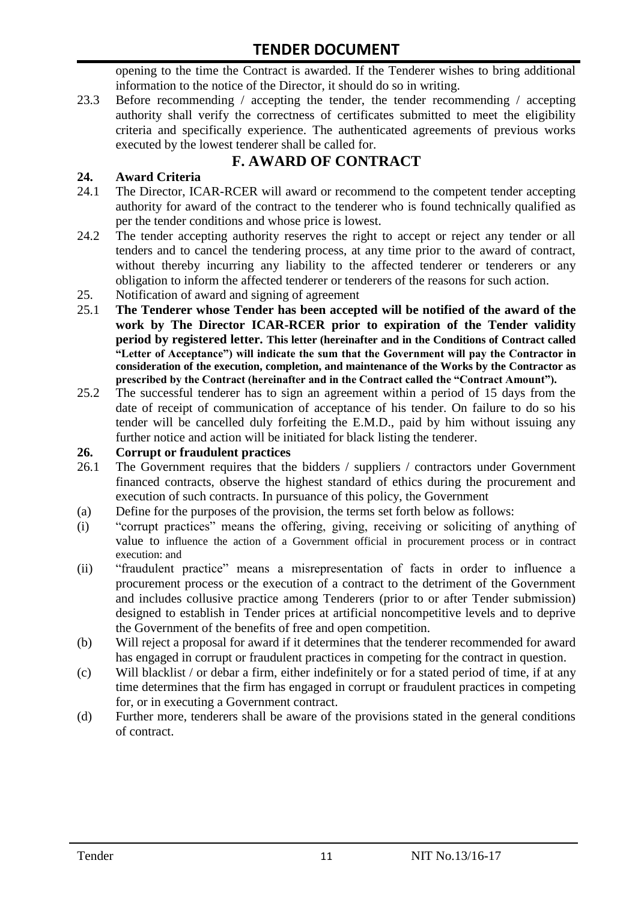opening to the time the Contract is awarded. If the Tenderer wishes to bring additional information to the notice of the Director, it should do so in writing.

23.3 Before recommending / accepting the tender, the tender recommending / accepting authority shall verify the correctness of certificates submitted to meet the eligibility criteria and specifically experience. The authenticated agreements of previous works executed by the lowest tenderer shall be called for.

## F. AWARD OF CONTRACT

### 24. Award Criteria

24.1 The Director, ICAR-RCER will award or recommend to the competent tender accepting authority for award of the contract to the tenderer who is found technically qualified as per the tender conditions and whose price is lowest.

24.2 The tender accepting authority reserves the right to accept or reject any tender or all tenders and to cancel the tendering process, at any time prior to the award of contract, without thereby incurring any liability to the affected tenderer or tenderers or any obligation to inform the affected tenderer or tenderers of the reasons for such action.

25. Notification of award and signing of agreement

25.1 **The Tenderer whose Tender has been accepted will be notified of the award of the work by The Director ICAR-RCER prior to expiration of the Tender validity period by registered letter. This letter (hereinafter and in the Conditions of Contract called "Letter of Acceptance") will indicate the sum that the Government will pay the Contractor in consideration of the execution, completion, and maintenance of the Works by the Contractor as prescribed by the Contract (hereinafter and in the Contract called the "Contract Amount").**

25.2 The successful tenderer has to sign an agreement within a period of 15 days from the date of receipt of communication of acceptance of his tender. On failure to do so his tender will be cancelled duly forfeiting the E.M.D., paid by him without issuing any further notice and action will be initiated for black listing the tenderer.

### 26. Corrupt or fraudulent practices

26.1 The Government requires that the bidders / suppliers / contractors under Government financed contracts, observe the highest standard of ethics during the procurement and execution of such contracts. In pursuance of this policy, the Government

(a) Define for the purposes of the provision, the terms set forth below as follows:

(i) "corrupt practices" means the offering, giving, receiving or soliciting of anything of value to influence the action of a Government official in procurement process or in contract execution: and

(ii) "fraudulent practice" means a misrepresentation of facts in order to influence a procurement process or the execution of a contract to the detriment of the Government and includes collusive practice among Tenderers (prior to or after Tender submission) designed to establish in Tender prices at artificial noncompetitive levels and to deprive the Government of the benefits of free and open competition.

(b) Will reject a proposal for award if it determines that the tenderer recommended for award has engaged in corrupt or fraudulent practices in competing for the contract in question.

(c) Will blacklist / or debar a firm, either indefinitely or for a stated period of time, if at any time determines that the firm has engaged in corrupt or fraudulent practices in competing for, or in executing a Government contract.

(d) Further more, tenderers shall be aware of the provisions stated in the general conditions of contract.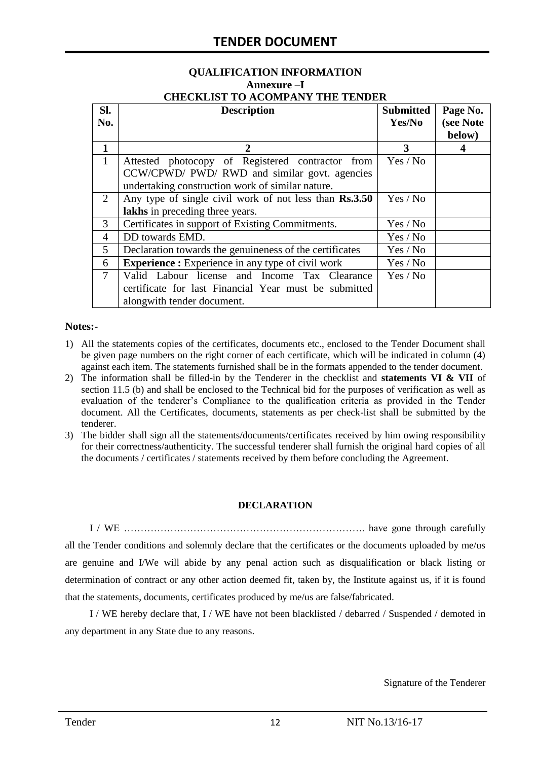### QUALIFICATION INFORMATION

**Annexure –I**

**CHECKLIST TO ACOMPANY THE TENDER**

| Sl. No. | Description | Submitted Yes/No | Page No. (see Note below) |
|---|---|---|---|
| **1** | **2** | **3** | **4** |
| 1 | Attested photocopy of Registered contractor from CCW/CPWD/ PWD/ RWD and similar govt. agencies undertaking construction work of similar nature. | Yes / No | |
| 2 | Any type of single civil work of not less than **Rs.3.50 lakhs** in preceding three years. | Yes / No | |
| 3 | Certificates in support of Existing Commitments. | Yes / No | |
| 4 | DD towards EMD. | Yes / No | |
| 5 | Declaration towards the genuineness of the certificates | Yes / No | |
| 6 | **Experience :** Experience in any type of civil work | Yes / No | |
| 7 | Valid Labour license and Income Tax Clearance certificate for last Financial Year must be submitted alongwith tender document. | Yes / No | |

**Notes:-**

1) All the statements copies of the certificates, documents etc., enclosed to the Tender Document shall be given page numbers on the right corner of each certificate, which will be indicated in column (4) against each item. The statements furnished shall be in the formats appended to the tender document.
2) The information shall be filled-in by the Tenderer in the checklist and **statements VI & VII** of section 11.5 (b) and shall be enclosed to the Technical bid for the purposes of verification as well as evaluation of the tenderer's Compliance to the qualification criteria as provided in the Tender document. All the Certificates, documents, statements as per check-list shall be submitted by the tenderer.
3) The bidder shall sign all the statements/documents/certificates received by him owing responsibility for their correctness/authenticity. The successful tenderer shall furnish the original hard copies of all the documents / certificates / statements received by them before concluding the Agreement.

**DECLARATION**

I / WE ………………………………………………………………. have gone through carefully all the Tender conditions and solemnly declare that the certificates or the documents uploaded by me/us are genuine and I/We will abide by any penal action such as disqualification or black listing or determination of contract or any other action deemed fit, taken by, the Institute against us, if it is found that the statements, documents, certificates produced by me/us are false/fabricated.

I / WE hereby declare that, I / WE have not been blacklisted / debarred / Suspended / demoted in any department in any State due to any reasons.

Signature of the Tenderer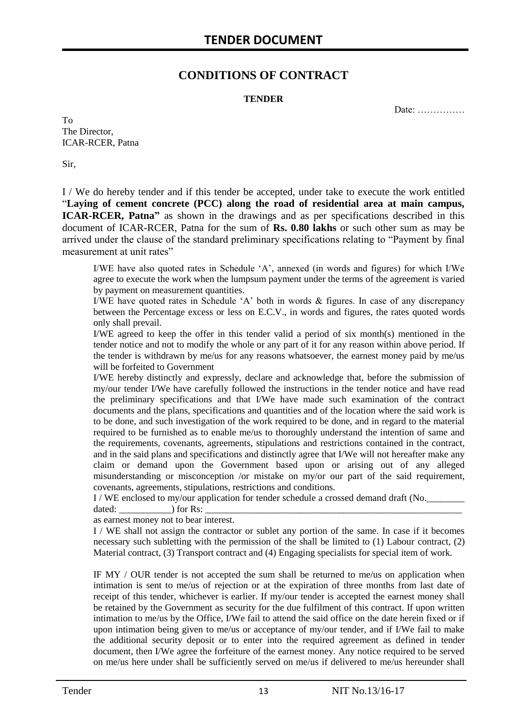## CONDITIONS OF CONTRACT

**TENDER**

Date: ……………

To
The Director,
ICAR-RCER, Patna

Sir,

I / We do hereby tender and if this tender be accepted, under take to execute the work entitled "**Laying of cement concrete (PCC) along the road of residential area at main campus, ICAR-RCER, Patna"** as shown in the drawings and as per specifications described in this document of ICAR-RCER, Patna for the sum of **Rs. 0.80 lakhs** or such other sum as may be arrived under the clause of the standard preliminary specifications relating to "Payment by final measurement at unit rates"

I/WE have also quoted rates in Schedule 'A', annexed (in words and figures) for which I/We agree to execute the work when the lumpsum payment under the terms of the agreement is varied by payment on measurement quantities.

I/WE have quoted rates in Schedule 'A' both in words & figures. In case of any discrepancy between the Percentage excess or less on E.C.V., in words and figures, the rates quoted words only shall prevail.

I/WE agreed to keep the offer in this tender valid a period of six month(s) mentioned in the tender notice and not to modify the whole or any part of it for any reason within above period. If the tender is withdrawn by me/us for any reasons whatsoever, the earnest money paid by me/us will be forfeited to Government

I/WE hereby distinctly and expressly, declare and acknowledge that, before the submission of my/our tender I/We have carefully followed the instructions in the tender notice and have read the preliminary specifications and that I/We have made such examination of the contract documents and the plans, specifications and quantities and of the location where the said work is to be done, and such investigation of the work required to be done, and in regard to the material required to be furnished as to enable me/us to thoroughly understand the intention of same and the requirements, covenants, agreements, stipulations and restrictions contained in the contract, and in the said plans and specifications and distinctly agree that I/We will not hereafter make any claim or demand upon the Government based upon or arising out of any alleged misunderstanding or misconception /or mistake on my/or our part of the said requirement, covenants, agreements, stipulations, restrictions and conditions.

I / WE enclosed to my/our application for tender schedule a crossed demand draft (No.________ dated: ___________) for Rs: ________________________________________________________ as earnest money not to bear interest.

I / WE shall not assign the contractor or sublet any portion of the same. In case if it becomes necessary such subletting with the permission of the shall be limited to (1) Labour contract, (2) Material contract, (3) Transport contract and (4) Engaging specialists for special item of work.

IF MY / OUR tender is not accepted the sum shall be returned to me/us on application when intimation is sent to me/us of rejection or at the expiration of three months from last date of receipt of this tender, whichever is earlier. If my/our tender is accepted the earnest money shall be retained by the Government as security for the due fulfilment of this contract. If upon written intimation to me/us by the Office, I/We fail to attend the said office on the date herein fixed or if upon intimation being given to me/us or acceptance of my/our tender, and if I/We fail to make the additional security deposit or to enter into the required agreement as defined in tender document, then I/We agree the forfeiture of the earnest money. Any notice required to be served on me/us here under shall be sufficiently served on me/us if delivered to me/us hereunder shall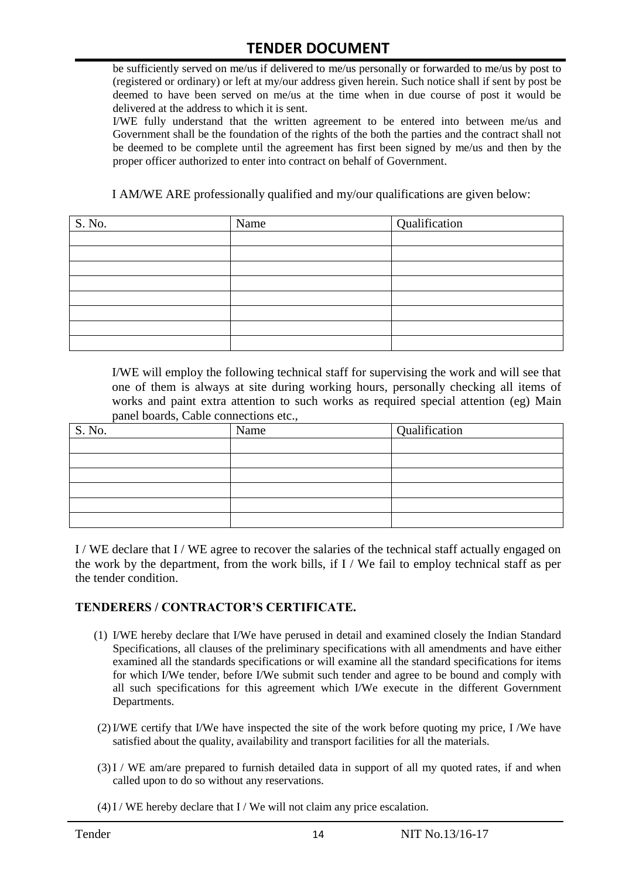be sufficiently served on me/us if delivered to me/us personally or forwarded to me/us by post to (registered or ordinary) or left at my/our address given herein. Such notice shall if sent by post be deemed to have been served on me/us at the time when in due course of post it would be delivered at the address to which it is sent.

I/WE fully understand that the written agreement to be entered into between me/us and Government shall be the foundation of the rights of the both the parties and the contract shall not be deemed to be complete until the agreement has first been signed by me/us and then by the proper officer authorized to enter into contract on behalf of Government.

I AM/WE ARE professionally qualified and my/our qualifications are given below:

| S. No. | Name | Qualification |
|---|---|---|
| | | |
| | | |
| | | |
| | | |
| | | |
| | | |
| | | |
| | | |

I/WE will employ the following technical staff for supervising the work and will see that one of them is always at site during working hours, personally checking all items of works and paint extra attention to such works as required special attention (eg) Main panel boards, Cable connections etc.,

| S. No. | Name | Qualification |
|---|---|---|
| | | |
| | | |
| | | |
| | | |
| | | |
| | | |

I / WE declare that I / WE agree to recover the salaries of the technical staff actually engaged on the work by the department, from the work bills, if I / We fail to employ technical staff as per the tender condition.

## TENDERERS / CONTRACTOR'S CERTIFICATE.

(1) I/WE hereby declare that I/We have perused in detail and examined closely the Indian Standard Specifications, all clauses of the preliminary specifications with all amendments and have either examined all the standards specifications or will examine all the standard specifications for items for which I/We tender, before I/We submit such tender and agree to be bound and comply with all such specifications for this agreement which I/We execute in the different Government Departments.

(2) I/WE certify that I/We have inspected the site of the work before quoting my price, I /We have satisfied about the quality, availability and transport facilities for all the materials.

(3) I / WE am/are prepared to furnish detailed data in support of all my quoted rates, if and when called upon to do so without any reservations.

(4) I / WE hereby declare that I / We will not claim any price escalation.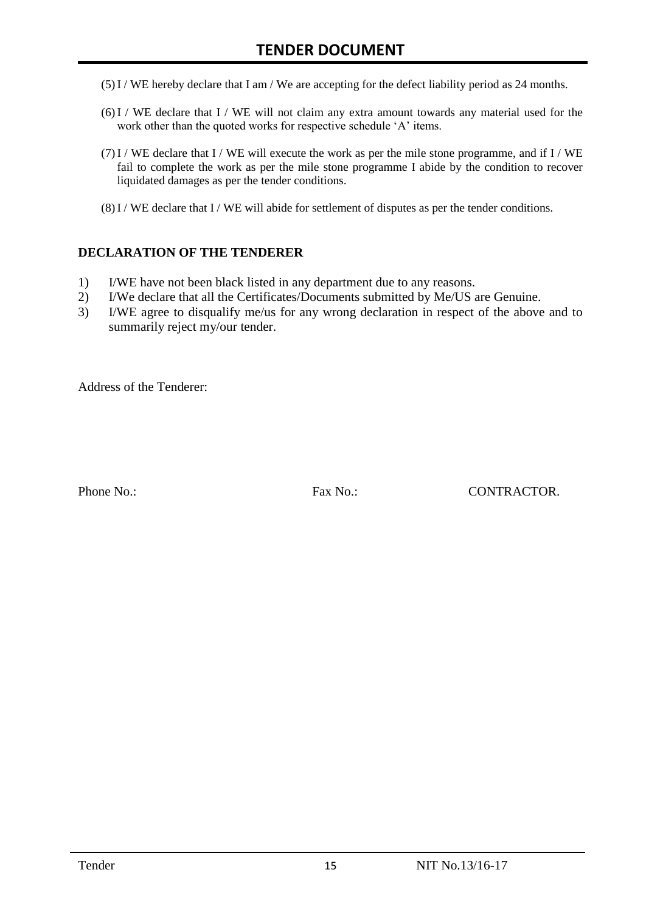(5) I / WE hereby declare that I am / We are accepting for the defect liability period as 24 months.

(6) I / WE declare that I / WE will not claim any extra amount towards any material used for the work other than the quoted works for respective schedule 'A' items.

(7) I / WE declare that I / WE will execute the work as per the mile stone programme, and if I / WE fail to complete the work as per the mile stone programme I abide by the condition to recover liquidated damages as per the tender conditions.

(8) I / WE declare that I / WE will abide for settlement of disputes as per the tender conditions.

**DECLARATION OF THE TENDERER**

1) I/WE have not been black listed in any department due to any reasons.
2) I/We declare that all the Certificates/Documents submitted by Me/US are Genuine.
3) I/WE agree to disqualify me/us for any wrong declaration in respect of the above and to summarily reject my/our tender.

Address of the Tenderer:

Phone No.: Fax No.: CONTRACTOR.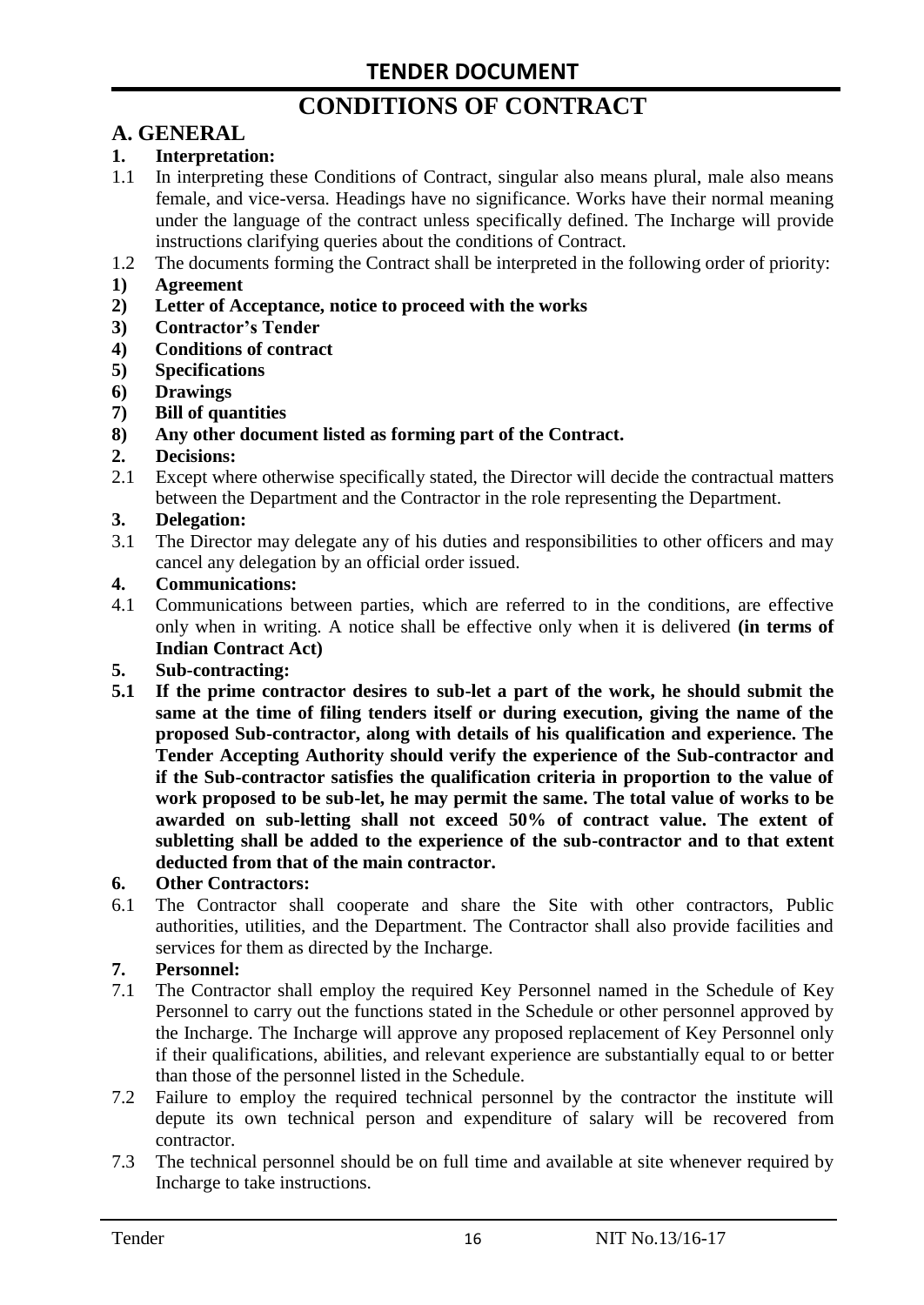# CONDITIONS OF CONTRACT

## A. GENERAL

**1. Interpretation:**

1.1 In interpreting these Conditions of Contract, singular also means plural, male also means female, and vice-versa. Headings have no significance. Works have their normal meaning under the language of the contract unless specifically defined. The Incharge will provide instructions clarifying queries about the conditions of Contract.

1.2 The documents forming the Contract shall be interpreted in the following order of priority:

**1) Agreement**

**2) Letter of Acceptance, notice to proceed with the works**

**3) Contractor's Tender**

**4) Conditions of contract**

**5) Specifications**

**6) Drawings**

**7) Bill of quantities**

**8) Any other document listed as forming part of the Contract.**

**2. Decisions:**

2.1 Except where otherwise specifically stated, the Director will decide the contractual matters between the Department and the Contractor in the role representing the Department.

**3. Delegation:**

3.1 The Director may delegate any of his duties and responsibilities to other officers and may cancel any delegation by an official order issued.

**4. Communications:**

4.1 Communications between parties, which are referred to in the conditions, are effective only when in writing. A notice shall be effective only when it is delivered **(in terms of Indian Contract Act)**

**5. Sub-contracting:**

**5.1 If the prime contractor desires to sub-let a part of the work, he should submit the same at the time of filing tenders itself or during execution, giving the name of the proposed Sub-contractor, along with details of his qualification and experience. The Tender Accepting Authority should verify the experience of the Sub-contractor and if the Sub-contractor satisfies the qualification criteria in proportion to the value of work proposed to be sub-let, he may permit the same. The total value of works to be awarded on sub-letting shall not exceed 50% of contract value. The extent of subletting shall be added to the experience of the sub-contractor and to that extent deducted from that of the main contractor.**

**6. Other Contractors:**

6.1 The Contractor shall cooperate and share the Site with other contractors, Public authorities, utilities, and the Department. The Contractor shall also provide facilities and services for them as directed by the Incharge.

**7. Personnel:**

7.1 The Contractor shall employ the required Key Personnel named in the Schedule of Key Personnel to carry out the functions stated in the Schedule or other personnel approved by the Incharge. The Incharge will approve any proposed replacement of Key Personnel only if their qualifications, abilities, and relevant experience are substantially equal to or better than those of the personnel listed in the Schedule.

7.2 Failure to employ the required technical personnel by the contractor the institute will depute its own technical person and expenditure of salary will be recovered from contractor.

7.3 The technical personnel should be on full time and available at site whenever required by Incharge to take instructions.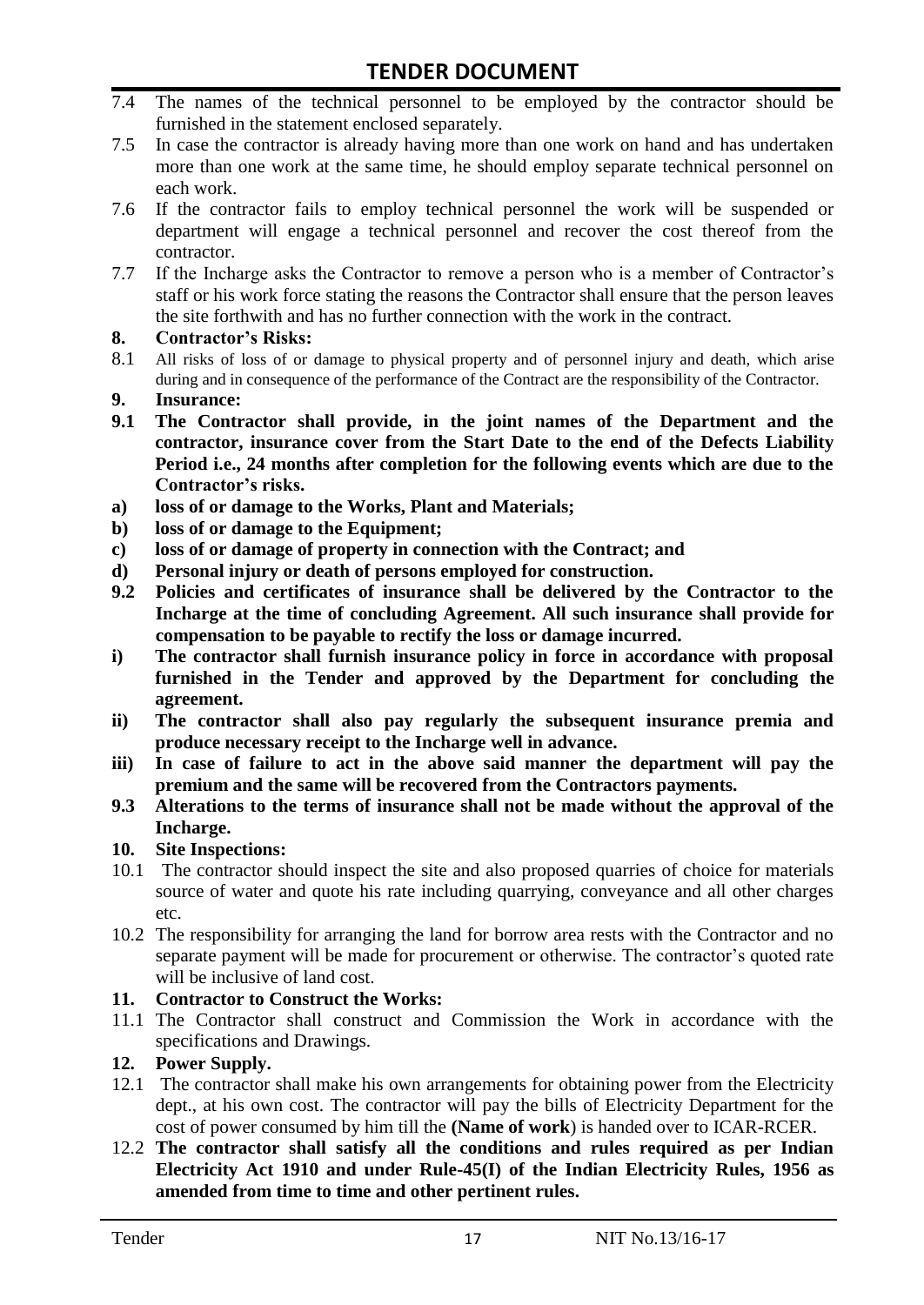7.4 The names of the technical personnel to be employed by the contractor should be furnished in the statement enclosed separately.

7.5 In case the contractor is already having more than one work on hand and has undertaken more than one work at the same time, he should employ separate technical personnel on each work.

7.6 If the contractor fails to employ technical personnel the work will be suspended or department will engage a technical personnel and recover the cost thereof from the contractor.

7.7 If the Incharge asks the Contractor to remove a person who is a member of Contractor's staff or his work force stating the reasons the Contractor shall ensure that the person leaves the site forthwith and has no further connection with the work in the contract.

**8. Contractor's Risks:**

8.1 All risks of loss of or damage to physical property and of personnel injury and death, which arise during and in consequence of the performance of the Contract are the responsibility of the Contractor.

**9. Insurance:**

**9.1 The Contractor shall provide, in the joint names of the Department and the contractor, insurance cover from the Start Date to the end of the Defects Liability Period i.e., 24 months after completion for the following events which are due to the Contractor's risks.**

**a) loss of or damage to the Works, Plant and Materials;**

**b) loss of or damage to the Equipment;**

**c) loss of or damage of property in connection with the Contract; and**

**d) Personal injury or death of persons employed for construction.**

**9.2 Policies and certificates of insurance shall be delivered by the Contractor to the Incharge at the time of concluding Agreement. All such insurance shall provide for compensation to be payable to rectify the loss or damage incurred.**

**i) The contractor shall furnish insurance policy in force in accordance with proposal furnished in the Tender and approved by the Department for concluding the agreement.**

**ii) The contractor shall also pay regularly the subsequent insurance premia and produce necessary receipt to the Incharge well in advance.**

**iii) In case of failure to act in the above said manner the department will pay the premium and the same will be recovered from the Contractors payments.**

**9.3 Alterations to the terms of insurance shall not be made without the approval of the Incharge.**

**10. Site Inspections:**

10.1 The contractor should inspect the site and also proposed quarries of choice for materials source of water and quote his rate including quarrying, conveyance and all other charges etc.

10.2 The responsibility for arranging the land for borrow area rests with the Contractor and no separate payment will be made for procurement or otherwise. The contractor's quoted rate will be inclusive of land cost.

**11. Contractor to Construct the Works:**

11.1 The Contractor shall construct and Commission the Work in accordance with the specifications and Drawings.

**12. Power Supply.**

12.1 The contractor shall make his own arrangements for obtaining power from the Electricity dept., at his own cost. The contractor will pay the bills of Electricity Department for the cost of power consumed by him till the **(Name of work**) is handed over to ICAR-RCER.

12.2 **The contractor shall satisfy all the conditions and rules required as per Indian Electricity Act 1910 and under Rule-45(I) of the Indian Electricity Rules, 1956 as amended from time to time and other pertinent rules.**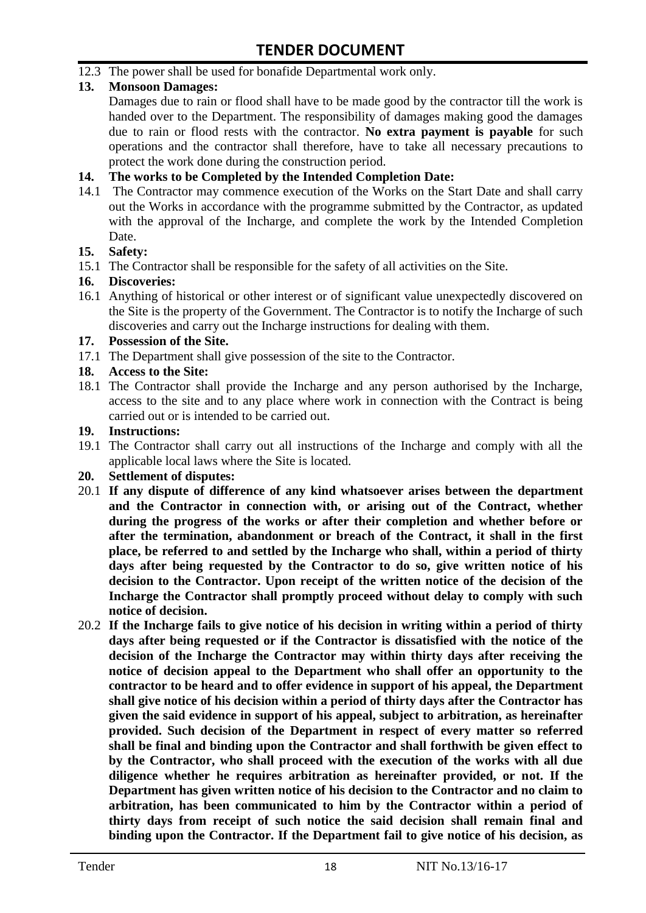12.3 The power shall be used for bonafide Departmental work only.

**13. Monsoon Damages:**

Damages due to rain or flood shall have to be made good by the contractor till the work is handed over to the Department. The responsibility of damages making good the damages due to rain or flood rests with the contractor. **No extra payment is payable** for such operations and the contractor shall therefore, have to take all necessary precautions to protect the work done during the construction period.

**14. The works to be Completed by the Intended Completion Date:**

14.1 The Contractor may commence execution of the Works on the Start Date and shall carry out the Works in accordance with the programme submitted by the Contractor, as updated with the approval of the Incharge, and complete the work by the Intended Completion Date.

**15. Safety:**

15.1 The Contractor shall be responsible for the safety of all activities on the Site.

**16. Discoveries:**

16.1 Anything of historical or other interest or of significant value unexpectedly discovered on the Site is the property of the Government. The Contractor is to notify the Incharge of such discoveries and carry out the Incharge instructions for dealing with them.

**17. Possession of the Site.**

17.1 The Department shall give possession of the site to the Contractor.

**18. Access to the Site:**

18.1 The Contractor shall provide the Incharge and any person authorised by the Incharge, access to the site and to any place where work in connection with the Contract is being carried out or is intended to be carried out.

**19. Instructions:**

19.1 The Contractor shall carry out all instructions of the Incharge and comply with all the applicable local laws where the Site is located.

**20. Settlement of disputes:**

20.1 **If any dispute of difference of any kind whatsoever arises between the department and the Contractor in connection with, or arising out of the Contract, whether during the progress of the works or after their completion and whether before or after the termination, abandonment or breach of the Contract, it shall in the first place, be referred to and settled by the Incharge who shall, within a period of thirty days after being requested by the Contractor to do so, give written notice of his decision to the Contractor. Upon receipt of the written notice of the decision of the Incharge the Contractor shall promptly proceed without delay to comply with such notice of decision.**

20.2 **If the Incharge fails to give notice of his decision in writing within a period of thirty days after being requested or if the Contractor is dissatisfied with the notice of the decision of the Incharge the Contractor may within thirty days after receiving the notice of decision appeal to the Department who shall offer an opportunity to the contractor to be heard and to offer evidence in support of his appeal, the Department shall give notice of his decision within a period of thirty days after the Contractor has given the said evidence in support of his appeal, subject to arbitration, as hereinafter provided. Such decision of the Department in respect of every matter so referred shall be final and binding upon the Contractor and shall forthwith be given effect to by the Contractor, who shall proceed with the execution of the works with all due diligence whether he requires arbitration as hereinafter provided, or not. If the Department has given written notice of his decision to the Contractor and no claim to arbitration, has been communicated to him by the Contractor within a period of thirty days from receipt of such notice the said decision shall remain final and binding upon the Contractor. If the Department fail to give notice of his decision, as**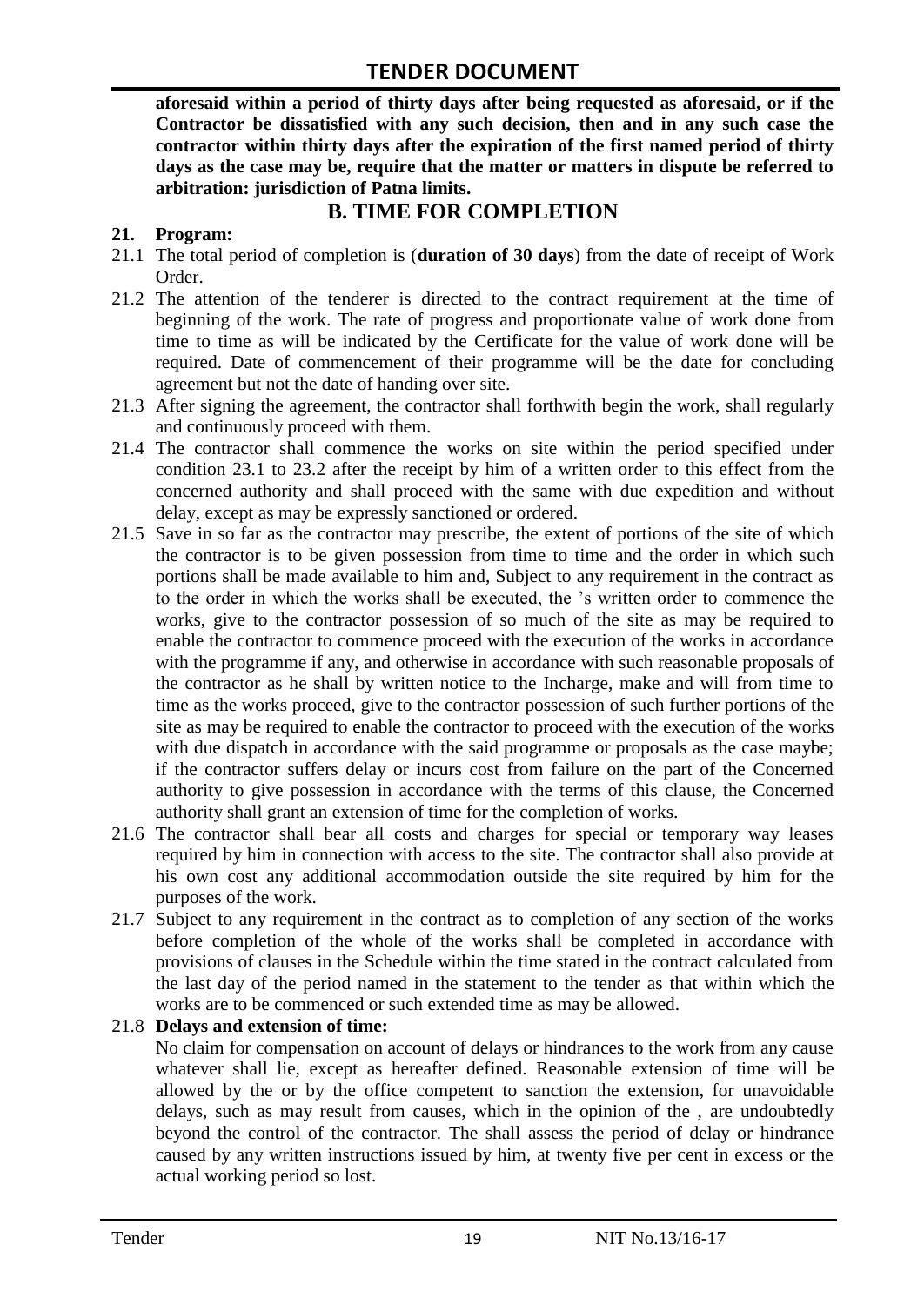**aforesaid within a period of thirty days after being requested as aforesaid, or if the Contractor be dissatisfied with any such decision, then and in any such case the contractor within thirty days after the expiration of the first named period of thirty days as the case may be, require that the matter or matters in dispute be referred to arbitration: jurisdiction of Patna limits.**

## B. TIME FOR COMPLETION

**21. Program:**

21.1 The total period of completion is (**duration of 30 days**) from the date of receipt of Work Order.

21.2 The attention of the tenderer is directed to the contract requirement at the time of beginning of the work. The rate of progress and proportionate value of work done from time to time as will be indicated by the Certificate for the value of work done will be required. Date of commencement of their programme will be the date for concluding agreement but not the date of handing over site.

21.3 After signing the agreement, the contractor shall forthwith begin the work, shall regularly and continuously proceed with them.

21.4 The contractor shall commence the works on site within the period specified under condition 23.1 to 23.2 after the receipt by him of a written order to this effect from the concerned authority and shall proceed with the same with due expedition and without delay, except as may be expressly sanctioned or ordered.

21.5 Save in so far as the contractor may prescribe, the extent of portions of the site of which the contractor is to be given possession from time to time and the order in which such portions shall be made available to him and, Subject to any requirement in the contract as to the order in which the works shall be executed, the 's written order to commence the works, give to the contractor possession of so much of the site as may be required to enable the contractor to commence proceed with the execution of the works in accordance with the programme if any, and otherwise in accordance with such reasonable proposals of the contractor as he shall by written notice to the Incharge, make and will from time to time as the works proceed, give to the contractor possession of such further portions of the site as may be required to enable the contractor to proceed with the execution of the works with due dispatch in accordance with the said programme or proposals as the case maybe; if the contractor suffers delay or incurs cost from failure on the part of the Concerned authority to give possession in accordance with the terms of this clause, the Concerned authority shall grant an extension of time for the completion of works.

21.6 The contractor shall bear all costs and charges for special or temporary way leases required by him in connection with access to the site. The contractor shall also provide at his own cost any additional accommodation outside the site required by him for the purposes of the work.

21.7 Subject to any requirement in the contract as to completion of any section of the works before completion of the whole of the works shall be completed in accordance with provisions of clauses in the Schedule within the time stated in the contract calculated from the last day of the period named in the statement to the tender as that within which the works are to be commenced or such extended time as may be allowed.

21.8 **Delays and extension of time:**

No claim for compensation on account of delays or hindrances to the work from any cause whatever shall lie, except as hereafter defined. Reasonable extension of time will be allowed by the or by the office competent to sanction the extension, for unavoidable delays, such as may result from causes, which in the opinion of the , are undoubtedly beyond the control of the contractor. The shall assess the period of delay or hindrance caused by any written instructions issued by him, at twenty five per cent in excess or the actual working period so lost.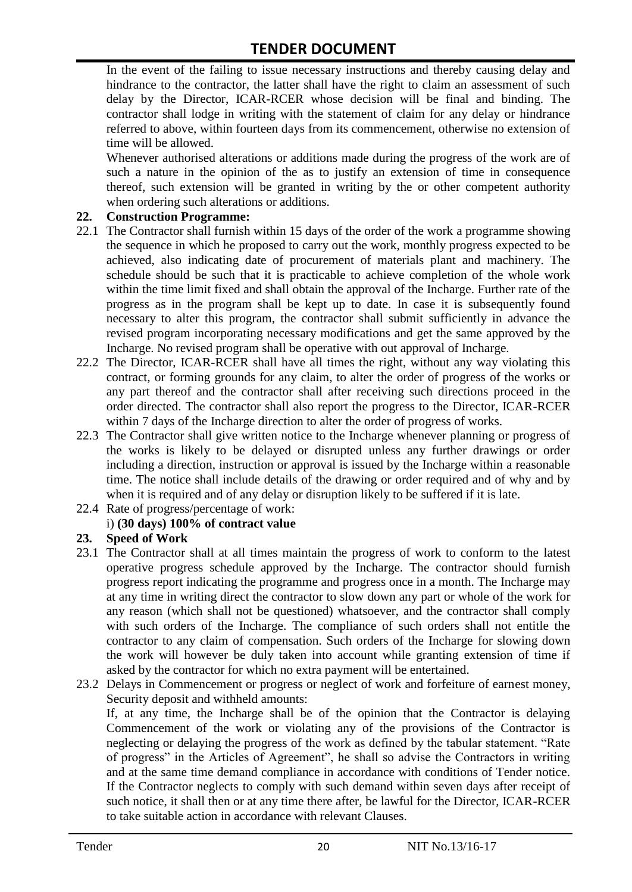In the event of the failing to issue necessary instructions and thereby causing delay and hindrance to the contractor, the latter shall have the right to claim an assessment of such delay by the Director, ICAR-RCER whose decision will be final and binding. The contractor shall lodge in writing with the statement of claim for any delay or hindrance referred to above, within fourteen days from its commencement, otherwise no extension of time will be allowed.

Whenever authorised alterations or additions made during the progress of the work are of such a nature in the opinion of the as to justify an extension of time in consequence thereof, such extension will be granted in writing by the or other competent authority when ordering such alterations or additions.

**22. Construction Programme:**

22.1 The Contractor shall furnish within 15 days of the order of the work a programme showing the sequence in which he proposed to carry out the work, monthly progress expected to be achieved, also indicating date of procurement of materials plant and machinery. The schedule should be such that it is practicable to achieve completion of the whole work within the time limit fixed and shall obtain the approval of the Incharge. Further rate of the progress as in the program shall be kept up to date. In case it is subsequently found necessary to alter this program, the contractor shall submit sufficiently in advance the revised program incorporating necessary modifications and get the same approved by the Incharge. No revised program shall be operative with out approval of Incharge.

22.2 The Director, ICAR-RCER shall have all times the right, without any way violating this contract, or forming grounds for any claim, to alter the order of progress of the works or any part thereof and the contractor shall after receiving such directions proceed in the order directed. The contractor shall also report the progress to the Director, ICAR-RCER within 7 days of the Incharge direction to alter the order of progress of works.

22.3 The Contractor shall give written notice to the Incharge whenever planning or progress of the works is likely to be delayed or disrupted unless any further drawings or order including a direction, instruction or approval is issued by the Incharge within a reasonable time. The notice shall include details of the drawing or order required and of why and by when it is required and of any delay or disruption likely to be suffered if it is late.

22.4 Rate of progress/percentage of work:

i) **(30 days) 100% of contract value**

**23. Speed of Work**

23.1 The Contractor shall at all times maintain the progress of work to conform to the latest operative progress schedule approved by the Incharge. The contractor should furnish progress report indicating the programme and progress once in a month. The Incharge may at any time in writing direct the contractor to slow down any part or whole of the work for any reason (which shall not be questioned) whatsoever, and the contractor shall comply with such orders of the Incharge. The compliance of such orders shall not entitle the contractor to any claim of compensation. Such orders of the Incharge for slowing down the work will however be duly taken into account while granting extension of time if asked by the contractor for which no extra payment will be entertained.

23.2 Delays in Commencement or progress or neglect of work and forfeiture of earnest money, Security deposit and withheld amounts:

If, at any time, the Incharge shall be of the opinion that the Contractor is delaying Commencement of the work or violating any of the provisions of the Contractor is neglecting or delaying the progress of the work as defined by the tabular statement. "Rate of progress" in the Articles of Agreement", he shall so advise the Contractors in writing and at the same time demand compliance in accordance with conditions of Tender notice. If the Contractor neglects to comply with such demand within seven days after receipt of such notice, it shall then or at any time there after, be lawful for the Director, ICAR-RCER to take suitable action in accordance with relevant Clauses.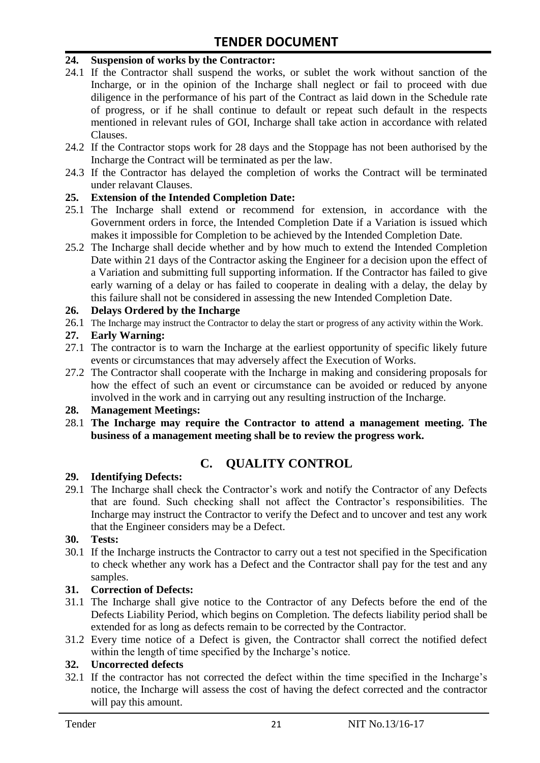**24. Suspension of works by the Contractor:**

24.1 If the Contractor shall suspend the works, or sublet the work without sanction of the Incharge, or in the opinion of the Incharge shall neglect or fail to proceed with due diligence in the performance of his part of the Contract as laid down in the Schedule rate of progress, or if he shall continue to default or repeat such default in the respects mentioned in relevant rules of GOI, Incharge shall take action in accordance with related Clauses.

24.2 If the Contractor stops work for 28 days and the Stoppage has not been authorised by the Incharge the Contract will be terminated as per the law.

24.3 If the Contractor has delayed the completion of works the Contract will be terminated under relavant Clauses.

**25. Extension of the Intended Completion Date:**

25.1 The Incharge shall extend or recommend for extension, in accordance with the Government orders in force, the Intended Completion Date if a Variation is issued which makes it impossible for Completion to be achieved by the Intended Completion Date.

25.2 The Incharge shall decide whether and by how much to extend the Intended Completion Date within 21 days of the Contractor asking the Engineer for a decision upon the effect of a Variation and submitting full supporting information. If the Contractor has failed to give early warning of a delay or has failed to cooperate in dealing with a delay, the delay by this failure shall not be considered in assessing the new Intended Completion Date.

**26. Delays Ordered by the Incharge**

26.1 The Incharge may instruct the Contractor to delay the start or progress of any activity within the Work.

**27. Early Warning:**

27.1 The contractor is to warn the Incharge at the earliest opportunity of specific likely future events or circumstances that may adversely affect the Execution of Works.

27.2 The Contractor shall cooperate with the Incharge in making and considering proposals for how the effect of such an event or circumstance can be avoided or reduced by anyone involved in the work and in carrying out any resulting instruction of the Incharge.

**28. Management Meetings:**

28.1 **The Incharge may require the Contractor to attend a management meeting. The business of a management meeting shall be to review the progress work.**

## C. QUALITY CONTROL

**29. Identifying Defects:**

29.1 The Incharge shall check the Contractor's work and notify the Contractor of any Defects that are found. Such checking shall not affect the Contractor's responsibilities. The Incharge may instruct the Contractor to verify the Defect and to uncover and test any work that the Engineer considers may be a Defect.

**30. Tests:**

30.1 If the Incharge instructs the Contractor to carry out a test not specified in the Specification to check whether any work has a Defect and the Contractor shall pay for the test and any samples.

**31. Correction of Defects:**

31.1 The Incharge shall give notice to the Contractor of any Defects before the end of the Defects Liability Period, which begins on Completion. The defects liability period shall be extended for as long as defects remain to be corrected by the Contractor.

31.2 Every time notice of a Defect is given, the Contractor shall correct the notified defect within the length of time specified by the Incharge's notice.

**32. Uncorrected defects**

32.1 If the contractor has not corrected the defect within the time specified in the Incharge's notice, the Incharge will assess the cost of having the defect corrected and the contractor will pay this amount.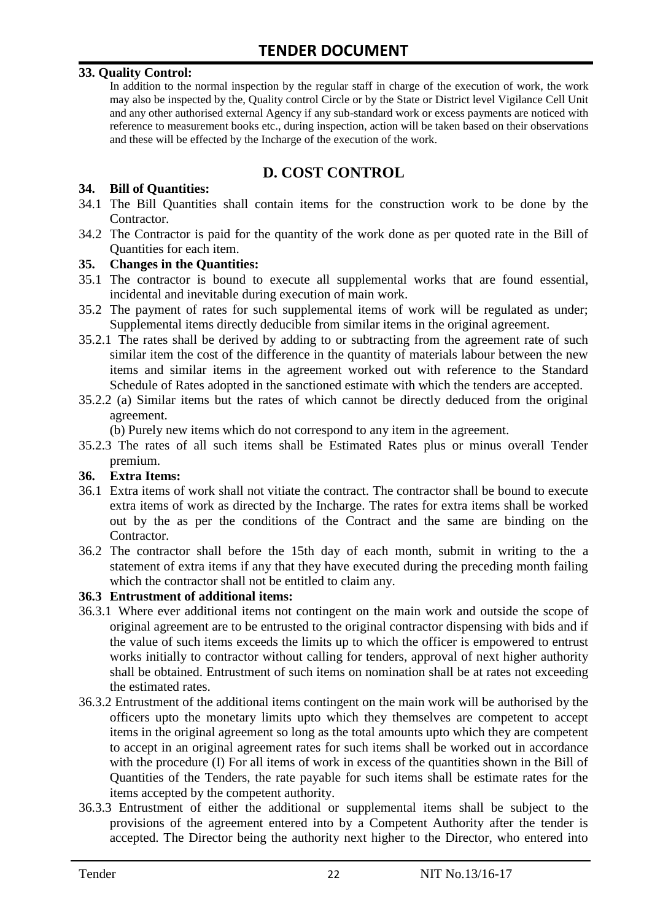**33. Quality Control:**

In addition to the normal inspection by the regular staff in charge of the execution of work, the work may also be inspected by the, Quality control Circle or by the State or District level Vigilance Cell Unit and any other authorised external Agency if any sub-standard work or excess payments are noticed with reference to measurement books etc., during inspection, action will be taken based on their observations and these will be effected by the Incharge of the execution of the work.

## D. COST CONTROL

**34. Bill of Quantities:**

34.1 The Bill Quantities shall contain items for the construction work to be done by the Contractor.

34.2 The Contractor is paid for the quantity of the work done as per quoted rate in the Bill of Quantities for each item.

**35. Changes in the Quantities:**

35.1 The contractor is bound to execute all supplemental works that are found essential, incidental and inevitable during execution of main work.

35.2 The payment of rates for such supplemental items of work will be regulated as under; Supplemental items directly deducible from similar items in the original agreement.

35.2.1 The rates shall be derived by adding to or subtracting from the agreement rate of such similar item the cost of the difference in the quantity of materials labour between the new items and similar items in the agreement worked out with reference to the Standard Schedule of Rates adopted in the sanctioned estimate with which the tenders are accepted.

35.2.2 (a) Similar items but the rates of which cannot be directly deduced from the original agreement.

(b) Purely new items which do not correspond to any item in the agreement.

35.2.3 The rates of all such items shall be Estimated Rates plus or minus overall Tender premium.

**36. Extra Items:**

36.1 Extra items of work shall not vitiate the contract. The contractor shall be bound to execute extra items of work as directed by the Incharge. The rates for extra items shall be worked out by the as per the conditions of the Contract and the same are binding on the Contractor.

36.2 The contractor shall before the 15th day of each month, submit in writing to the a statement of extra items if any that they have executed during the preceding month failing which the contractor shall not be entitled to claim any.

**36.3 Entrustment of additional items:**

36.3.1 Where ever additional items not contingent on the main work and outside the scope of original agreement are to be entrusted to the original contractor dispensing with bids and if the value of such items exceeds the limits up to which the officer is empowered to entrust works initially to contractor without calling for tenders, approval of next higher authority shall be obtained. Entrustment of such items on nomination shall be at rates not exceeding the estimated rates.

36.3.2 Entrustment of the additional items contingent on the main work will be authorised by the officers upto the monetary limits upto which they themselves are competent to accept items in the original agreement so long as the total amounts upto which they are competent to accept in an original agreement rates for such items shall be worked out in accordance with the procedure (I) For all items of work in excess of the quantities shown in the Bill of Quantities of the Tenders, the rate payable for such items shall be estimate rates for the items accepted by the competent authority.

36.3.3 Entrustment of either the additional or supplemental items shall be subject to the provisions of the agreement entered into by a Competent Authority after the tender is accepted. The Director being the authority next higher to the Director, who entered into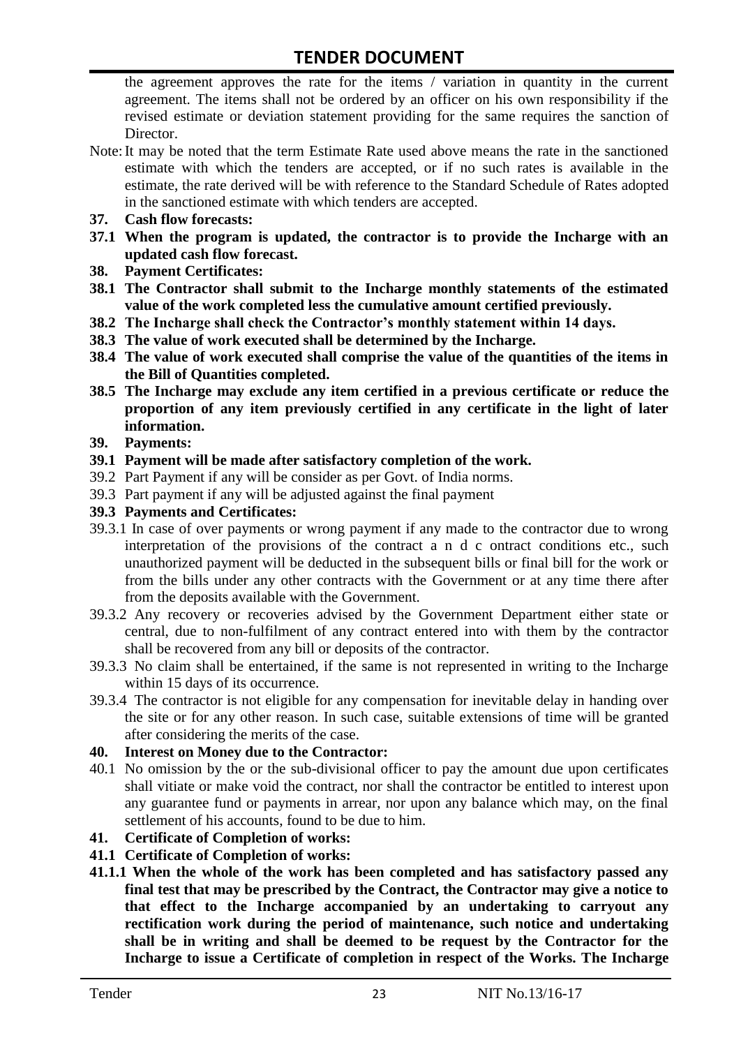the agreement approves the rate for the items / variation in quantity in the current agreement. The items shall not be ordered by an officer on his own responsibility if the revised estimate or deviation statement providing for the same requires the sanction of Director.

Note: It may be noted that the term Estimate Rate used above means the rate in the sanctioned estimate with which the tenders are accepted, or if no such rates is available in the estimate, the rate derived will be with reference to the Standard Schedule of Rates adopted in the sanctioned estimate with which tenders are accepted.

**37. Cash flow forecasts:**

**37.1 When the program is updated, the contractor is to provide the Incharge with an updated cash flow forecast.**

**38. Payment Certificates:**

**38.1 The Contractor shall submit to the Incharge monthly statements of the estimated value of the work completed less the cumulative amount certified previously.**

**38.2 The Incharge shall check the Contractor's monthly statement within 14 days.**

**38.3 The value of work executed shall be determined by the Incharge.**

**38.4 The value of work executed shall comprise the value of the quantities of the items in the Bill of Quantities completed.**

**38.5 The Incharge may exclude any item certified in a previous certificate or reduce the proportion of any item previously certified in any certificate in the light of later information.**

**39. Payments:**

**39.1 Payment will be made after satisfactory completion of the work.**

39.2 Part Payment if any will be consider as per Govt. of India norms.

39.3 Part payment if any will be adjusted against the final payment

**39.3 Payments and Certificates:**

39.3.1 In case of over payments or wrong payment if any made to the contractor due to wrong interpretation of the provisions of the contract a n d c ontract conditions etc., such unauthorized payment will be deducted in the subsequent bills or final bill for the work or from the bills under any other contracts with the Government or at any time there after from the deposits available with the Government.

39.3.2 Any recovery or recoveries advised by the Government Department either state or central, due to non-fulfilment of any contract entered into with them by the contractor shall be recovered from any bill or deposits of the contractor.

39.3.3 No claim shall be entertained, if the same is not represented in writing to the Incharge within 15 days of its occurrence.

39.3.4 The contractor is not eligible for any compensation for inevitable delay in handing over the site or for any other reason. In such case, suitable extensions of time will be granted after considering the merits of the case.

**40. Interest on Money due to the Contractor:**

40.1 No omission by the or the sub-divisional officer to pay the amount due upon certificates shall vitiate or make void the contract, nor shall the contractor be entitled to interest upon any guarantee fund or payments in arrear, nor upon any balance which may, on the final settlement of his accounts, found to be due to him.

**41. Certificate of Completion of works:**

**41.1 Certificate of Completion of works:**

**41.1.1 When the whole of the work has been completed and has satisfactory passed any final test that may be prescribed by the Contract, the Contractor may give a notice to that effect to the Incharge accompanied by an undertaking to carryout any rectification work during the period of maintenance, such notice and undertaking shall be in writing and shall be deemed to be request by the Contractor for the Incharge to issue a Certificate of completion in respect of the Works. The Incharge**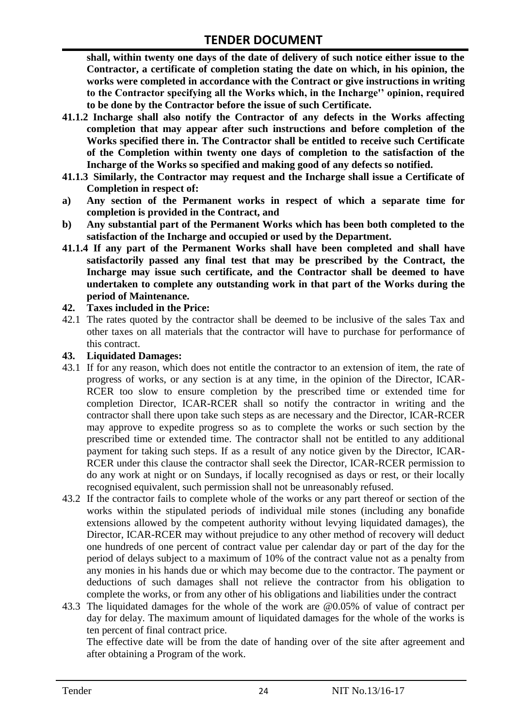**shall, within twenty one days of the date of delivery of such notice either issue to the Contractor, a certificate of completion stating the date on which, in his opinion, the works were completed in accordance with the Contract or give instructions in writing to the Contractor specifying all the Works which, in the Incharge'' opinion, required to be done by the Contractor before the issue of such Certificate.**

**41.1.2 Incharge shall also notify the Contractor of any defects in the Works affecting completion that may appear after such instructions and before completion of the Works specified there in. The Contractor shall be entitled to receive such Certificate of the Completion within twenty one days of completion to the satisfaction of the Incharge of the Works so specified and making good of any defects so notified.**

**41.1.3 Similarly, the Contractor may request and the Incharge shall issue a Certificate of Completion in respect of:**

**a) Any section of the Permanent works in respect of which a separate time for completion is provided in the Contract, and**

**b) Any substantial part of the Permanent Works which has been both completed to the satisfaction of the Incharge and occupied or used by the Department.**

**41.1.4 If any part of the Permanent Works shall have been completed and shall have satisfactorily passed any final test that may be prescribed by the Contract, the Incharge may issue such certificate, and the Contractor shall be deemed to have undertaken to complete any outstanding work in that part of the Works during the period of Maintenance.**

**42. Taxes included in the Price:**

42.1 The rates quoted by the contractor shall be deemed to be inclusive of the sales Tax and other taxes on all materials that the contractor will have to purchase for performance of this contract.

**43. Liquidated Damages:**

43.1 If for any reason, which does not entitle the contractor to an extension of item, the rate of progress of works, or any section is at any time, in the opinion of the Director, ICAR-RCER too slow to ensure completion by the prescribed time or extended time for completion Director, ICAR-RCER shall so notify the contractor in writing and the contractor shall there upon take such steps as are necessary and the Director, ICAR-RCER may approve to expedite progress so as to complete the works or such section by the prescribed time or extended time. The contractor shall not be entitled to any additional payment for taking such steps. If as a result of any notice given by the Director, ICAR-RCER under this clause the contractor shall seek the Director, ICAR-RCER permission to do any work at night or on Sundays, if locally recognised as days or rest, or their locally recognised equivalent, such permission shall not be unreasonably refused.

43.2 If the contractor fails to complete whole of the works or any part thereof or section of the works within the stipulated periods of individual mile stones (including any bonafide extensions allowed by the competent authority without levying liquidated damages), the Director, ICAR-RCER may without prejudice to any other method of recovery will deduct one hundreds of one percent of contract value per calendar day or part of the day for the period of delays subject to a maximum of 10% of the contract value not as a penalty from any monies in his hands due or which may become due to the contractor. The payment or deductions of such damages shall not relieve the contractor from his obligation to complete the works, or from any other of his obligations and liabilities under the contract

43.3 The liquidated damages for the whole of the work are @0.05% of value of contract per day for delay. The maximum amount of liquidated damages for the whole of the works is ten percent of final contract price.

The effective date will be from the date of handing over of the site after agreement and after obtaining a Program of the work.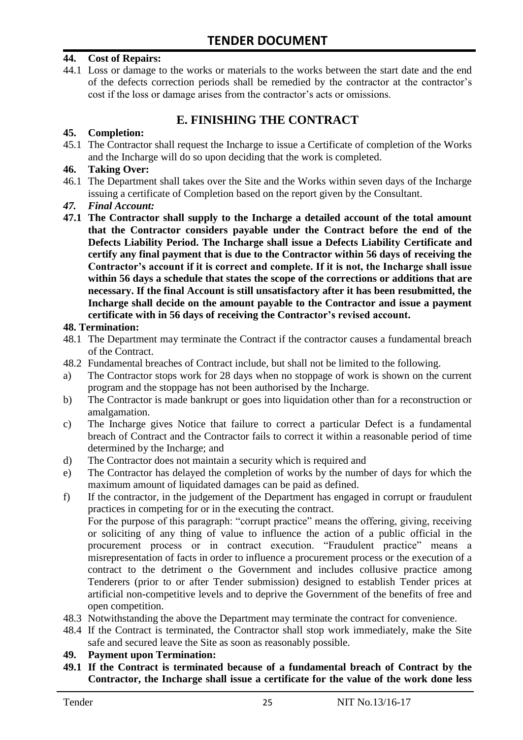**44. Cost of Repairs:**

44.1 Loss or damage to the works or materials to the works between the start date and the end of the defects correction periods shall be remedied by the contractor at the contractor's cost if the loss or damage arises from the contractor's acts or omissions.

## E. FINISHING THE CONTRACT

**45. Completion:**

45.1 The Contractor shall request the Incharge to issue a Certificate of completion of the Works and the Incharge will do so upon deciding that the work is completed.

**46. Taking Over:**

46.1 The Department shall takes over the Site and the Works within seven days of the Incharge issuing a certificate of Completion based on the report given by the Consultant.

***47. Final Account:***

**47.1 The Contractor shall supply to the Incharge a detailed account of the total amount that the Contractor considers payable under the Contract before the end of the Defects Liability Period. The Incharge shall issue a Defects Liability Certificate and certify any final payment that is due to the Contractor within 56 days of receiving the Contractor's account if it is correct and complete. If it is not, the Incharge shall issue within 56 days a schedule that states the scope of the corrections or additions that are necessary. If the final Account is still unsatisfactory after it has been resubmitted, the Incharge shall decide on the amount payable to the Contractor and issue a payment certificate with in 56 days of receiving the Contractor's revised account.**

**48. Termination:**

48.1 The Department may terminate the Contract if the contractor causes a fundamental breach of the Contract.

48.2 Fundamental breaches of Contract include, but shall not be limited to the following.

a) The Contractor stops work for 28 days when no stoppage of work is shown on the current program and the stoppage has not been authorised by the Incharge.

b) The Contractor is made bankrupt or goes into liquidation other than for a reconstruction or amalgamation.

c) The Incharge gives Notice that failure to correct a particular Defect is a fundamental breach of Contract and the Contractor fails to correct it within a reasonable period of time determined by the Incharge; and

d) The Contractor does not maintain a security which is required and

e) The Contractor has delayed the completion of works by the number of days for which the maximum amount of liquidated damages can be paid as defined.

f) If the contractor, in the judgement of the Department has engaged in corrupt or fraudulent practices in competing for or in the executing the contract.
For the purpose of this paragraph: "corrupt practice" means the offering, giving, receiving or soliciting of any thing of value to influence the action of a public official in the procurement process or in contract execution. "Fraudulent practice" means a misrepresentation of facts in order to influence a procurement process or the execution of a contract to the detriment o the Government and includes collusive practice among Tenderers (prior to or after Tender submission) designed to establish Tender prices at artificial non-competitive levels and to deprive the Government of the benefits of free and open competition.

48.3 Notwithstanding the above the Department may terminate the contract for convenience.

48.4 If the Contract is terminated, the Contractor shall stop work immediately, make the Site safe and secured leave the Site as soon as reasonably possible.

**49. Payment upon Termination:**

**49.1 If the Contract is terminated because of a fundamental breach of Contract by the Contractor, the Incharge shall issue a certificate for the value of the work done less**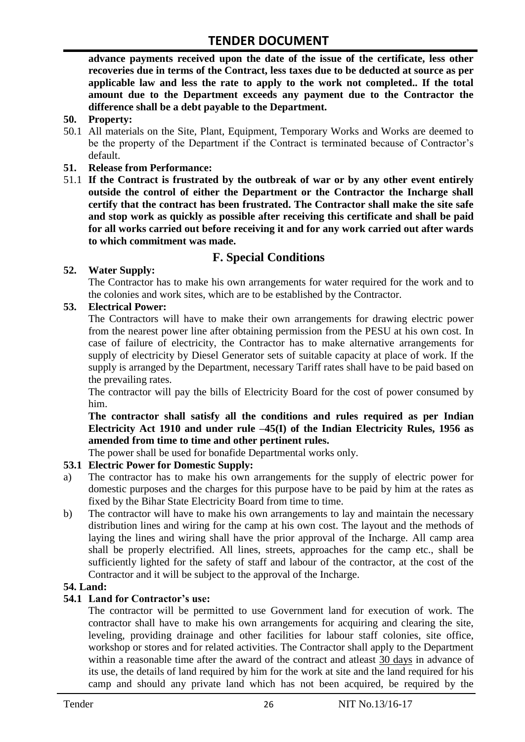**advance payments received upon the date of the issue of the certificate, less other recoveries due in terms of the Contract, less taxes due to be deducted at source as per applicable law and less the rate to apply to the work not completed.. If the total amount due to the Department exceeds any payment due to the Contractor the difference shall be a debt payable to the Department.**

**50. Property:**

50.1 All materials on the Site, Plant, Equipment, Temporary Works and Works are deemed to be the property of the Department if the Contract is terminated because of Contractor's default.

**51. Release from Performance:**

51.1 **If the Contract is frustrated by the outbreak of war or by any other event entirely outside the control of either the Department or the Contractor the Incharge shall certify that the contract has been frustrated. The Contractor shall make the site safe and stop work as quickly as possible after receiving this certificate and shall be paid for all works carried out before receiving it and for any work carried out after wards to which commitment was made.**

## F. Special Conditions

**52. Water Supply:**

The Contractor has to make his own arrangements for water required for the work and to the colonies and work sites, which are to be established by the Contractor.

**53. Electrical Power:**

The Contractors will have to make their own arrangements for drawing electric power from the nearest power line after obtaining permission from the PESU at his own cost. In case of failure of electricity, the Contractor has to make alternative arrangements for supply of electricity by Diesel Generator sets of suitable capacity at place of work. If the supply is arranged by the Department, necessary Tariff rates shall have to be paid based on the prevailing rates.

The contractor will pay the bills of Electricity Board for the cost of power consumed by him.

**The contractor shall satisfy all the conditions and rules required as per Indian Electricity Act 1910 and under rule –45(I) of the Indian Electricity Rules, 1956 as amended from time to time and other pertinent rules.**

The power shall be used for bonafide Departmental works only.

**53.1 Electric Power for Domestic Supply:**

a) The contractor has to make his own arrangements for the supply of electric power for domestic purposes and the charges for this purpose have to be paid by him at the rates as fixed by the Bihar State Electricity Board from time to time.

b) The contractor will have to make his own arrangements to lay and maintain the necessary distribution lines and wiring for the camp at his own cost. The layout and the methods of laying the lines and wiring shall have the prior approval of the Incharge. All camp area shall be properly electrified. All lines, streets, approaches for the camp etc., shall be sufficiently lighted for the safety of staff and labour of the contractor, at the cost of the Contractor and it will be subject to the approval of the Incharge.

**54. Land:**

**54.1 Land for Contractor's use:**

The contractor will be permitted to use Government land for execution of work. The contractor shall have to make his own arrangements for acquiring and clearing the site, leveling, providing drainage and other facilities for labour staff colonies, site office, workshop or stores and for related activities. The Contractor shall apply to the Department within a reasonable time after the award of the contract and atleast 30 days in advance of its use, the details of land required by him for the work at site and the land required for his camp and should any private land which has not been acquired, be required by the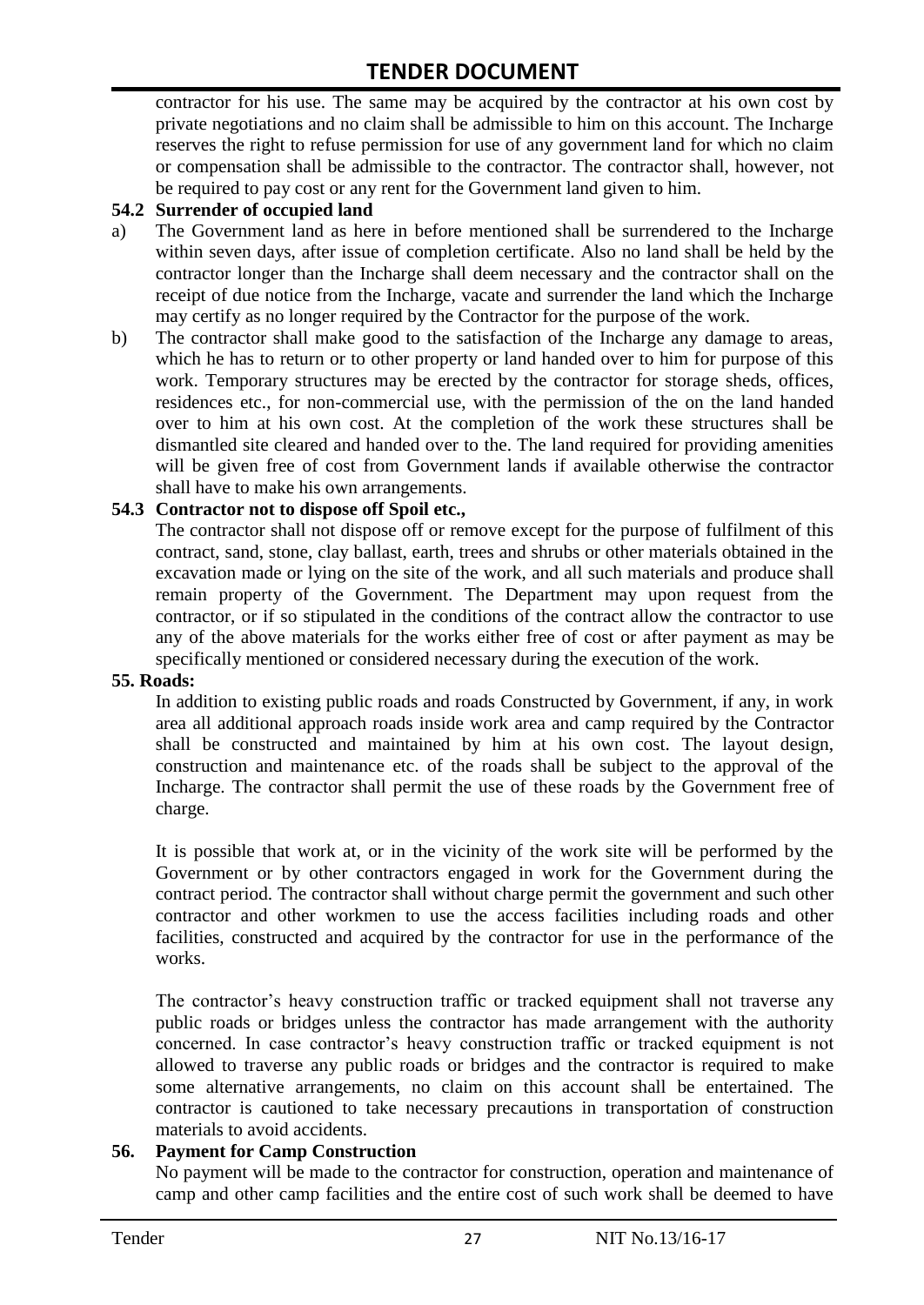contractor for his use. The same may be acquired by the contractor at his own cost by private negotiations and no claim shall be admissible to him on this account. The Incharge reserves the right to refuse permission for use of any government land for which no claim or compensation shall be admissible to the contractor. The contractor shall, however, not be required to pay cost or any rent for the Government land given to him.

**54.2 Surrender of occupied land**

a) The Government land as here in before mentioned shall be surrendered to the Incharge within seven days, after issue of completion certificate. Also no land shall be held by the contractor longer than the Incharge shall deem necessary and the contractor shall on the receipt of due notice from the Incharge, vacate and surrender the land which the Incharge may certify as no longer required by the Contractor for the purpose of the work.

b) The contractor shall make good to the satisfaction of the Incharge any damage to areas, which he has to return or to other property or land handed over to him for purpose of this work. Temporary structures may be erected by the contractor for storage sheds, offices, residences etc., for non-commercial use, with the permission of the on the land handed over to him at his own cost. At the completion of the work these structures shall be dismantled site cleared and handed over to the. The land required for providing amenities will be given free of cost from Government lands if available otherwise the contractor shall have to make his own arrangements.

**54.3 Contractor not to dispose off Spoil etc.,**

The contractor shall not dispose off or remove except for the purpose of fulfilment of this contract, sand, stone, clay ballast, earth, trees and shrubs or other materials obtained in the excavation made or lying on the site of the work, and all such materials and produce shall remain property of the Government. The Department may upon request from the contractor, or if so stipulated in the conditions of the contract allow the contractor to use any of the above materials for the works either free of cost or after payment as may be specifically mentioned or considered necessary during the execution of the work.

**55. Roads:**

In addition to existing public roads and roads Constructed by Government, if any, in work area all additional approach roads inside work area and camp required by the Contractor shall be constructed and maintained by him at his own cost. The layout design, construction and maintenance etc. of the roads shall be subject to the approval of the Incharge. The contractor shall permit the use of these roads by the Government free of charge.

It is possible that work at, or in the vicinity of the work site will be performed by the Government or by other contractors engaged in work for the Government during the contract period. The contractor shall without charge permit the government and such other contractor and other workmen to use the access facilities including roads and other facilities, constructed and acquired by the contractor for use in the performance of the works.

The contractor's heavy construction traffic or tracked equipment shall not traverse any public roads or bridges unless the contractor has made arrangement with the authority concerned. In case contractor's heavy construction traffic or tracked equipment is not allowed to traverse any public roads or bridges and the contractor is required to make some alternative arrangements, no claim on this account shall be entertained. The contractor is cautioned to take necessary precautions in transportation of construction materials to avoid accidents.

**56. Payment for Camp Construction**

No payment will be made to the contractor for construction, operation and maintenance of camp and other camp facilities and the entire cost of such work shall be deemed to have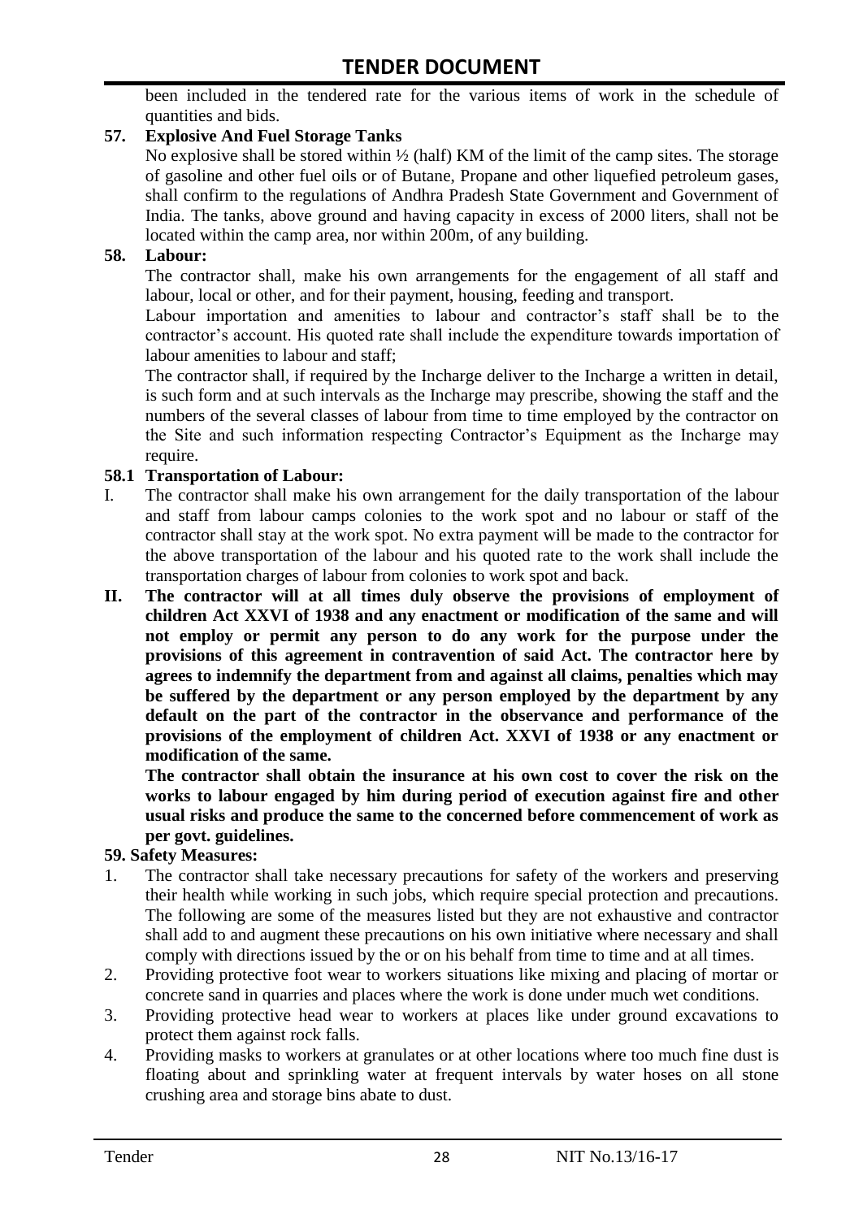been included in the tendered rate for the various items of work in the schedule of quantities and bids.

**57. Explosive And Fuel Storage Tanks**

No explosive shall be stored within ½ (half) KM of the limit of the camp sites. The storage of gasoline and other fuel oils or of Butane, Propane and other liquefied petroleum gases, shall confirm to the regulations of Andhra Pradesh State Government and Government of India. The tanks, above ground and having capacity in excess of 2000 liters, shall not be located within the camp area, nor within 200m, of any building.

**58. Labour:**

The contractor shall, make his own arrangements for the engagement of all staff and labour, local or other, and for their payment, housing, feeding and transport.

Labour importation and amenities to labour and contractor's staff shall be to the contractor's account. His quoted rate shall include the expenditure towards importation of labour amenities to labour and staff;

The contractor shall, if required by the Incharge deliver to the Incharge a written in detail, is such form and at such intervals as the Incharge may prescribe, showing the staff and the numbers of the several classes of labour from time to time employed by the contractor on the Site and such information respecting Contractor's Equipment as the Incharge may require.

**58.1 Transportation of Labour:**

I. The contractor shall make his own arrangement for the daily transportation of the labour and staff from labour camps colonies to the work spot and no labour or staff of the contractor shall stay at the work spot. No extra payment will be made to the contractor for the above transportation of the labour and his quoted rate to the work shall include the transportation charges of labour from colonies to work spot and back.

**II. The contractor will at all times duly observe the provisions of employment of children Act XXVI of 1938 and any enactment or modification of the same and will not employ or permit any person to do any work for the purpose under the provisions of this agreement in contravention of said Act. The contractor here by agrees to indemnify the department from and against all claims, penalties which may be suffered by the department or any person employed by the department by any default on the part of the contractor in the observance and performance of the provisions of the employment of children Act. XXVI of 1938 or any enactment or modification of the same.**

**The contractor shall obtain the insurance at his own cost to cover the risk on the works to labour engaged by him during period of execution against fire and other usual risks and produce the same to the concerned before commencement of work as per govt. guidelines.**

**59. Safety Measures:**

1. The contractor shall take necessary precautions for safety of the workers and preserving their health while working in such jobs, which require special protection and precautions. The following are some of the measures listed but they are not exhaustive and contractor shall add to and augment these precautions on his own initiative where necessary and shall comply with directions issued by the or on his behalf from time to time and at all times.
2. Providing protective foot wear to workers situations like mixing and placing of mortar or concrete sand in quarries and places where the work is done under much wet conditions.
3. Providing protective head wear to workers at places like under ground excavations to protect them against rock falls.
4. Providing masks to workers at granulates or at other locations where too much fine dust is floating about and sprinkling water at frequent intervals by water hoses on all stone crushing area and storage bins abate to dust.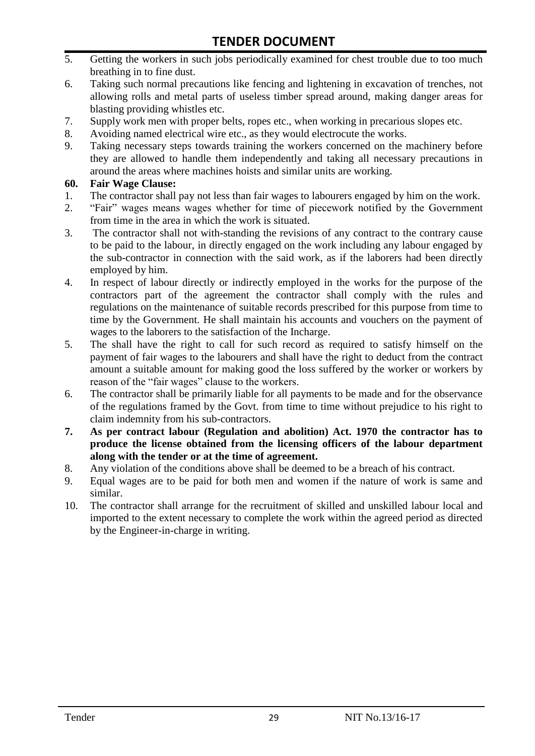5. Getting the workers in such jobs periodically examined for chest trouble due to too much breathing in to fine dust.
6. Taking such normal precautions like fencing and lightening in excavation of trenches, not allowing rolls and metal parts of useless timber spread around, making danger areas for blasting providing whistles etc.
7. Supply work men with proper belts, ropes etc., when working in precarious slopes etc.
8. Avoiding named electrical wire etc., as they would electrocute the works.
9. Taking necessary steps towards training the workers concerned on the machinery before they are allowed to handle them independently and taking all necessary precautions in around the areas where machines hoists and similar units are working.

**60. Fair Wage Clause:**

1. The contractor shall pay not less than fair wages to labourers engaged by him on the work.
2. "Fair" wages means wages whether for time of piecework notified by the Government from time in the area in which the work is situated.
3. The contractor shall not with-standing the revisions of any contract to the contrary cause to be paid to the labour, in directly engaged on the work including any labour engaged by the sub-contractor in connection with the said work, as if the laborers had been directly employed by him.
4. In respect of labour directly or indirectly employed in the works for the purpose of the contractors part of the agreement the contractor shall comply with the rules and regulations on the maintenance of suitable records prescribed for this purpose from time to time by the Government. He shall maintain his accounts and vouchers on the payment of wages to the laborers to the satisfaction of the Incharge.
5. The shall have the right to call for such record as required to satisfy himself on the payment of fair wages to the labourers and shall have the right to deduct from the contract amount a suitable amount for making good the loss suffered by the worker or workers by reason of the "fair wages" clause to the workers.
6. The contractor shall be primarily liable for all payments to be made and for the observance of the regulations framed by the Govt. from time to time without prejudice to his right to claim indemnity from his sub-contractors.
7. **As per contract labour (Regulation and abolition) Act. 1970 the contractor has to produce the license obtained from the licensing officers of the labour department along with the tender or at the time of agreement.**
8. Any violation of the conditions above shall be deemed to be a breach of his contract.
9. Equal wages are to be paid for both men and women if the nature of work is same and similar.
10. The contractor shall arrange for the recruitment of skilled and unskilled labour local and imported to the extent necessary to complete the work within the agreed period as directed by the Engineer-in-charge in writing.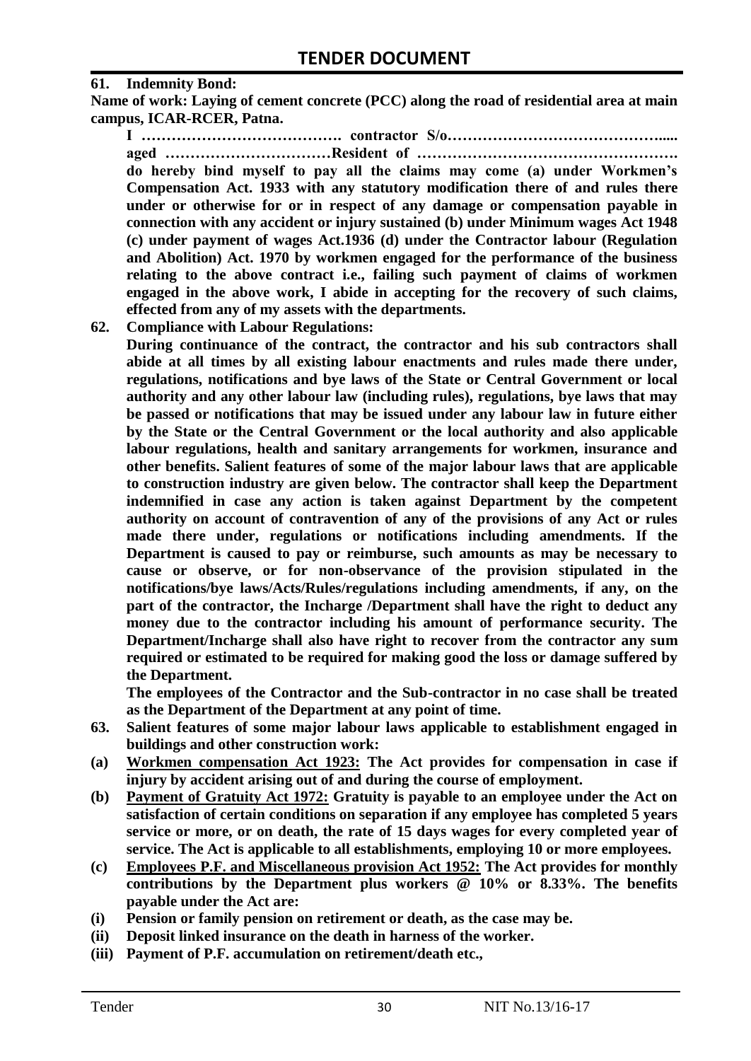**61. Indemnity Bond:**

**Name of work: Laying of cement concrete (PCC) along the road of residential area at main campus, ICAR-RCER, Patna.**

**I …………………………………. contractor S/o……………………………………..... aged ……………………………Resident of ……………………………………………. do hereby bind myself to pay all the claims may come (a) under Workmen's Compensation Act. 1933 with any statutory modification there of and rules there under or otherwise for or in respect of any damage or compensation payable in connection with any accident or injury sustained (b) under Minimum wages Act 1948 (c) under payment of wages Act.1936 (d) under the Contractor labour (Regulation and Abolition) Act. 1970 by workmen engaged for the performance of the business relating to the above contract i.e., failing such payment of claims of workmen engaged in the above work, I abide in accepting for the recovery of such claims, effected from any of my assets with the departments.**

**62. Compliance with Labour Regulations:**

**During continuance of the contract, the contractor and his sub contractors shall abide at all times by all existing labour enactments and rules made there under, regulations, notifications and bye laws of the State or Central Government or local authority and any other labour law (including rules), regulations, bye laws that may be passed or notifications that may be issued under any labour law in future either by the State or the Central Government or the local authority and also applicable labour regulations, health and sanitary arrangements for workmen, insurance and other benefits. Salient features of some of the major labour laws that are applicable to construction industry are given below. The contractor shall keep the Department indemnified in case any action is taken against Department by the competent authority on account of contravention of any of the provisions of any Act or rules made there under, regulations or notifications including amendments. If the Department is caused to pay or reimburse, such amounts as may be necessary to cause or observe, or for non-observance of the provision stipulated in the notifications/bye laws/Acts/Rules/regulations including amendments, if any, on the part of the contractor, the Incharge /Department shall have the right to deduct any money due to the contractor including his amount of performance security. The Department/Incharge shall also have right to recover from the contractor any sum required or estimated to be required for making good the loss or damage suffered by the Department.**

**The employees of the Contractor and the Sub-contractor in no case shall be treated as the Department of the Department at any point of time.**

**63. Salient features of some major labour laws applicable to establishment engaged in buildings and other construction work:**

**(a) <u>Workmen compensation Act 1923:</u> The Act provides for compensation in case if injury by accident arising out of and during the course of employment.**

**(b) <u>Payment of Gratuity Act 1972:</u> Gratuity is payable to an employee under the Act on satisfaction of certain conditions on separation if any employee has completed 5 years service or more, or on death, the rate of 15 days wages for every completed year of service. The Act is applicable to all establishments, employing 10 or more employees.**

**(c) <u>Employees P.F. and Miscellaneous provision Act 1952:</u> The Act provides for monthly contributions by the Department plus workers @ 10% or 8.33%. The benefits payable under the Act are:**

**(i) Pension or family pension on retirement or death, as the case may be.**

**(ii) Deposit linked insurance on the death in harness of the worker.**

**(iii) Payment of P.F. accumulation on retirement/death etc.,**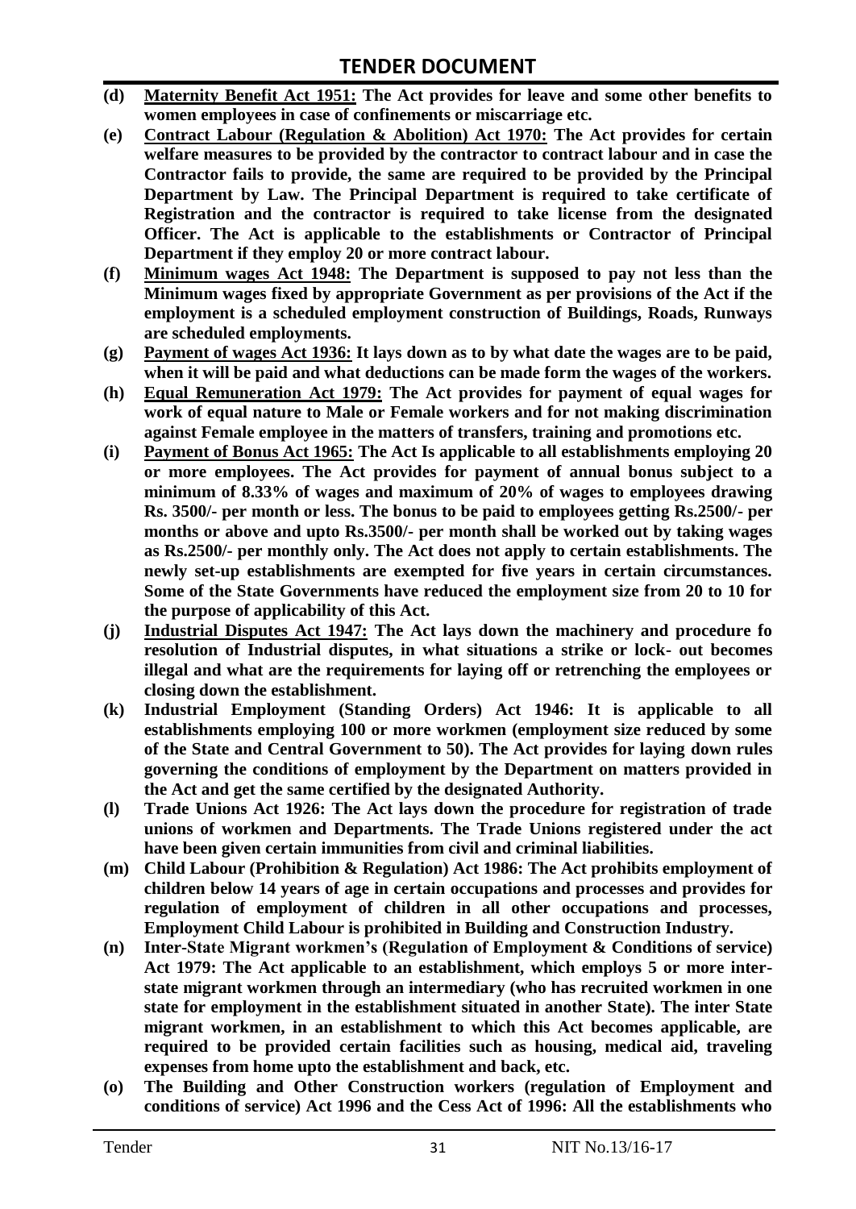**(d)** **<u>Maternity Benefit Act 1951:</u> The Act provides for leave and some other benefits to women employees in case of confinements or miscarriage etc.**

**(e)** **<u>Contract Labour (Regulation & Abolition) Act 1970:</u> The Act provides for certain welfare measures to be provided by the contractor to contract labour and in case the Contractor fails to provide, the same are required to be provided by the Principal Department by Law. The Principal Department is required to take certificate of Registration and the contractor is required to take license from the designated Officer. The Act is applicable to the establishments or Contractor of Principal Department if they employ 20 or more contract labour.**

**(f)** **<u>Minimum wages Act 1948:</u> The Department is supposed to pay not less than the Minimum wages fixed by appropriate Government as per provisions of the Act if the employment is a scheduled employment construction of Buildings, Roads, Runways are scheduled employments.**

**(g)** **<u>Payment of wages Act 1936:</u> It lays down as to by what date the wages are to be paid, when it will be paid and what deductions can be made form the wages of the workers.**

**(h)** **<u>Equal Remuneration Act 1979:</u> The Act provides for payment of equal wages for work of equal nature to Male or Female workers and for not making discrimination against Female employee in the matters of transfers, training and promotions etc.**

**(i)** **<u>Payment of Bonus Act 1965:</u> The Act Is applicable to all establishments employing 20 or more employees. The Act provides for payment of annual bonus subject to a minimum of 8.33% of wages and maximum of 20% of wages to employees drawing Rs. 3500/- per month or less. The bonus to be paid to employees getting Rs.2500/- per months or above and upto Rs.3500/- per month shall be worked out by taking wages as Rs.2500/- per monthly only. The Act does not apply to certain establishments. The newly set-up establishments are exempted for five years in certain circumstances. Some of the State Governments have reduced the employment size from 20 to 10 for the purpose of applicability of this Act.**

**(j)** **<u>Industrial Disputes Act 1947:</u> The Act lays down the machinery and procedure fo resolution of Industrial disputes, in what situations a strike or lock- out becomes illegal and what are the requirements for laying off or retrenching the employees or closing down the establishment.**

**(k)** **Industrial Employment (Standing Orders) Act 1946: It is applicable to all establishments employing 100 or more workmen (employment size reduced by some of the State and Central Government to 50). The Act provides for laying down rules governing the conditions of employment by the Department on matters provided in the Act and get the same certified by the designated Authority.**

**(l)** **Trade Unions Act 1926: The Act lays down the procedure for registration of trade unions of workmen and Departments. The Trade Unions registered under the act have been given certain immunities from civil and criminal liabilities.**

**(m)** **Child Labour (Prohibition & Regulation) Act 1986: The Act prohibits employment of children below 14 years of age in certain occupations and processes and provides for regulation of employment of children in all other occupations and processes, Employment Child Labour is prohibited in Building and Construction Industry.**

**(n)** **Inter-State Migrant workmen's (Regulation of Employment & Conditions of service) Act 1979: The Act applicable to an establishment, which employs 5 or more inter-state migrant workmen through an intermediary (who has recruited workmen in one state for employment in the establishment situated in another State). The inter State migrant workmen, in an establishment to which this Act becomes applicable, are required to be provided certain facilities such as housing, medical aid, traveling expenses from home upto the establishment and back, etc.**

**(o)** **The Building and Other Construction workers (regulation of Employment and conditions of service) Act 1996 and the Cess Act of 1996: All the establishments who**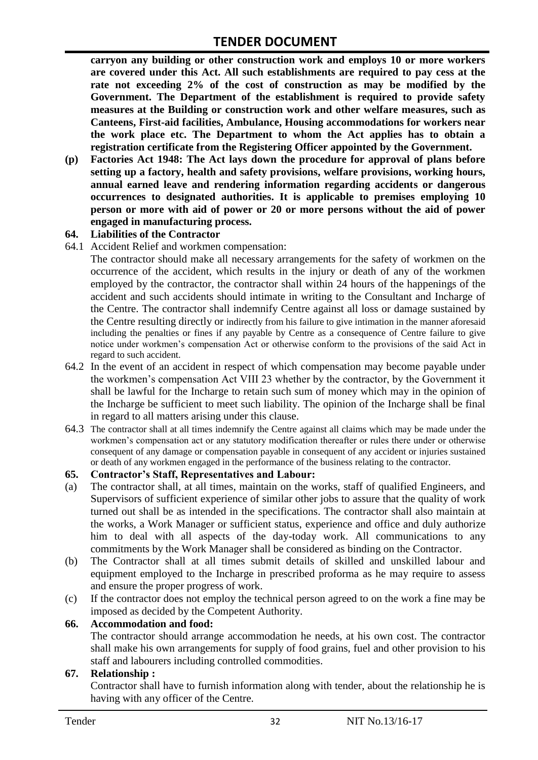**carryon any building or other construction work and employs 10 or more workers are covered under this Act. All such establishments are required to pay cess at the rate not exceeding 2% of the cost of construction as may be modified by the Government. The Department of the establishment is required to provide safety measures at the Building or construction work and other welfare measures, such as Canteens, First-aid facilities, Ambulance, Housing accommodations for workers near the work place etc. The Department to whom the Act applies has to obtain a registration certificate from the Registering Officer appointed by the Government.**

**(p) Factories Act 1948: The Act lays down the procedure for approval of plans before setting up a factory, health and safety provisions, welfare provisions, working hours, annual earned leave and rendering information regarding accidents or dangerous occurrences to designated authorities. It is applicable to premises employing 10 person or more with aid of power or 20 or more persons without the aid of power engaged in manufacturing process.**

**64. Liabilities of the Contractor**

64.1 Accident Relief and workmen compensation:

The contractor should make all necessary arrangements for the safety of workmen on the occurrence of the accident, which results in the injury or death of any of the workmen employed by the contractor, the contractor shall within 24 hours of the happenings of the accident and such accidents should intimate in writing to the Consultant and Incharge of the Centre. The contractor shall indemnify Centre against all loss or damage sustained by the Centre resulting directly or indirectly from his failure to give intimation in the manner aforesaid including the penalties or fines if any payable by Centre as a consequence of Centre failure to give notice under workmen's compensation Act or otherwise conform to the provisions of the said Act in regard to such accident.

64.2 In the event of an accident in respect of which compensation may become payable under the workmen's compensation Act VIII 23 whether by the contractor, by the Government it shall be lawful for the Incharge to retain such sum of money which may in the opinion of the Incharge be sufficient to meet such liability. The opinion of the Incharge shall be final in regard to all matters arising under this clause.

64.3 The contractor shall at all times indemnify the Centre against all claims which may be made under the workmen's compensation act or any statutory modification thereafter or rules there under or otherwise consequent of any damage or compensation payable in consequent of any accident or injuries sustained or death of any workmen engaged in the performance of the business relating to the contractor.

**65. Contractor's Staff, Representatives and Labour:**

(a) The contractor shall, at all times, maintain on the works, staff of qualified Engineers, and Supervisors of sufficient experience of similar other jobs to assure that the quality of work turned out shall be as intended in the specifications. The contractor shall also maintain at the works, a Work Manager or sufficient status, experience and office and duly authorize him to deal with all aspects of the day-today work. All communications to any commitments by the Work Manager shall be considered as binding on the Contractor.

(b) The Contractor shall at all times submit details of skilled and unskilled labour and equipment employed to the Incharge in prescribed proforma as he may require to assess and ensure the proper progress of work.

(c) If the contractor does not employ the technical person agreed to on the work a fine may be imposed as decided by the Competent Authority.

**66. Accommodation and food:**

The contractor should arrange accommodation he needs, at his own cost. The contractor shall make his own arrangements for supply of food grains, fuel and other provision to his staff and labourers including controlled commodities.

**67. Relationship :**

Contractor shall have to furnish information along with tender, about the relationship he is having with any officer of the Centre.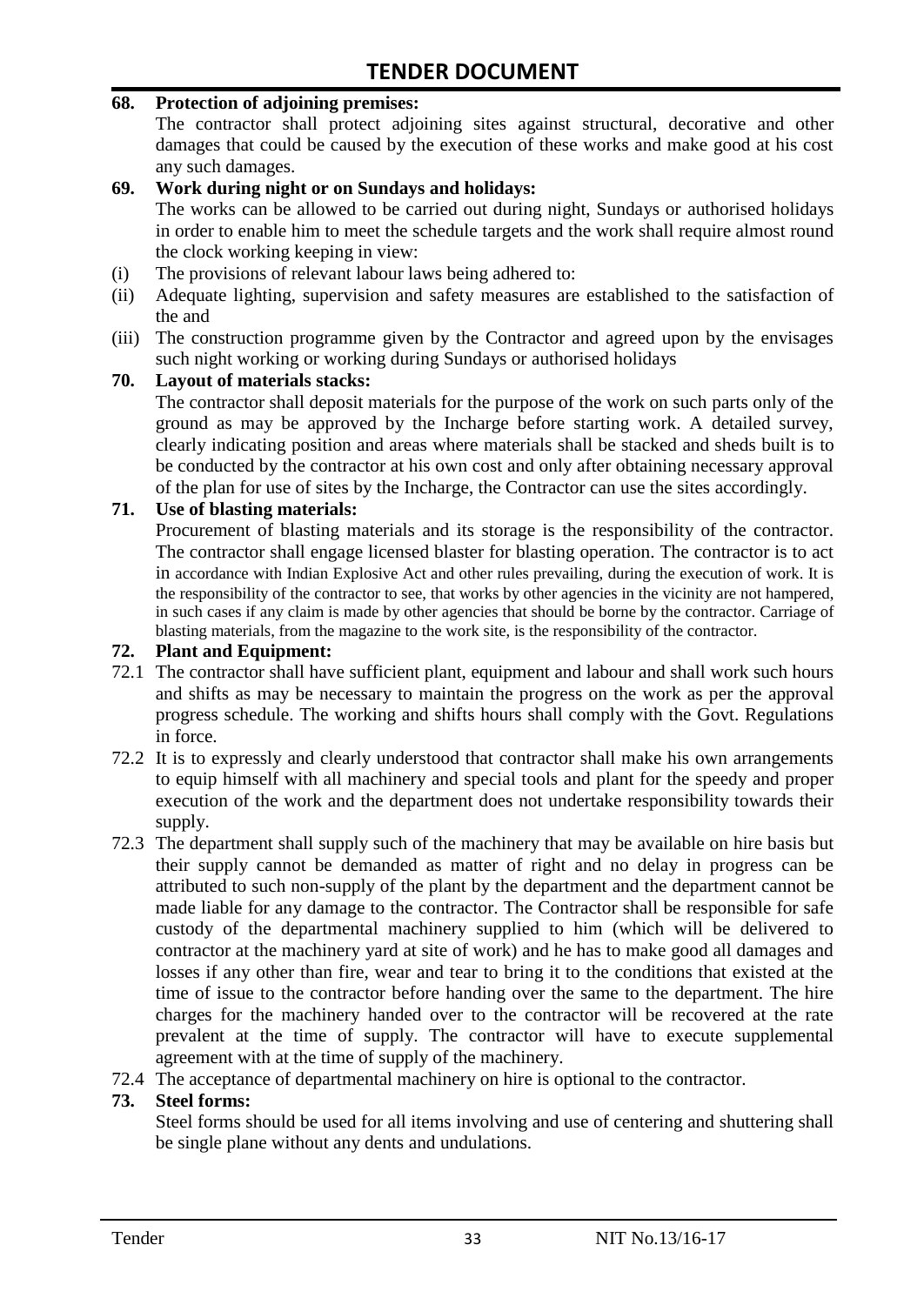**68. Protection of adjoining premises:**

The contractor shall protect adjoining sites against structural, decorative and other damages that could be caused by the execution of these works and make good at his cost any such damages.

**69. Work during night or on Sundays and holidays:**

The works can be allowed to be carried out during night, Sundays or authorised holidays in order to enable him to meet the schedule targets and the work shall require almost round the clock working keeping in view:

(i) The provisions of relevant labour laws being adhered to:

(ii) Adequate lighting, supervision and safety measures are established to the satisfaction of the and

(iii) The construction programme given by the Contractor and agreed upon by the envisages such night working or working during Sundays or authorised holidays

**70. Layout of materials stacks:**

The contractor shall deposit materials for the purpose of the work on such parts only of the ground as may be approved by the Incharge before starting work. A detailed survey, clearly indicating position and areas where materials shall be stacked and sheds built is to be conducted by the contractor at his own cost and only after obtaining necessary approval of the plan for use of sites by the Incharge, the Contractor can use the sites accordingly.

**71. Use of blasting materials:**

Procurement of blasting materials and its storage is the responsibility of the contractor. The contractor shall engage licensed blaster for blasting operation. The contractor is to act in accordance with Indian Explosive Act and other rules prevailing, during the execution of work. It is the responsibility of the contractor to see, that works by other agencies in the vicinity are not hampered, in such cases if any claim is made by other agencies that should be borne by the contractor. Carriage of blasting materials, from the magazine to the work site, is the responsibility of the contractor.

**72. Plant and Equipment:**

72.1 The contractor shall have sufficient plant, equipment and labour and shall work such hours and shifts as may be necessary to maintain the progress on the work as per the approval progress schedule. The working and shifts hours shall comply with the Govt. Regulations in force.

72.2 It is to expressly and clearly understood that contractor shall make his own arrangements to equip himself with all machinery and special tools and plant for the speedy and proper execution of the work and the department does not undertake responsibility towards their supply.

72.3 The department shall supply such of the machinery that may be available on hire basis but their supply cannot be demanded as matter of right and no delay in progress can be attributed to such non-supply of the plant by the department and the department cannot be made liable for any damage to the contractor. The Contractor shall be responsible for safe custody of the departmental machinery supplied to him (which will be delivered to contractor at the machinery yard at site of work) and he has to make good all damages and losses if any other than fire, wear and tear to bring it to the conditions that existed at the time of issue to the contractor before handing over the same to the department. The hire charges for the machinery handed over to the contractor will be recovered at the rate prevalent at the time of supply. The contractor will have to execute supplemental agreement with at the time of supply of the machinery.

72.4 The acceptance of departmental machinery on hire is optional to the contractor.

**73. Steel forms:**

Steel forms should be used for all items involving and use of centering and shuttering shall be single plane without any dents and undulations.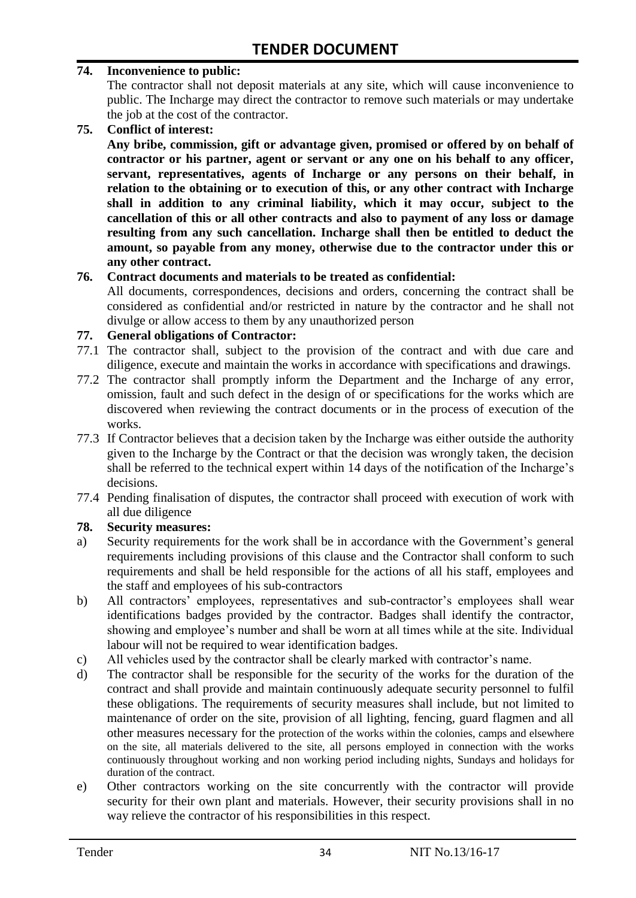**74. Inconvenience to public:**

The contractor shall not deposit materials at any site, which will cause inconvenience to public. The Incharge may direct the contractor to remove such materials or may undertake the job at the cost of the contractor.

**75. Conflict of interest:**

**Any bribe, commission, gift or advantage given, promised or offered by on behalf of contractor or his partner, agent or servant or any one on his behalf to any officer, servant, representatives, agents of Incharge or any persons on their behalf, in relation to the obtaining or to execution of this, or any other contract with Incharge shall in addition to any criminal liability, which it may occur, subject to the cancellation of this or all other contracts and also to payment of any loss or damage resulting from any such cancellation. Incharge shall then be entitled to deduct the amount, so payable from any money, otherwise due to the contractor under this or any other contract.**

**76. Contract documents and materials to be treated as confidential:**

All documents, correspondences, decisions and orders, concerning the contract shall be considered as confidential and/or restricted in nature by the contractor and he shall not divulge or allow access to them by any unauthorized person

**77. General obligations of Contractor:**

77.1 The contractor shall, subject to the provision of the contract and with due care and diligence, execute and maintain the works in accordance with specifications and drawings.

77.2 The contractor shall promptly inform the Department and the Incharge of any error, omission, fault and such defect in the design of or specifications for the works which are discovered when reviewing the contract documents or in the process of execution of the works.

77.3 If Contractor believes that a decision taken by the Incharge was either outside the authority given to the Incharge by the Contract or that the decision was wrongly taken, the decision shall be referred to the technical expert within 14 days of the notification of the Incharge's decisions.

77.4 Pending finalisation of disputes, the contractor shall proceed with execution of work with all due diligence

**78. Security measures:**

a) Security requirements for the work shall be in accordance with the Government's general requirements including provisions of this clause and the Contractor shall conform to such requirements and shall be held responsible for the actions of all his staff, employees and the staff and employees of his sub-contractors

b) All contractors' employees, representatives and sub-contractor's employees shall wear identifications badges provided by the contractor. Badges shall identify the contractor, showing and employee's number and shall be worn at all times while at the site. Individual labour will not be required to wear identification badges.

c) All vehicles used by the contractor shall be clearly marked with contractor's name.

d) The contractor shall be responsible for the security of the works for the duration of the contract and shall provide and maintain continuously adequate security personnel to fulfil these obligations. The requirements of security measures shall include, but not limited to maintenance of order on the site, provision of all lighting, fencing, guard flagmen and all other measures necessary for the protection of the works within the colonies, camps and elsewhere on the site, all materials delivered to the site, all persons employed in connection with the works continuously throughout working and non working period including nights, Sundays and holidays for duration of the contract.

e) Other contractors working on the site concurrently with the contractor will provide security for their own plant and materials. However, their security provisions shall in no way relieve the contractor of his responsibilities in this respect.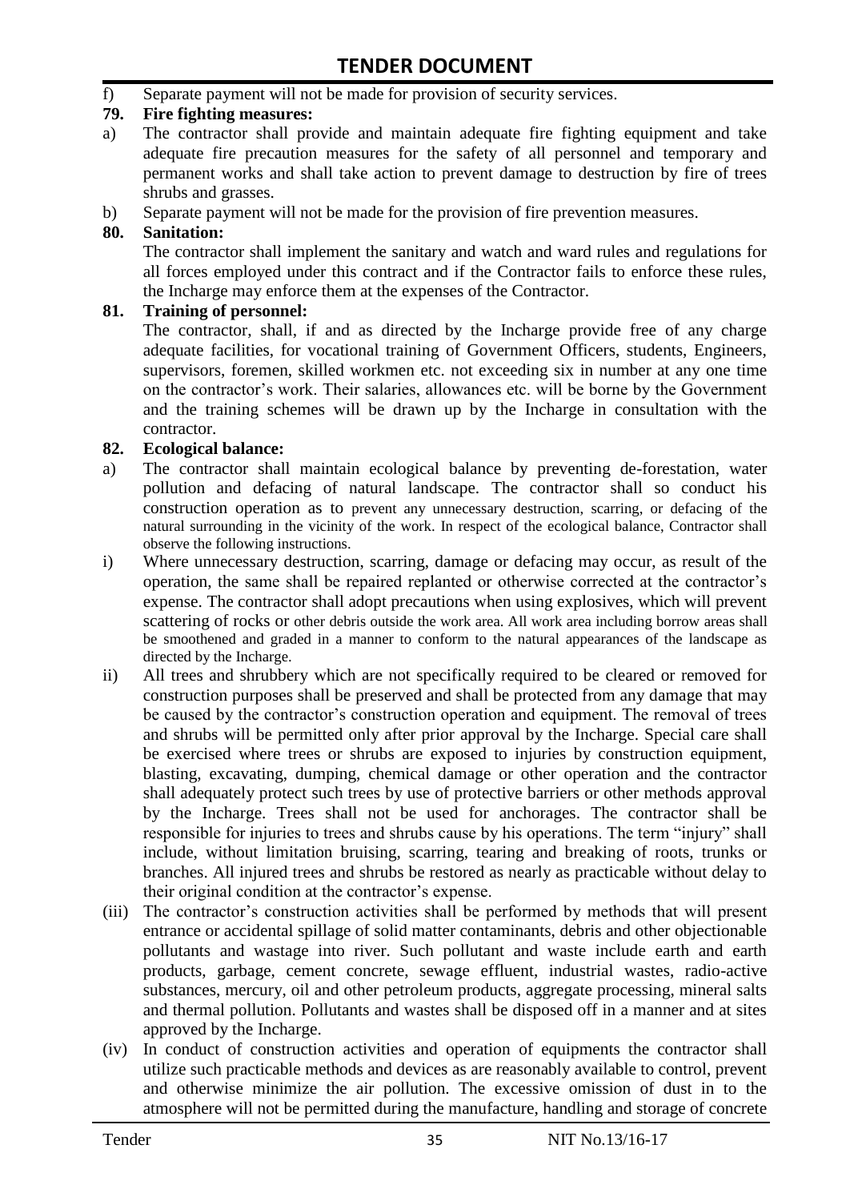f) Separate payment will not be made for provision of security services.

**79. Fire fighting measures:**

a) The contractor shall provide and maintain adequate fire fighting equipment and take adequate fire precaution measures for the safety of all personnel and temporary and permanent works and shall take action to prevent damage to destruction by fire of trees shrubs and grasses.

b) Separate payment will not be made for the provision of fire prevention measures.

**80. Sanitation:**

The contractor shall implement the sanitary and watch and ward rules and regulations for all forces employed under this contract and if the Contractor fails to enforce these rules, the Incharge may enforce them at the expenses of the Contractor.

**81. Training of personnel:**

The contractor, shall, if and as directed by the Incharge provide free of any charge adequate facilities, for vocational training of Government Officers, students, Engineers, supervisors, foremen, skilled workmen etc. not exceeding six in number at any one time on the contractor's work. Their salaries, allowances etc. will be borne by the Government and the training schemes will be drawn up by the Incharge in consultation with the contractor.

**82. Ecological balance:**

a) The contractor shall maintain ecological balance by preventing de-forestation, water pollution and defacing of natural landscape. The contractor shall so conduct his construction operation as to prevent any unnecessary destruction, scarring, or defacing of the natural surrounding in the vicinity of the work. In respect of the ecological balance, Contractor shall observe the following instructions.

i) Where unnecessary destruction, scarring, damage or defacing may occur, as result of the operation, the same shall be repaired replanted or otherwise corrected at the contractor's expense. The contractor shall adopt precautions when using explosives, which will prevent scattering of rocks or other debris outside the work area. All work area including borrow areas shall be smoothened and graded in a manner to conform to the natural appearances of the landscape as directed by the Incharge.

ii) All trees and shrubbery which are not specifically required to be cleared or removed for construction purposes shall be preserved and shall be protected from any damage that may be caused by the contractor's construction operation and equipment. The removal of trees and shrubs will be permitted only after prior approval by the Incharge. Special care shall be exercised where trees or shrubs are exposed to injuries by construction equipment, blasting, excavating, dumping, chemical damage or other operation and the contractor shall adequately protect such trees by use of protective barriers or other methods approval by the Incharge. Trees shall not be used for anchorages. The contractor shall be responsible for injuries to trees and shrubs cause by his operations. The term "injury" shall include, without limitation bruising, scarring, tearing and breaking of roots, trunks or branches. All injured trees and shrubs be restored as nearly as practicable without delay to their original condition at the contractor's expense.

(iii) The contractor's construction activities shall be performed by methods that will present entrance or accidental spillage of solid matter contaminants, debris and other objectionable pollutants and wastage into river. Such pollutant and waste include earth and earth products, garbage, cement concrete, sewage effluent, industrial wastes, radio-active substances, mercury, oil and other petroleum products, aggregate processing, mineral salts and thermal pollution. Pollutants and wastes shall be disposed off in a manner and at sites approved by the Incharge.

(iv) In conduct of construction activities and operation of equipments the contractor shall utilize such practicable methods and devices as are reasonably available to control, prevent and otherwise minimize the air pollution. The excessive omission of dust in to the atmosphere will not be permitted during the manufacture, handling and storage of concrete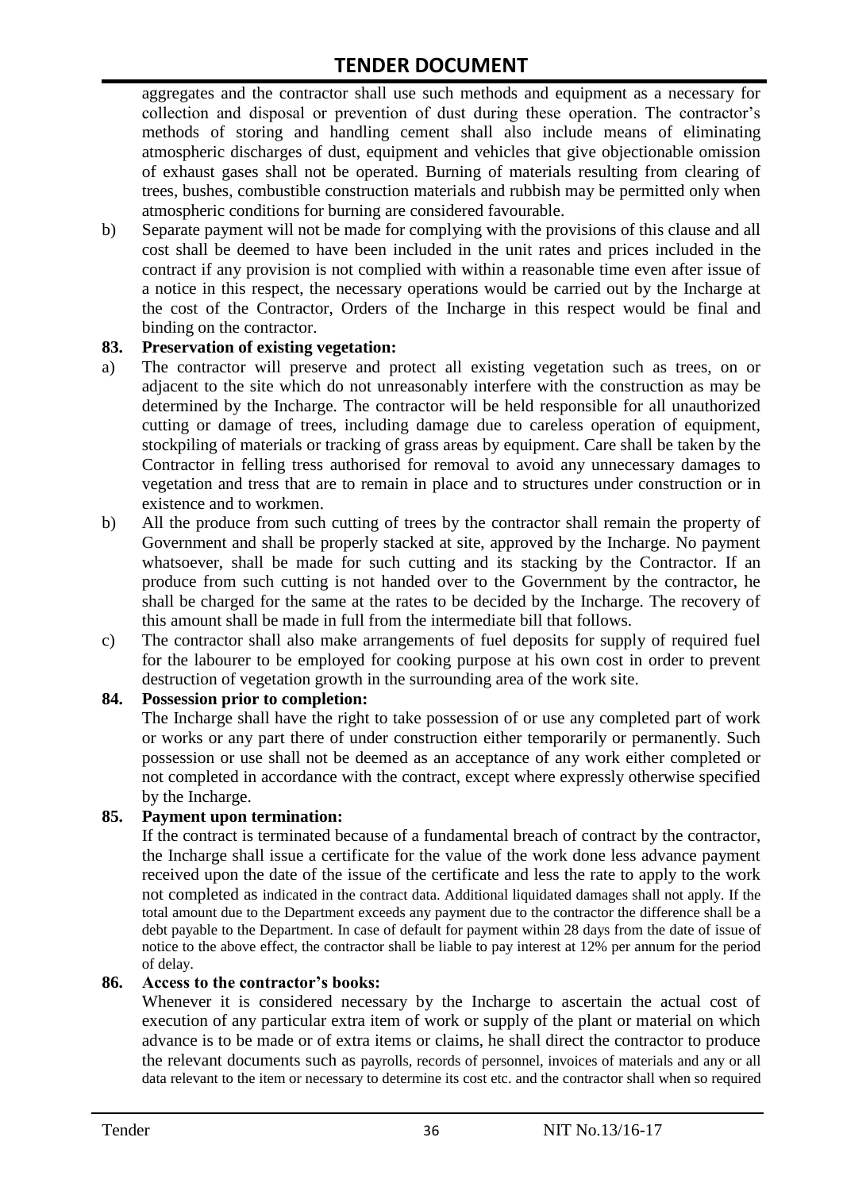aggregates and the contractor shall use such methods and equipment as a necessary for collection and disposal or prevention of dust during these operation. The contractor's methods of storing and handling cement shall also include means of eliminating atmospheric discharges of dust, equipment and vehicles that give objectionable omission of exhaust gases shall not be operated. Burning of materials resulting from clearing of trees, bushes, combustible construction materials and rubbish may be permitted only when atmospheric conditions for burning are considered favourable.

b) Separate payment will not be made for complying with the provisions of this clause and all cost shall be deemed to have been included in the unit rates and prices included in the contract if any provision is not complied with within a reasonable time even after issue of a notice in this respect, the necessary operations would be carried out by the Incharge at the cost of the Contractor, Orders of the Incharge in this respect would be final and binding on the contractor.

**83. Preservation of existing vegetation:**

a) The contractor will preserve and protect all existing vegetation such as trees, on or adjacent to the site which do not unreasonably interfere with the construction as may be determined by the Incharge. The contractor will be held responsible for all unauthorized cutting or damage of trees, including damage due to careless operation of equipment, stockpiling of materials or tracking of grass areas by equipment. Care shall be taken by the Contractor in felling tress authorised for removal to avoid any unnecessary damages to vegetation and tress that are to remain in place and to structures under construction or in existence and to workmen.

b) All the produce from such cutting of trees by the contractor shall remain the property of Government and shall be properly stacked at site, approved by the Incharge. No payment whatsoever, shall be made for such cutting and its stacking by the Contractor. If an produce from such cutting is not handed over to the Government by the contractor, he shall be charged for the same at the rates to be decided by the Incharge. The recovery of this amount shall be made in full from the intermediate bill that follows.

c) The contractor shall also make arrangements of fuel deposits for supply of required fuel for the labourer to be employed for cooking purpose at his own cost in order to prevent destruction of vegetation growth in the surrounding area of the work site.

**84. Possession prior to completion:**

The Incharge shall have the right to take possession of or use any completed part of work or works or any part there of under construction either temporarily or permanently. Such possession or use shall not be deemed as an acceptance of any work either completed or not completed in accordance with the contract, except where expressly otherwise specified by the Incharge.

**85. Payment upon termination:**

If the contract is terminated because of a fundamental breach of contract by the contractor, the Incharge shall issue a certificate for the value of the work done less advance payment received upon the date of the issue of the certificate and less the rate to apply to the work not completed as indicated in the contract data. Additional liquidated damages shall not apply. If the total amount due to the Department exceeds any payment due to the contractor the difference shall be a debt payable to the Department. In case of default for payment within 28 days from the date of issue of notice to the above effect, the contractor shall be liable to pay interest at 12% per annum for the period of delay.

**86. Access to the contractor's books:**

Whenever it is considered necessary by the Incharge to ascertain the actual cost of execution of any particular extra item of work or supply of the plant or material on which advance is to be made or of extra items or claims, he shall direct the contractor to produce the relevant documents such as payrolls, records of personnel, invoices of materials and any or all data relevant to the item or necessary to determine its cost etc. and the contractor shall when so required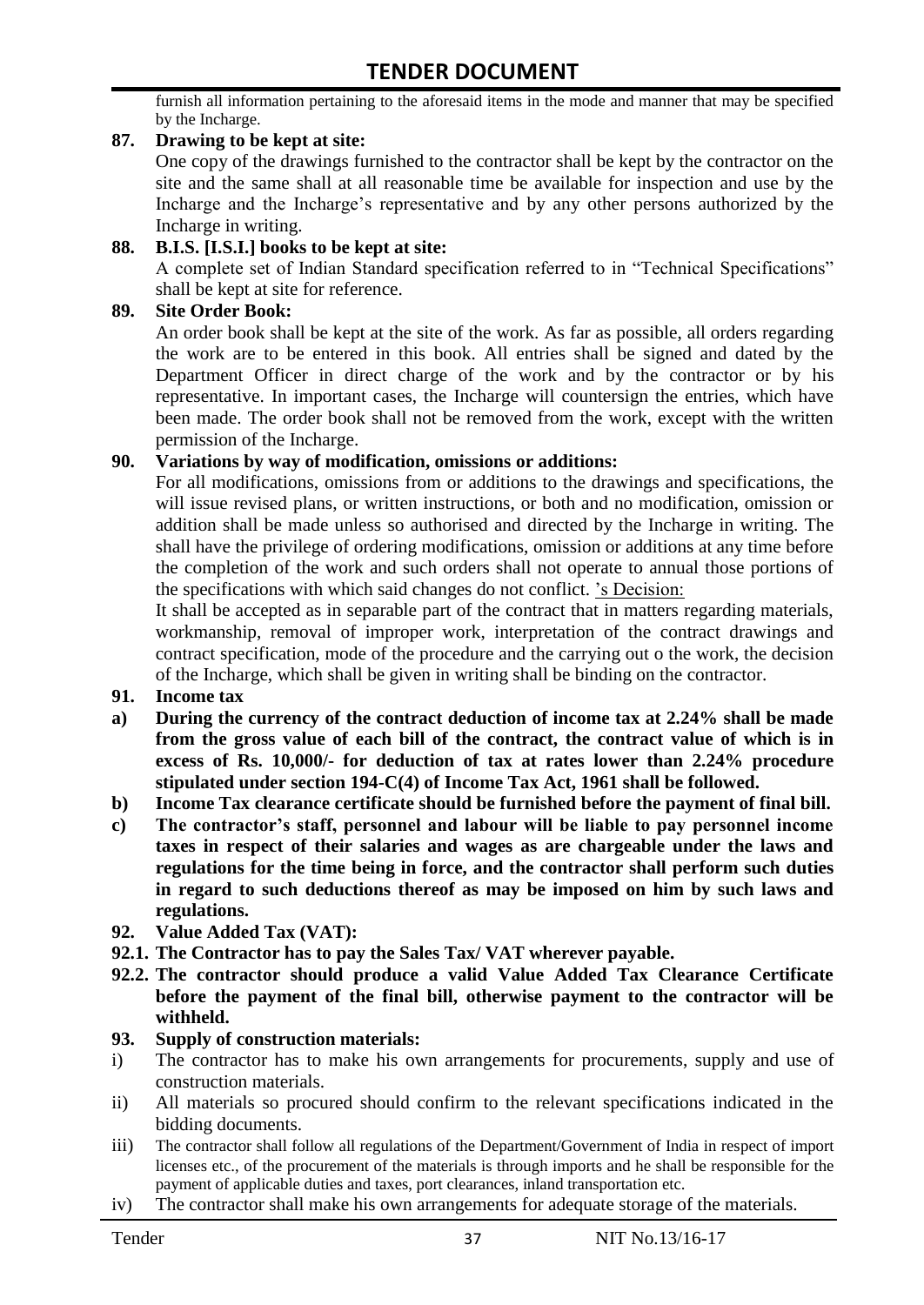furnish all information pertaining to the aforesaid items in the mode and manner that may be specified by the Incharge.

**87. Drawing to be kept at site:**

One copy of the drawings furnished to the contractor shall be kept by the contractor on the site and the same shall at all reasonable time be available for inspection and use by the Incharge and the Incharge's representative and by any other persons authorized by the Incharge in writing.

**88. B.I.S. [I.S.I.] books to be kept at site:**

A complete set of Indian Standard specification referred to in "Technical Specifications" shall be kept at site for reference.

**89. Site Order Book:**

An order book shall be kept at the site of the work. As far as possible, all orders regarding the work are to be entered in this book. All entries shall be signed and dated by the Department Officer in direct charge of the work and by the contractor or by his representative. In important cases, the Incharge will countersign the entries, which have been made. The order book shall not be removed from the work, except with the written permission of the Incharge.

**90. Variations by way of modification, omissions or additions:**

For all modifications, omissions from or additions to the drawings and specifications, the will issue revised plans, or written instructions, or both and no modification, omission or addition shall be made unless so authorised and directed by the Incharge in writing. The shall have the privilege of ordering modifications, omission or additions at any time before the completion of the work and such orders shall not operate to annual those portions of the specifications with which said changes do not conflict. 's Decision:

It shall be accepted as in separable part of the contract that in matters regarding materials, workmanship, removal of improper work, interpretation of the contract drawings and contract specification, mode of the procedure and the carrying out o the work, the decision of the Incharge, which shall be given in writing shall be binding on the contractor.

**91. Income tax**

**a) During the currency of the contract deduction of income tax at 2.24% shall be made from the gross value of each bill of the contract, the contract value of which is in excess of Rs. 10,000/- for deduction of tax at rates lower than 2.24% procedure stipulated under section 194-C(4) of Income Tax Act, 1961 shall be followed.**

**b) Income Tax clearance certificate should be furnished before the payment of final bill.**

**c) The contractor's staff, personnel and labour will be liable to pay personnel income taxes in respect of their salaries and wages as are chargeable under the laws and regulations for the time being in force, and the contractor shall perform such duties in regard to such deductions thereof as may be imposed on him by such laws and regulations.**

**92. Value Added Tax (VAT):**

**92.1. The Contractor has to pay the Sales Tax/ VAT wherever payable.**

**92.2. The contractor should produce a valid Value Added Tax Clearance Certificate before the payment of the final bill, otherwise payment to the contractor will be withheld.**

**93. Supply of construction materials:**

i) The contractor has to make his own arrangements for procurements, supply and use of construction materials.

ii) All materials so procured should confirm to the relevant specifications indicated in the bidding documents.

iii) The contractor shall follow all regulations of the Department/Government of India in respect of import licenses etc., of the procurement of the materials is through imports and he shall be responsible for the payment of applicable duties and taxes, port clearances, inland transportation etc.

iv) The contractor shall make his own arrangements for adequate storage of the materials.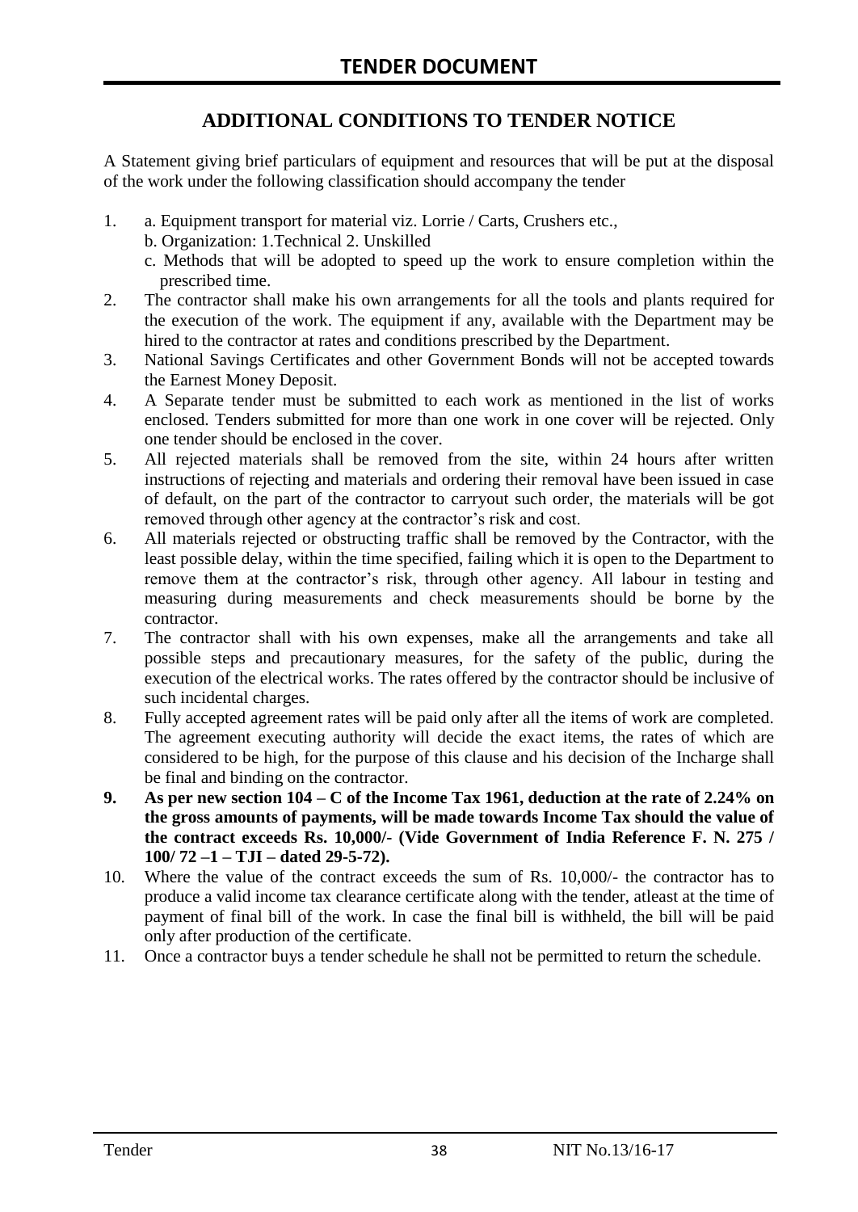# TENDER DOCUMENT

## ADDITIONAL CONDITIONS TO TENDER NOTICE

A Statement giving brief particulars of equipment and resources that will be put at the disposal of the work under the following classification should accompany the tender

1. a. Equipment transport for material viz. Lorrie / Carts, Crushers etc.,
   b. Organization: 1.Technical 2. Unskilled
   c. Methods that will be adopted to speed up the work to ensure completion within the prescribed time.
2. The contractor shall make his own arrangements for all the tools and plants required for the execution of the work. The equipment if any, available with the Department may be hired to the contractor at rates and conditions prescribed by the Department.
3. National Savings Certificates and other Government Bonds will not be accepted towards the Earnest Money Deposit.
4. A Separate tender must be submitted to each work as mentioned in the list of works enclosed. Tenders submitted for more than one work in one cover will be rejected. Only one tender should be enclosed in the cover.
5. All rejected materials shall be removed from the site, within 24 hours after written instructions of rejecting and materials and ordering their removal have been issued in case of default, on the part of the contractor to carryout such order, the materials will be got removed through other agency at the contractor's risk and cost.
6. All materials rejected or obstructing traffic shall be removed by the Contractor, with the least possible delay, within the time specified, failing which it is open to the Department to remove them at the contractor's risk, through other agency. All labour in testing and measuring during measurements and check measurements should be borne by the contractor.
7. The contractor shall with his own expenses, make all the arrangements and take all possible steps and precautionary measures, for the safety of the public, during the execution of the electrical works. The rates offered by the contractor should be inclusive of such incidental charges.
8. Fully accepted agreement rates will be paid only after all the items of work are completed. The agreement executing authority will decide the exact items, the rates of which are considered to be high, for the purpose of this clause and his decision of the Incharge shall be final and binding on the contractor.
9. **As per new section 104 – C of the Income Tax 1961, deduction at the rate of 2.24% on the gross amounts of payments, will be made towards Income Tax should the value of the contract exceeds Rs. 10,000/- (Vide Government of India Reference F. N. 275 / 100/ 72 –1 – TJI – dated 29-5-72).**
10. Where the value of the contract exceeds the sum of Rs. 10,000/- the contractor has to produce a valid income tax clearance certificate along with the tender, atleast at the time of payment of final bill of the work. In case the final bill is withheld, the bill will be paid only after production of the certificate.
11. Once a contractor buys a tender schedule he shall not be permitted to return the schedule.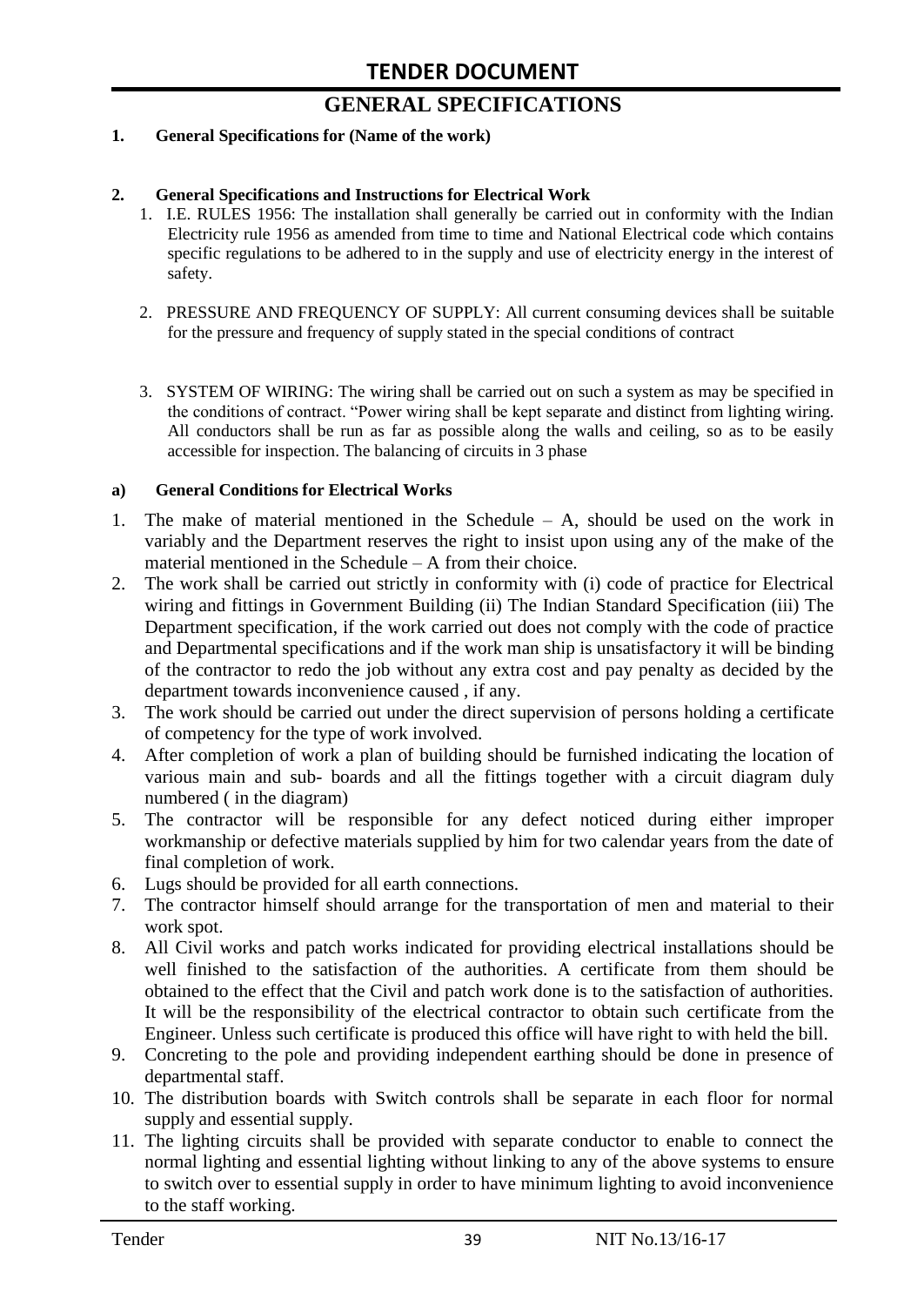# GENERAL SPECIFICATIONS

**1. General Specifications for (Name of the work)**

**2. General Specifications and Instructions for Electrical Work**

1. I.E. RULES 1956: The installation shall generally be carried out in conformity with the Indian Electricity rule 1956 as amended from time to time and National Electrical code which contains specific regulations to be adhered to in the supply and use of electricity energy in the interest of safety.

2. PRESSURE AND FREQUENCY OF SUPPLY: All current consuming devices shall be suitable for the pressure and frequency of supply stated in the special conditions of contract

3. SYSTEM OF WIRING: The wiring shall be carried out on such a system as may be specified in the conditions of contract. "Power wiring shall be kept separate and distinct from lighting wiring. All conductors shall be run as far as possible along the walls and ceiling, so as to be easily accessible for inspection. The balancing of circuits in 3 phase

**a) General Conditions for Electrical Works**

1. The make of material mentioned in the Schedule – A, should be used on the work in variably and the Department reserves the right to insist upon using any of the make of the material mentioned in the Schedule – A from their choice.
2. The work shall be carried out strictly in conformity with (i) code of practice for Electrical wiring and fittings in Government Building (ii) The Indian Standard Specification (iii) The Department specification, if the work carried out does not comply with the code of practice and Departmental specifications and if the work man ship is unsatisfactory it will be binding of the contractor to redo the job without any extra cost and pay penalty as decided by the department towards inconvenience caused , if any.
3. The work should be carried out under the direct supervision of persons holding a certificate of competency for the type of work involved.
4. After completion of work a plan of building should be furnished indicating the location of various main and sub- boards and all the fittings together with a circuit diagram duly numbered ( in the diagram)
5. The contractor will be responsible for any defect noticed during either improper workmanship or defective materials supplied by him for two calendar years from the date of final completion of work.
6. Lugs should be provided for all earth connections.
7. The contractor himself should arrange for the transportation of men and material to their work spot.
8. All Civil works and patch works indicated for providing electrical installations should be well finished to the satisfaction of the authorities. A certificate from them should be obtained to the effect that the Civil and patch work done is to the satisfaction of authorities. It will be the responsibility of the electrical contractor to obtain such certificate from the Engineer. Unless such certificate is produced this office will have right to with held the bill.
9. Concreting to the pole and providing independent earthing should be done in presence of departmental staff.
10. The distribution boards with Switch controls shall be separate in each floor for normal supply and essential supply.
11. The lighting circuits shall be provided with separate conductor to enable to connect the normal lighting and essential lighting without linking to any of the above systems to ensure to switch over to essential supply in order to have minimum lighting to avoid inconvenience to the staff working.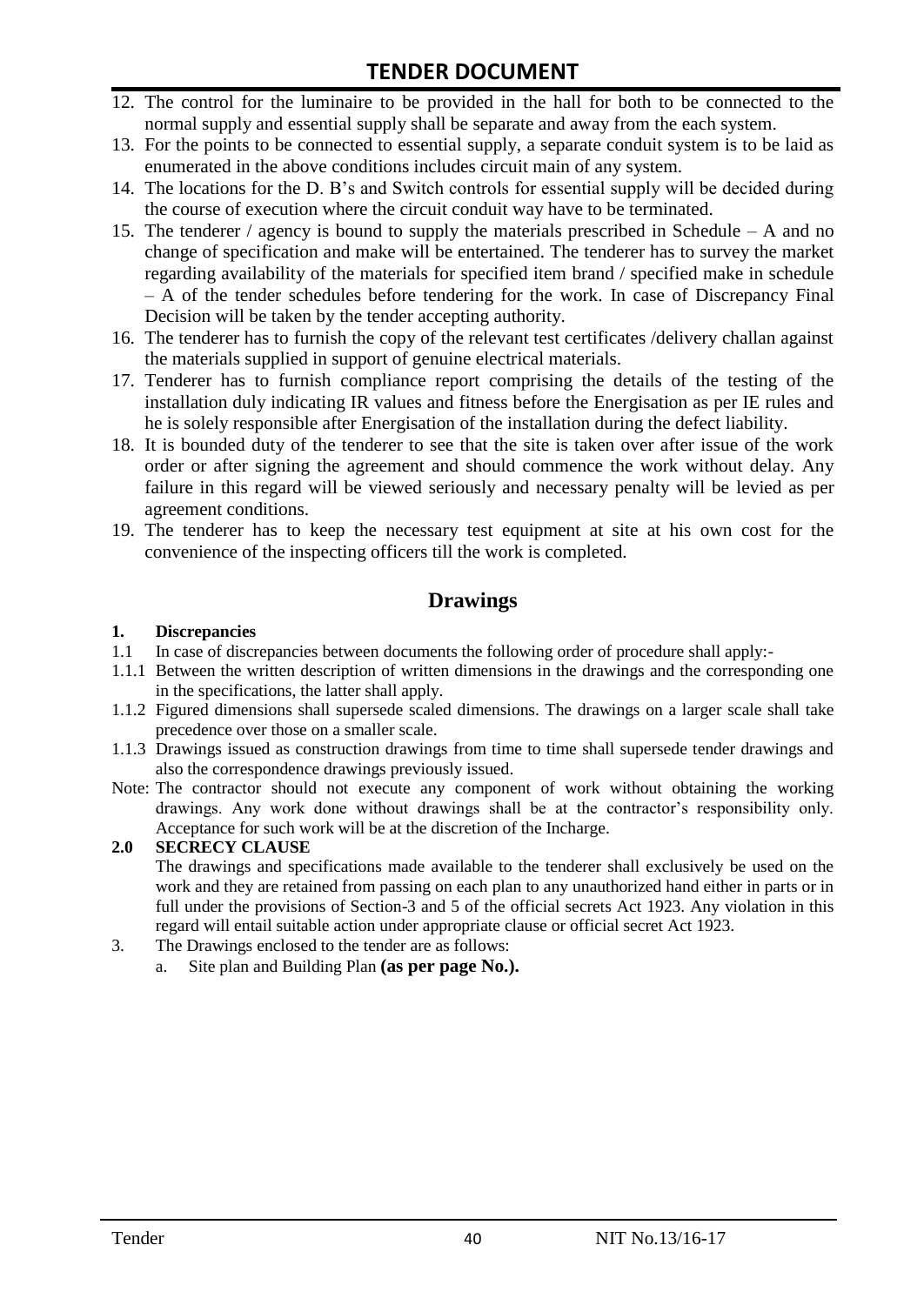12. The control for the luminaire to be provided in the hall for both to be connected to the normal supply and essential supply shall be separate and away from the each system.
13. For the points to be connected to essential supply, a separate conduit system is to be laid as enumerated in the above conditions includes circuit main of any system.
14. The locations for the D. B's and Switch controls for essential supply will be decided during the course of execution where the circuit conduit way have to be terminated.
15. The tenderer / agency is bound to supply the materials prescribed in Schedule – A and no change of specification and make will be entertained. The tenderer has to survey the market regarding availability of the materials for specified item brand / specified make in schedule – A of the tender schedules before tendering for the work. In case of Discrepancy Final Decision will be taken by the tender accepting authority.
16. The tenderer has to furnish the copy of the relevant test certificates /delivery challan against the materials supplied in support of genuine electrical materials.
17. Tenderer has to furnish compliance report comprising the details of the testing of the installation duly indicating IR values and fitness before the Energisation as per IE rules and he is solely responsible after Energisation of the installation during the defect liability.
18. It is bounded duty of the tenderer to see that the site is taken over after issue of the work order or after signing the agreement and should commence the work without delay. Any failure in this regard will be viewed seriously and necessary penalty will be levied as per agreement conditions.
19. The tenderer has to keep the necessary test equipment at site at his own cost for the convenience of the inspecting officers till the work is completed.

## Drawings

**1. Discrepancies**

1.1 In case of discrepancies between documents the following order of procedure shall apply:-

1.1.1 Between the written description of written dimensions in the drawings and the corresponding one in the specifications, the latter shall apply.

1.1.2 Figured dimensions shall supersede scaled dimensions. The drawings on a larger scale shall take precedence over those on a smaller scale.

1.1.3 Drawings issued as construction drawings from time to time shall supersede tender drawings and also the correspondence drawings previously issued.

Note: The contractor should not execute any component of work without obtaining the working drawings. Any work done without drawings shall be at the contractor's responsibility only. Acceptance for such work will be at the discretion of the Incharge.

**2.0 SECRECY CLAUSE**

The drawings and specifications made available to the tenderer shall exclusively be used on the work and they are retained from passing on each plan to any unauthorized hand either in parts or in full under the provisions of Section-3 and 5 of the official secrets Act 1923. Any violation in this regard will entail suitable action under appropriate clause or official secret Act 1923.

3. The Drawings enclosed to the tender are as follows:
   a. Site plan and Building Plan **(as per page No.).**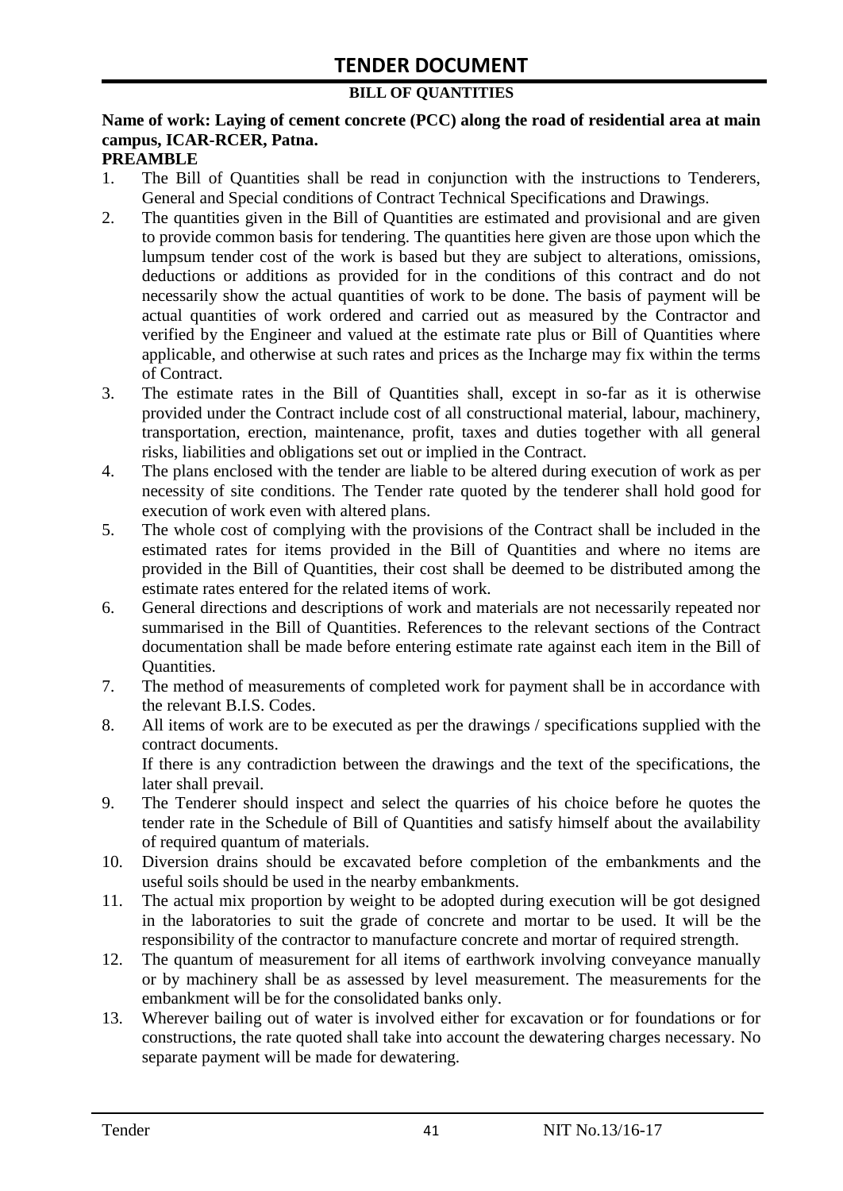# TENDER DOCUMENT

**BILL OF QUANTITIES**

**Name of work: Laying of cement concrete (PCC) along the road of residential area at main campus, ICAR-RCER, Patna.**

**PREAMBLE**

1. The Bill of Quantities shall be read in conjunction with the instructions to Tenderers, General and Special conditions of Contract Technical Specifications and Drawings.
2. The quantities given in the Bill of Quantities are estimated and provisional and are given to provide common basis for tendering. The quantities here given are those upon which the lumpsum tender cost of the work is based but they are subject to alterations, omissions, deductions or additions as provided for in the conditions of this contract and do not necessarily show the actual quantities of work to be done. The basis of payment will be actual quantities of work ordered and carried out as measured by the Contractor and verified by the Engineer and valued at the estimate rate plus or Bill of Quantities where applicable, and otherwise at such rates and prices as the Incharge may fix within the terms of Contract.
3. The estimate rates in the Bill of Quantities shall, except in so-far as it is otherwise provided under the Contract include cost of all constructional material, labour, machinery, transportation, erection, maintenance, profit, taxes and duties together with all general risks, liabilities and obligations set out or implied in the Contract.
4. The plans enclosed with the tender are liable to be altered during execution of work as per necessity of site conditions. The Tender rate quoted by the tenderer shall hold good for execution of work even with altered plans.
5. The whole cost of complying with the provisions of the Contract shall be included in the estimated rates for items provided in the Bill of Quantities and where no items are provided in the Bill of Quantities, their cost shall be deemed to be distributed among the estimate rates entered for the related items of work.
6. General directions and descriptions of work and materials are not necessarily repeated nor summarised in the Bill of Quantities. References to the relevant sections of the Contract documentation shall be made before entering estimate rate against each item in the Bill of Quantities.
7. The method of measurements of completed work for payment shall be in accordance with the relevant B.I.S. Codes.
8. All items of work are to be executed as per the drawings / specifications supplied with the contract documents.

   If there is any contradiction between the drawings and the text of the specifications, the later shall prevail.
9. The Tenderer should inspect and select the quarries of his choice before he quotes the tender rate in the Schedule of Bill of Quantities and satisfy himself about the availability of required quantum of materials.
10. Diversion drains should be excavated before completion of the embankments and the useful soils should be used in the nearby embankments.
11. The actual mix proportion by weight to be adopted during execution will be got designed in the laboratories to suit the grade of concrete and mortar to be used. It will be the responsibility of the contractor to manufacture concrete and mortar of required strength.
12. The quantum of measurement for all items of earthwork involving conveyance manually or by machinery shall be as assessed by level measurement. The measurements for the embankment will be for the consolidated banks only.
13. Wherever bailing out of water is involved either for excavation or for foundations or for constructions, the rate quoted shall take into account the dewatering charges necessary. No separate payment will be made for dewatering.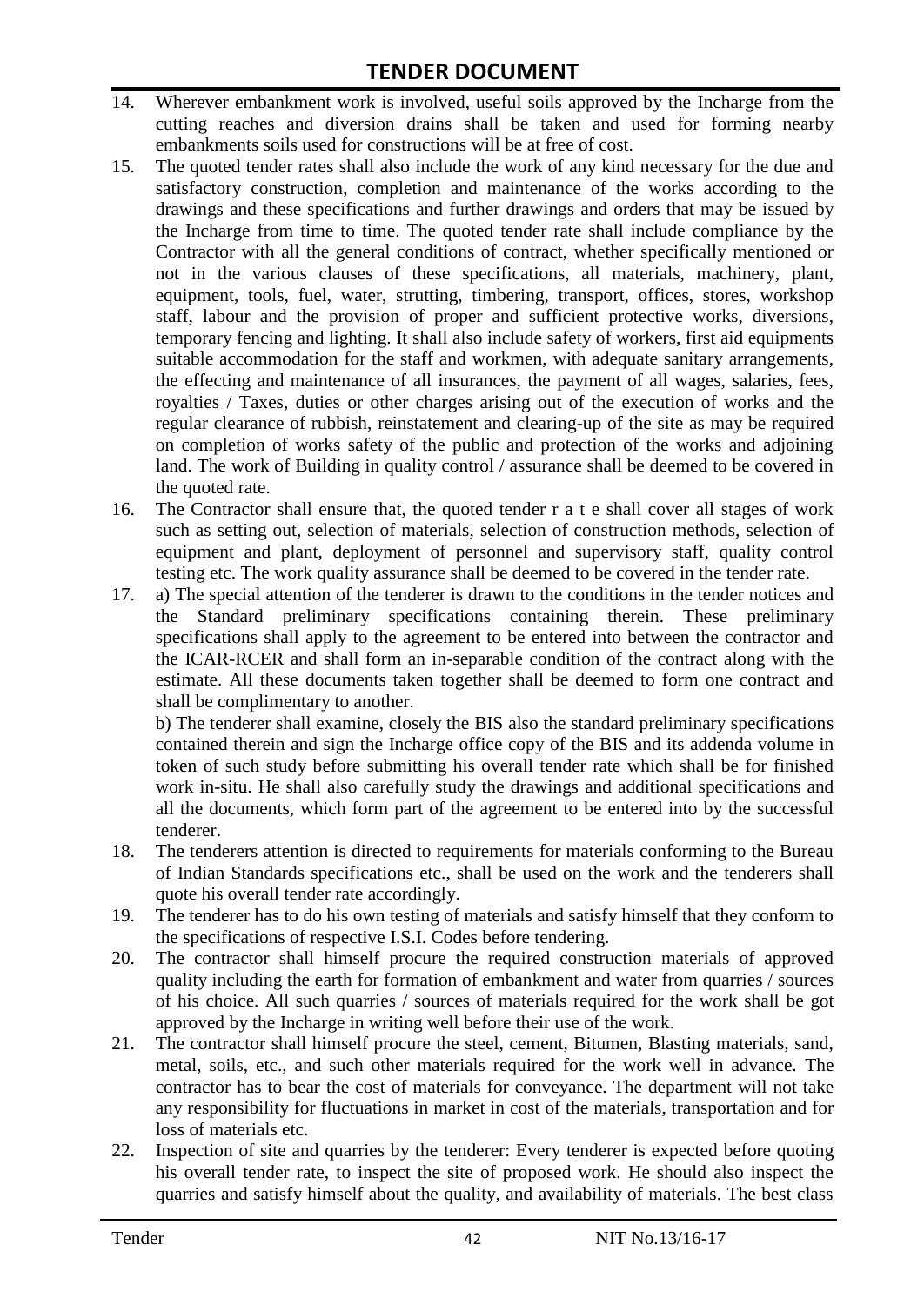14. Wherever embankment work is involved, useful soils approved by the Incharge from the cutting reaches and diversion drains shall be taken and used for forming nearby embankments soils used for constructions will be at free of cost.
15. The quoted tender rates shall also include the work of any kind necessary for the due and satisfactory construction, completion and maintenance of the works according to the drawings and these specifications and further drawings and orders that may be issued by the Incharge from time to time. The quoted tender rate shall include compliance by the Contractor with all the general conditions of contract, whether specifically mentioned or not in the various clauses of these specifications, all materials, machinery, plant, equipment, tools, fuel, water, strutting, timbering, transport, offices, stores, workshop staff, labour and the provision of proper and sufficient protective works, diversions, temporary fencing and lighting. It shall also include safety of workers, first aid equipments suitable accommodation for the staff and workmen, with adequate sanitary arrangements, the effecting and maintenance of all insurances, the payment of all wages, salaries, fees, royalties / Taxes, duties or other charges arising out of the execution of works and the regular clearance of rubbish, reinstatement and clearing-up of the site as may be required on completion of works safety of the public and protection of the works and adjoining land. The work of Building in quality control / assurance shall be deemed to be covered in the quoted rate.
16. The Contractor shall ensure that, the quoted tender r a t e shall cover all stages of work such as setting out, selection of materials, selection of construction methods, selection of equipment and plant, deployment of personnel and supervisory staff, quality control testing etc. The work quality assurance shall be deemed to be covered in the tender rate.
17. a) The special attention of the tenderer is drawn to the conditions in the tender notices and the Standard preliminary specifications containing therein. These preliminary specifications shall apply to the agreement to be entered into between the contractor and the ICAR-RCER and shall form an in-separable condition of the contract along with the estimate. All these documents taken together shall be deemed to form one contract and shall be complimentary to another.

    b) The tenderer shall examine, closely the BIS also the standard preliminary specifications contained therein and sign the Incharge office copy of the BIS and its addenda volume in token of such study before submitting his overall tender rate which shall be for finished work in-situ. He shall also carefully study the drawings and additional specifications and all the documents, which form part of the agreement to be entered into by the successful tenderer.
18. The tenderers attention is directed to requirements for materials conforming to the Bureau of Indian Standards specifications etc., shall be used on the work and the tenderers shall quote his overall tender rate accordingly.
19. The tenderer has to do his own testing of materials and satisfy himself that they conform to the specifications of respective I.S.I. Codes before tendering.
20. The contractor shall himself procure the required construction materials of approved quality including the earth for formation of embankment and water from quarries / sources of his choice. All such quarries / sources of materials required for the work shall be got approved by the Incharge in writing well before their use of the work.
21. The contractor shall himself procure the steel, cement, Bitumen, Blasting materials, sand, metal, soils, etc., and such other materials required for the work well in advance. The contractor has to bear the cost of materials for conveyance. The department will not take any responsibility for fluctuations in market in cost of the materials, transportation and for loss of materials etc.
22. Inspection of site and quarries by the tenderer: Every tenderer is expected before quoting his overall tender rate, to inspect the site of proposed work. He should also inspect the quarries and satisfy himself about the quality, and availability of materials. The best class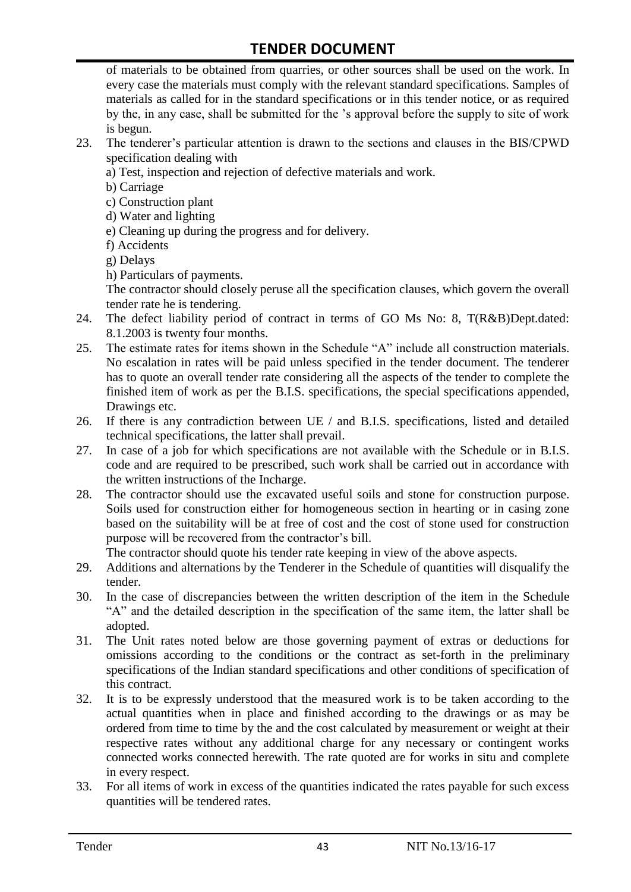of materials to be obtained from quarries, or other sources shall be used on the work. In every case the materials must comply with the relevant standard specifications. Samples of materials as called for in the standard specifications or in this tender notice, or as required by the, in any case, shall be submitted for the 's approval before the supply to site of work is begun.

23. The tenderer's particular attention is drawn to the sections and clauses in the BIS/CPWD specification dealing with
    a) Test, inspection and rejection of defective materials and work.
    b) Carriage
    c) Construction plant
    d) Water and lighting
    e) Cleaning up during the progress and for delivery.
    f) Accidents
    g) Delays
    h) Particulars of payments.

    The contractor should closely peruse all the specification clauses, which govern the overall tender rate he is tendering.
24. The defect liability period of contract in terms of GO Ms No: 8, T(R&B)Dept.dated: 8.1.2003 is twenty four months.
25. The estimate rates for items shown in the Schedule "A" include all construction materials. No escalation in rates will be paid unless specified in the tender document. The tenderer has to quote an overall tender rate considering all the aspects of the tender to complete the finished item of work as per the B.I.S. specifications, the special specifications appended, Drawings etc.
26. If there is any contradiction between UE / and B.I.S. specifications, listed and detailed technical specifications, the latter shall prevail.
27. In case of a job for which specifications are not available with the Schedule or in B.I.S. code and are required to be prescribed, such work shall be carried out in accordance with the written instructions of the Incharge.
28. The contractor should use the excavated useful soils and stone for construction purpose. Soils used for construction either for homogeneous section in hearting or in casing zone based on the suitability will be at free of cost and the cost of stone used for construction purpose will be recovered from the contractor's bill.

    The contractor should quote his tender rate keeping in view of the above aspects.
29. Additions and alternations by the Tenderer in the Schedule of quantities will disqualify the tender.
30. In the case of discrepancies between the written description of the item in the Schedule "A" and the detailed description in the specification of the same item, the latter shall be adopted.
31. The Unit rates noted below are those governing payment of extras or deductions for omissions according to the conditions or the contract as set-forth in the preliminary specifications of the Indian standard specifications and other conditions of specification of this contract.
32. It is to be expressly understood that the measured work is to be taken according to the actual quantities when in place and finished according to the drawings or as may be ordered from time to time by the and the cost calculated by measurement or weight at their respective rates without any additional charge for any necessary or contingent works connected works connected herewith. The rate quoted are for works in situ and complete in every respect.
33. For all items of work in excess of the quantities indicated the rates payable for such excess quantities will be tendered rates.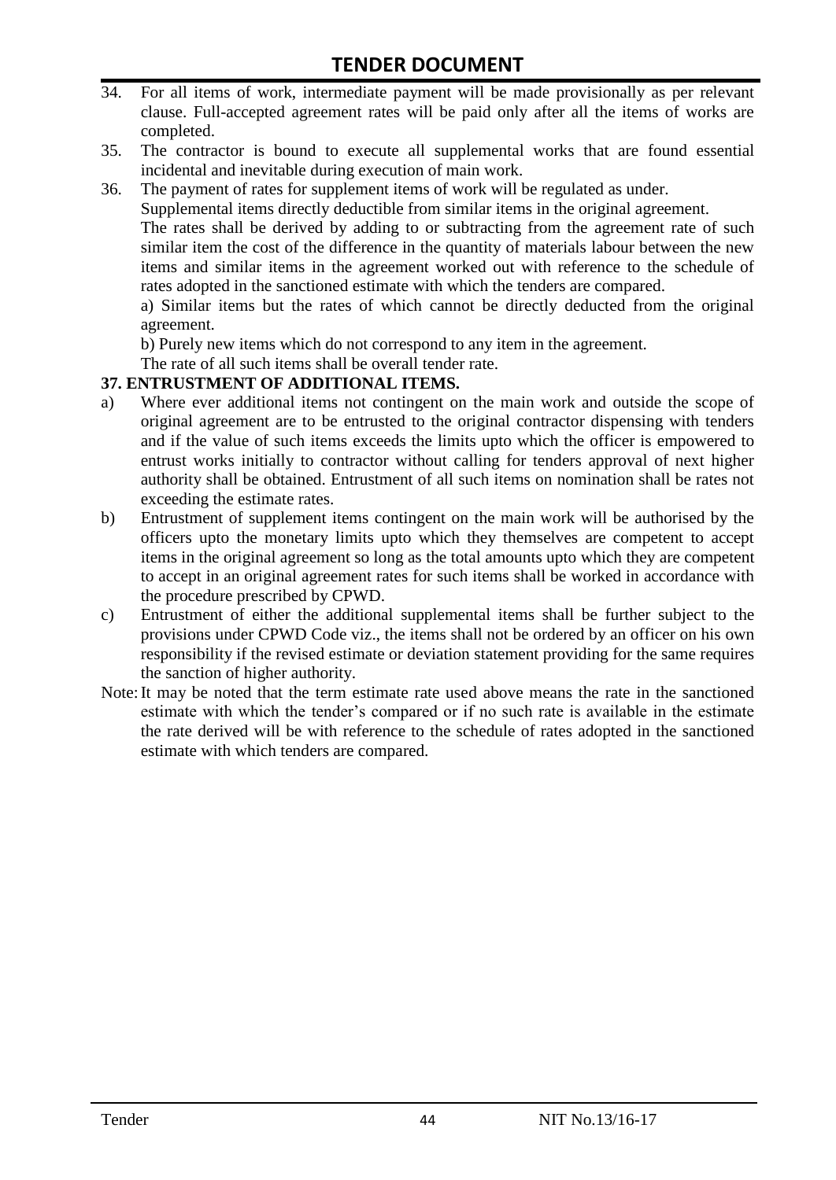34. For all items of work, intermediate payment will be made provisionally as per relevant clause. Full-accepted agreement rates will be paid only after all the items of works are completed.
35. The contractor is bound to execute all supplemental works that are found essential incidental and inevitable during execution of main work.
36. The payment of rates for supplement items of work will be regulated as under.

    Supplemental items directly deductible from similar items in the original agreement.

    The rates shall be derived by adding to or subtracting from the agreement rate of such similar item the cost of the difference in the quantity of materials labour between the new items and similar items in the agreement worked out with reference to the schedule of rates adopted in the sanctioned estimate with which the tenders are compared.

    a) Similar items but the rates of which cannot be directly deducted from the original agreement.

    b) Purely new items which do not correspond to any item in the agreement.

    The rate of all such items shall be overall tender rate.

**37. ENTRUSTMENT OF ADDITIONAL ITEMS.**

a) Where ever additional items not contingent on the main work and outside the scope of original agreement are to be entrusted to the original contractor dispensing with tenders and if the value of such items exceeds the limits upto which the officer is empowered to entrust works initially to contractor without calling for tenders approval of next higher authority shall be obtained. Entrustment of all such items on nomination shall be rates not exceeding the estimate rates.

b) Entrustment of supplement items contingent on the main work will be authorised by the officers upto the monetary limits upto which they themselves are competent to accept items in the original agreement so long as the total amounts upto which they are competent to accept in an original agreement rates for such items shall be worked in accordance with the procedure prescribed by CPWD.

c) Entrustment of either the additional supplemental items shall be further subject to the provisions under CPWD Code viz., the items shall not be ordered by an officer on his own responsibility if the revised estimate or deviation statement providing for the same requires the sanction of higher authority.

Note: It may be noted that the term estimate rate used above means the rate in the sanctioned estimate with which the tender's compared or if no such rate is available in the estimate the rate derived will be with reference to the schedule of rates adopted in the sanctioned estimate with which tenders are compared.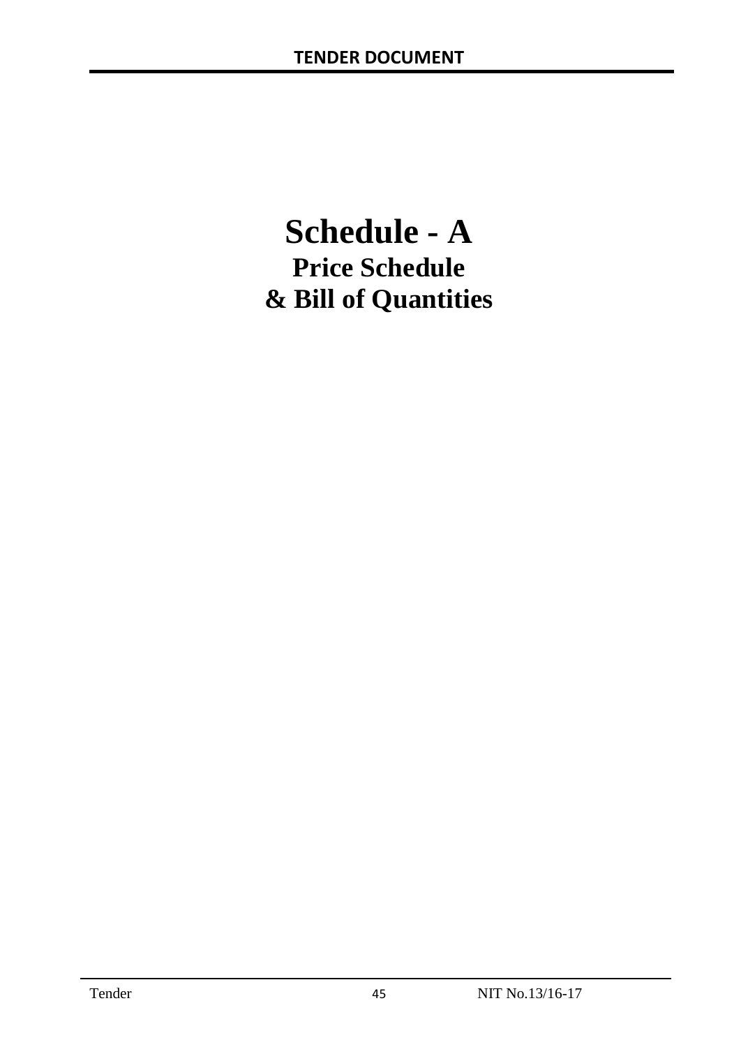# Schedule - A

## Price Schedule

## & Bill of Quantities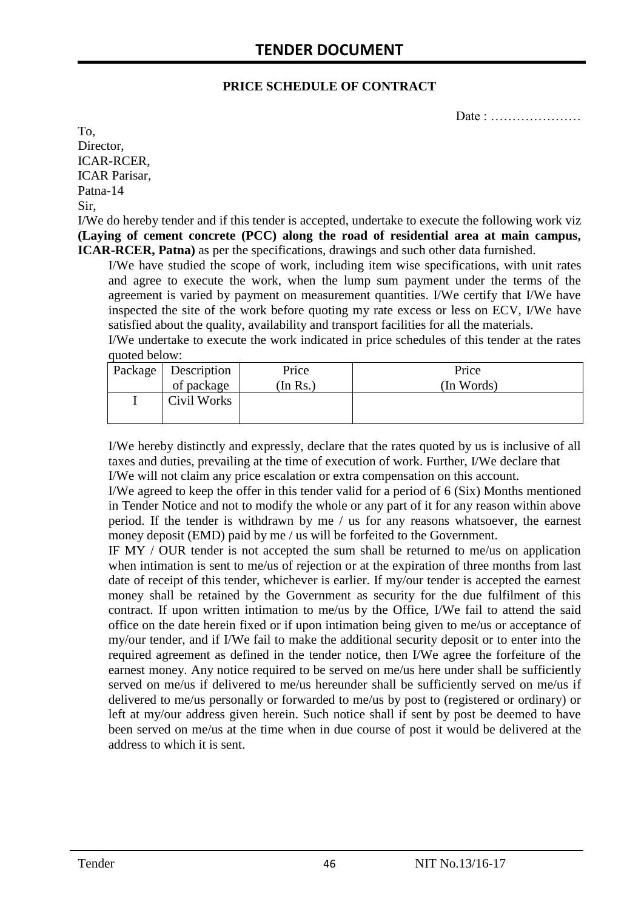# TENDER DOCUMENT

**PRICE SCHEDULE OF CONTRACT**

Date : …………………

To,
Director,
ICAR-RCER,
ICAR Parisar,
Patna-14
Sir,

I/We do hereby tender and if this tender is accepted, undertake to execute the following work viz **(Laying of cement concrete (PCC) along the road of residential area at main campus, ICAR-RCER, Patna)** as per the specifications, drawings and such other data furnished.

I/We have studied the scope of work, including item wise specifications, with unit rates and agree to execute the work, when the lump sum payment under the terms of the agreement is varied by payment on measurement quantities. I/We certify that I/We have inspected the site of the work before quoting my rate excess or less on ECV, I/We have satisfied about the quality, availability and transport facilities for all the materials.

I/We undertake to execute the work indicated in price schedules of this tender at the rates quoted below:

| Package | Description of package | Price (In Rs.) | Price (In Words) |
|---|---|---|---|
| I | Civil Works | | |

I/We hereby distinctly and expressly, declare that the rates quoted by us is inclusive of all taxes and duties, prevailing at the time of execution of work. Further, I/We declare that I/We will not claim any price escalation or extra compensation on this account.

I/We agreed to keep the offer in this tender valid for a period of 6 (Six) Months mentioned in Tender Notice and not to modify the whole or any part of it for any reason within above period. If the tender is withdrawn by me / us for any reasons whatsoever, the earnest money deposit (EMD) paid by me / us will be forfeited to the Government.

IF MY / OUR tender is not accepted the sum shall be returned to me/us on application when intimation is sent to me/us of rejection or at the expiration of three months from last date of receipt of this tender, whichever is earlier. If my/our tender is accepted the earnest money shall be retained by the Government as security for the due fulfilment of this contract. If upon written intimation to me/us by the Office, I/We fail to attend the said office on the date herein fixed or if upon intimation being given to me/us or acceptance of my/our tender, and if I/We fail to make the additional security deposit or to enter into the required agreement as defined in the tender notice, then I/We agree the forfeiture of the earnest money. Any notice required to be served on me/us here under shall be sufficiently served on me/us if delivered to me/us hereunder shall be sufficiently served on me/us if delivered to me/us personally or forwarded to me/us by post to (registered or ordinary) or left at my/our address given herein. Such notice shall if sent by post be deemed to have been served on me/us at the time when in due course of post it would be delivered at the address to which it is sent.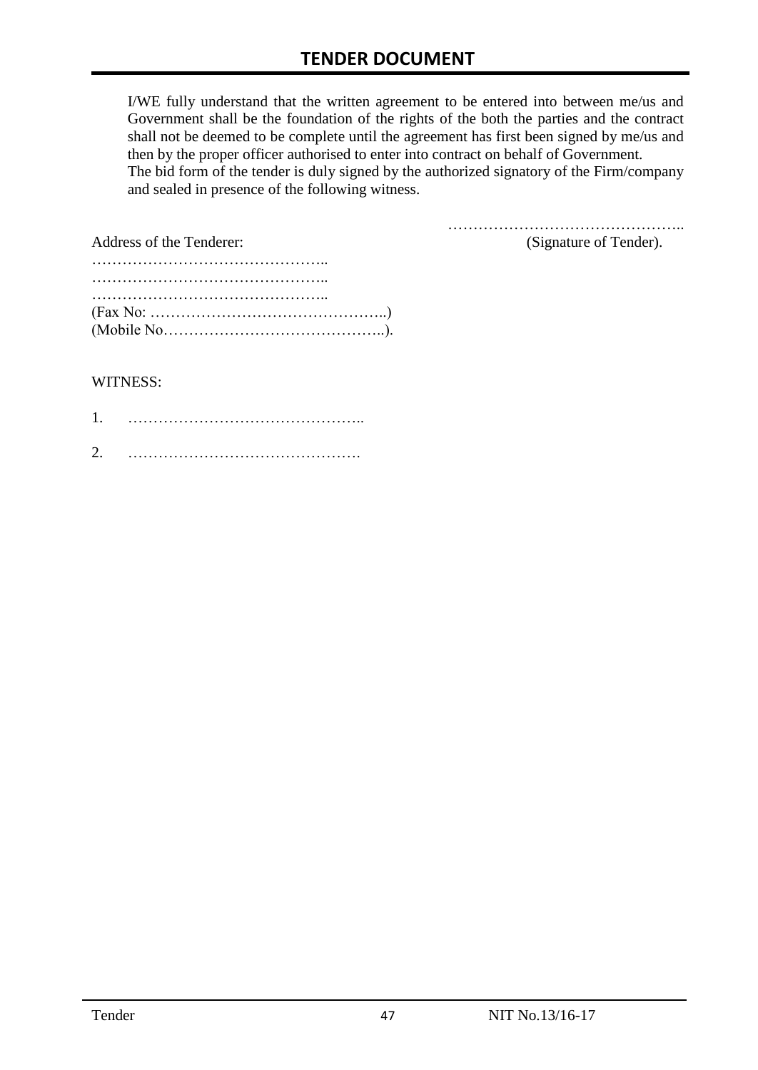I/WE fully understand that the written agreement to be entered into between me/us and Government shall be the foundation of the rights of the both the parties and the contract shall not be deemed to be complete until the agreement has first been signed by me/us and then by the proper officer authorised to enter into contract on behalf of Government.
The bid form of the tender is duly signed by the authorized signatory of the Firm/company and sealed in presence of the following witness.

………………………………………..
(Signature of Tender).

Address of the Tenderer:
………………………………………..
………………………………………..
………………………………………..
(Fax No: ………………………………………..)
(Mobile No……………………………………..).

WITNESS:

1. ………………………………………..

2. ……………………………………….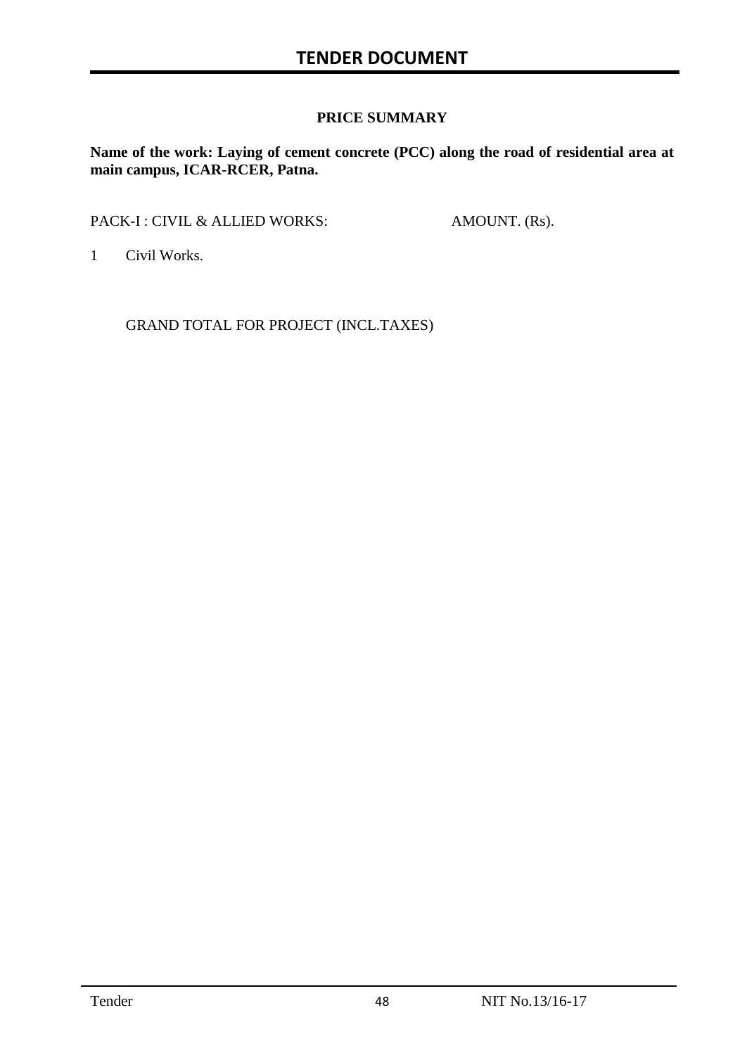**PRICE SUMMARY**

**Name of the work: Laying of cement concrete (PCC) along the road of residential area at main campus, ICAR-RCER, Patna.**

| PACK-I : CIVIL & ALLIED WORKS: | AMOUNT. (Rs). |
|---|---|
| 1 Civil Works. | |
| GRAND TOTAL FOR PROJECT (INCL.TAXES) | |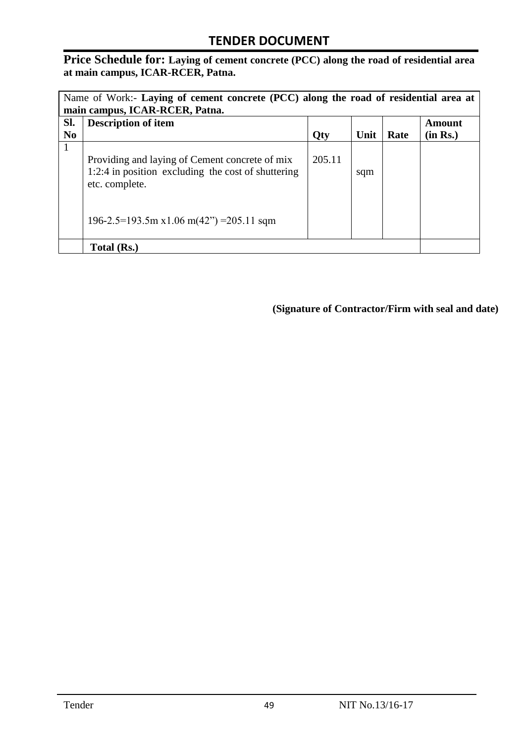## TENDER DOCUMENT

**Price Schedule for: Laying of cement concrete (PCC) along the road of residential area at main campus, ICAR-RCER, Patna.**

| Name of Work:- **Laying of cement concrete (PCC) along the road of residential area at main campus, ICAR-RCER, Patna.** | | | | | |
|---|---|---|---|---|---|
| **Sl. No** | **Description of item** | **Qty** | **Unit** | **Rate** | **Amount (in Rs.)** |
| 1 | Providing and laying of Cement concrete of mix 1:2:4 in position excluding the cost of shuttering etc. complete.<br><br>196-2.5=193.5m x1.06 m(42") =205.11 sqm | 205.11 | sqm | | |
| | **Total (Rs.)** | | | | |

**(Signature of Contractor/Firm with seal and date)**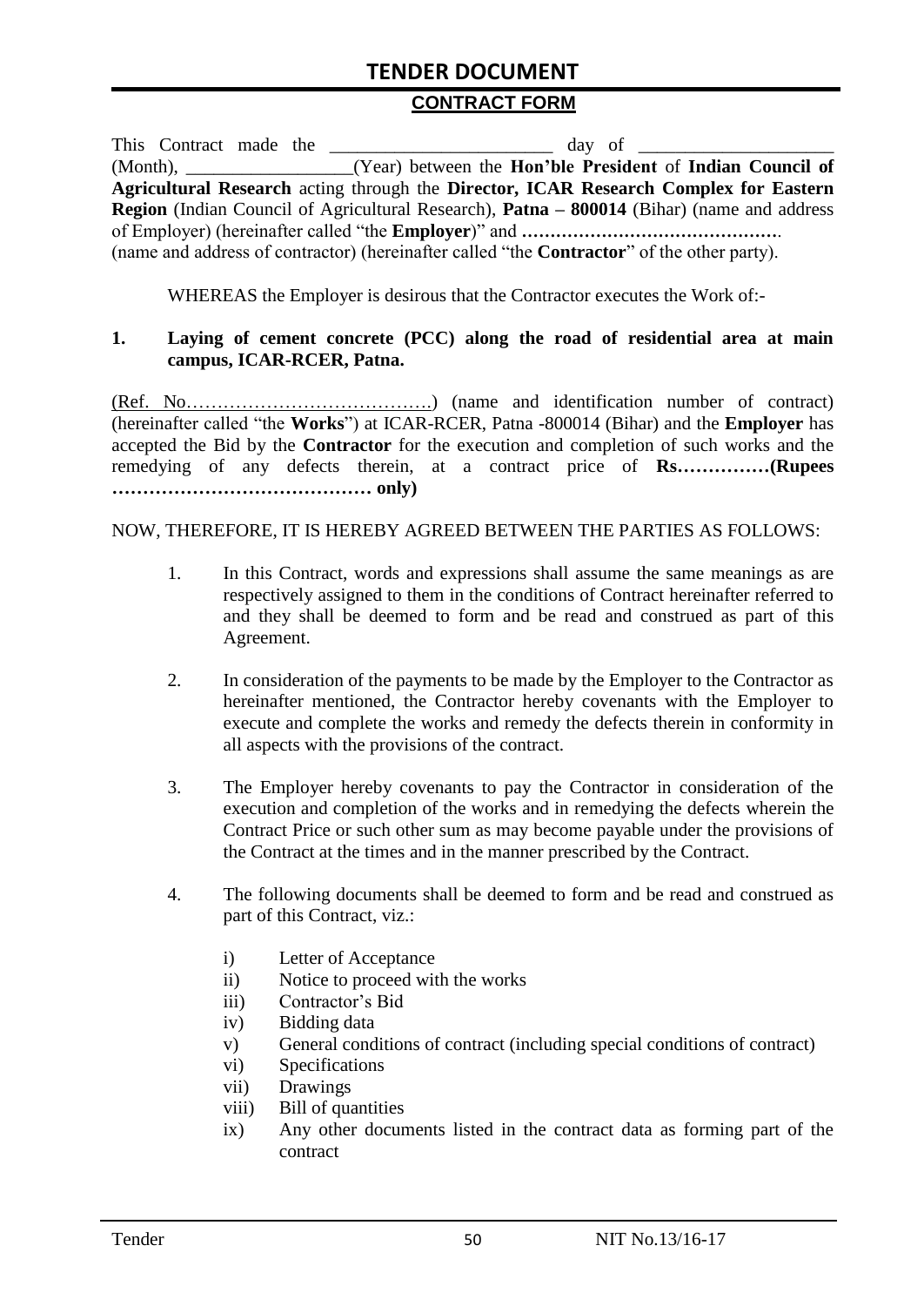# TENDER DOCUMENT

## CONTRACT FORM

This Contract made the ________________________ day of ____________________ (Month), __________________(Year) between the **Hon'ble President** of **Indian Council of Agricultural Research** acting through the **Director, ICAR Research Complex for Eastern Region** (Indian Council of Agricultural Research), **Patna – 800014** (Bihar) (name and address of Employer) (hereinafter called "the **Employer**)" and **……………………………………….** (name and address of contractor) (hereinafter called "the **Contractor**" of the other party).

WHEREAS the Employer is desirous that the Contractor executes the Work of:-

**1. Laying of cement concrete (PCC) along the road of residential area at main campus, ICAR-RCER, Patna.**

(Ref. No………………………………….) (name and identification number of contract) (hereinafter called "the **Works**") at ICAR-RCER, Patna -800014 (Bihar) and the **Employer** has accepted the Bid by the **Contractor** for the execution and completion of such works and the remedying of any defects therein, at a contract price of **Rs……………(Rupees …………………………………… only)**

NOW, THEREFORE, IT IS HEREBY AGREED BETWEEN THE PARTIES AS FOLLOWS:

1. In this Contract, words and expressions shall assume the same meanings as are respectively assigned to them in the conditions of Contract hereinafter referred to and they shall be deemed to form and be read and construed as part of this Agreement.

2. In consideration of the payments to be made by the Employer to the Contractor as hereinafter mentioned, the Contractor hereby covenants with the Employer to execute and complete the works and remedy the defects therein in conformity in all aspects with the provisions of the contract.

3. The Employer hereby covenants to pay the Contractor in consideration of the execution and completion of the works and in remedying the defects wherein the Contract Price or such other sum as may become payable under the provisions of the Contract at the times and in the manner prescribed by the Contract.

4. The following documents shall be deemed to form and be read and construed as part of this Contract, viz.:

   i) Letter of Acceptance
   ii) Notice to proceed with the works
   iii) Contractor's Bid
   iv) Bidding data
   v) General conditions of contract (including special conditions of contract)
   vi) Specifications
   vii) Drawings
   viii) Bill of quantities
   ix) Any other documents listed in the contract data as forming part of the contract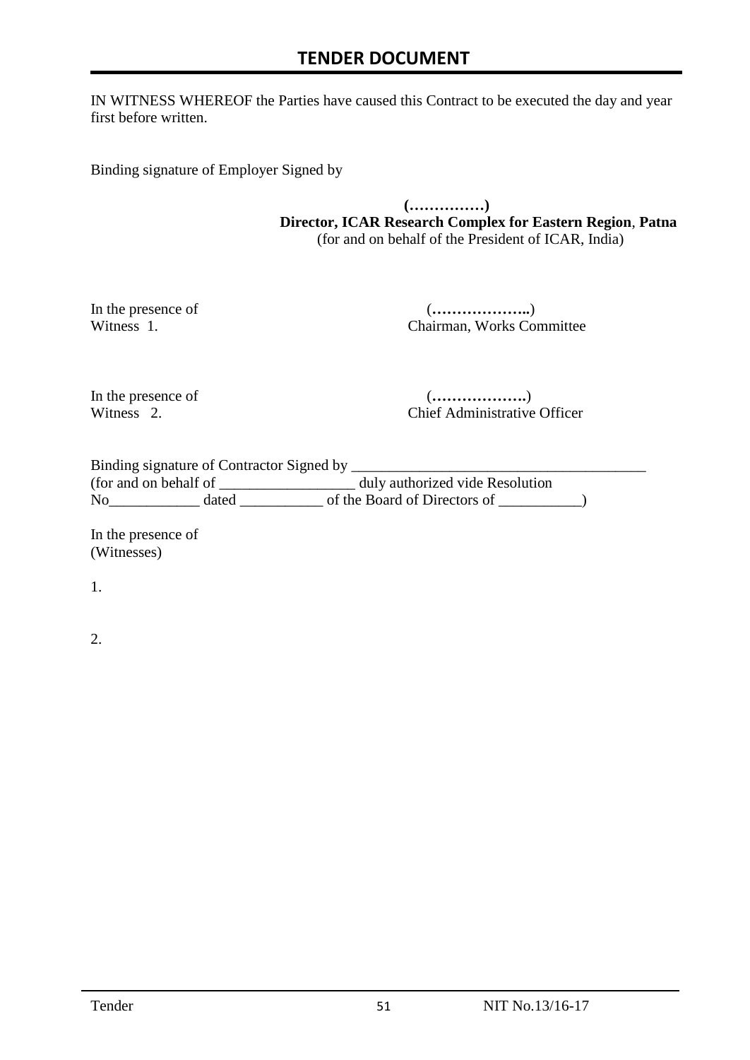IN WITNESS WHEREOF the Parties have caused this Contract to be executed the day and year first before written.

Binding signature of Employer Signed by

**(……………)**
**Director, ICAR Research Complex for Eastern Region**, **Patna**
(for and on behalf of the President of ICAR, India)

In the presence of
Witness 1.

(**………………..**)
Chairman, Works Committee

In the presence of
Witness 2.

(**……………….**)
Chief Administrative Officer

Binding signature of Contractor Signed by _______________________________________
(for and on behalf of _________________ duly authorized vide Resolution
No____________ dated ___________ of the Board of Directors of ___________)

In the presence of
(Witnesses)

1.

2.